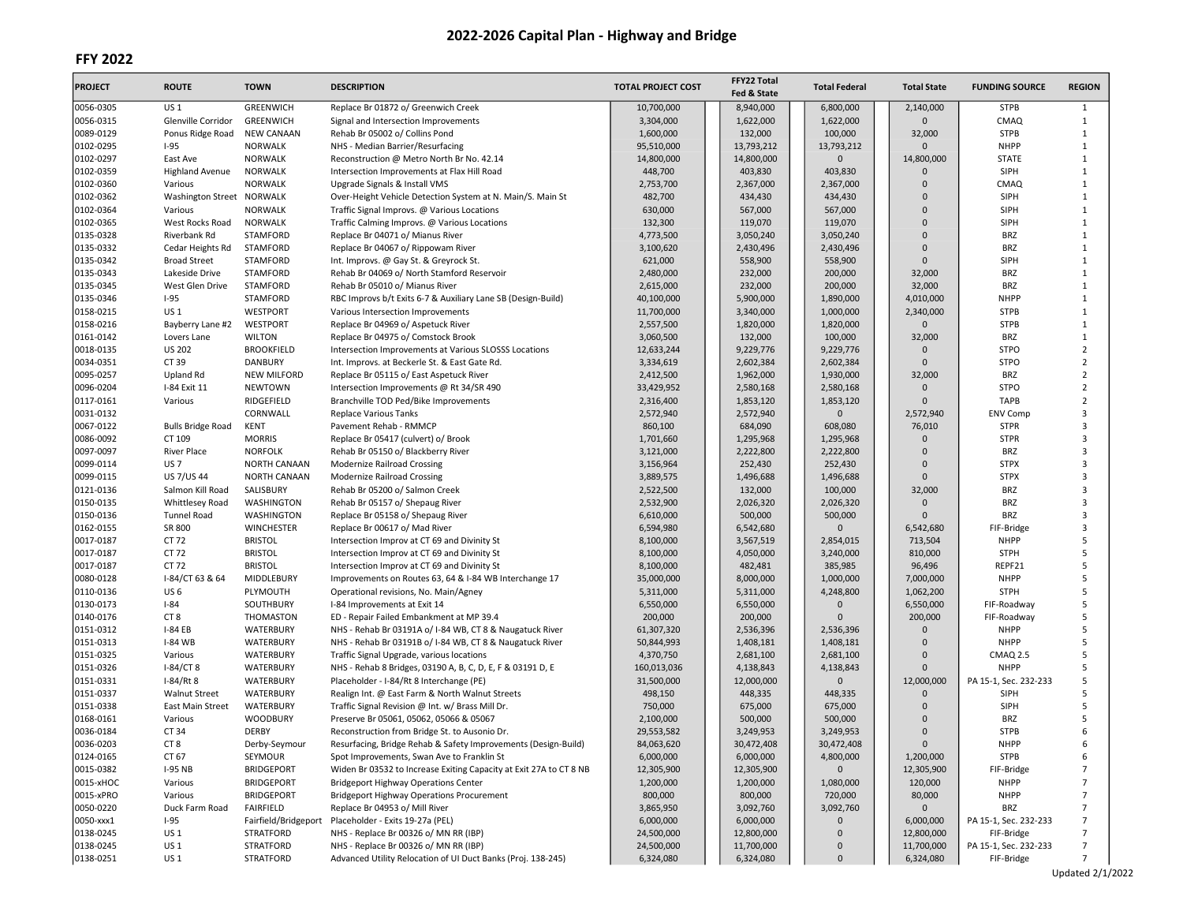# 2022-2026 Capital Plan - Highway and Bridge

## FFY 2022

| PROJECT | ROUTE | TOWN | DESCRIPTION | TOTAL PROJECT COST | FFY22 Total Fed & State | Total Federal | Total State | FUNDING SOURCE | REGION |
|---|---|---|---|---|---|---|---|---|---|
| 0056-0305 | US 1 | GREENWICH | Replace Br 01872 o/ Greenwich Creek | 10,700,000 | 8,940,000 | 6,800,000 | 2,140,000 | STPB | 1 |
| 0056-0315 | Glenville Corridor | GREENWICH | Signal and Intersection Improvements | 3,304,000 | 1,622,000 | 1,622,000 | 0 | CMAQ | 1 |
| 0089-0129 | Ponus Ridge Road | NEW CANAAN | Rehab Br 05002 o/ Collins Pond | 1,600,000 | 132,000 | 100,000 | 32,000 | STPB | 1 |
| 0102-0295 | I-95 | NORWALK | NHS - Median Barrier/Resurfacing | 95,510,000 | 13,793,212 | 13,793,212 | 0 | NHPP | 1 |
| 0102-0297 | East Ave | NORWALK | Reconstruction @ Metro North Br No. 42.14 | 14,800,000 | 14,800,000 | 0 | 14,800,000 | STATE | 1 |
| 0102-0359 | Highland Avenue | NORWALK | Intersection Improvements at Flax Hill Road | 448,700 | 403,830 | 403,830 | 0 | SIPH | 1 |
| 0102-0360 | Various | NORWALK | Upgrade Signals & Install VMS | 2,753,700 | 2,367,000 | 2,367,000 | 0 | CMAQ | 1 |
| 0102-0362 | Washington Street | NORWALK | Over-Height Vehicle Detection System at N. Main/S. Main St | 482,700 | 434,430 | 434,430 | 0 | SIPH | 1 |
| 0102-0364 | Various | NORWALK | Traffic Signal Improvs. @ Various Locations | 630,000 | 567,000 | 567,000 | 0 | SIPH | 1 |
| 0102-0365 | West Rocks Road | NORWALK | Traffic Calming Improvs. @ Various Locations | 132,300 | 119,070 | 119,070 | 0 | SIPH | 1 |
| 0135-0328 | Riverbank Rd | STAMFORD | Replace Br 04071 o/ Mianus River | 4,773,500 | 3,050,240 | 3,050,240 | 0 | BRZ | 1 |
| 0135-0332 | Cedar Heights Rd | STAMFORD | Replace Br 04067 o/ Rippowam River | 3,100,620 | 2,430,496 | 2,430,496 | 0 | BRZ | 1 |
| 0135-0342 | Broad Street | STAMFORD | Int. Improvs. @ Gay St. & Greyrock St. | 621,000 | 558,900 | 558,900 | 0 | SIPH | 1 |
| 0135-0343 | Lakeside Drive | STAMFORD | Rehab Br 04069 o/ North Stamford Reservoir | 2,480,000 | 232,000 | 200,000 | 32,000 | BRZ | 1 |
| 0135-0345 | West Glen Drive | STAMFORD | Rehab Br 05010 o/ Mianus River | 2,615,000 | 232,000 | 200,000 | 32,000 | BRZ | 1 |
| 0135-0346 | I-95 | STAMFORD | RBC Improvs b/t Exits 6-7 & Auxiliary Lane SB (Design-Build) | 40,100,000 | 5,900,000 | 1,890,000 | 4,010,000 | NHPP | 1 |
| 0158-0215 | US 1 | WESTPORT | Various Intersection Improvements | 11,700,000 | 3,340,000 | 1,000,000 | 2,340,000 | STPB | 1 |
| 0158-0216 | Bayberry Lane #2 | WESTPORT | Replace Br 04969 o/ Aspetuck River | 2,557,500 | 1,820,000 | 1,820,000 | 0 | STPB | 1 |
| 0161-0142 | Lovers Lane | WILTON | Replace Br 04975 o/ Comstock Brook | 3,060,500 | 132,000 | 100,000 | 32,000 | BRZ | 1 |
| 0018-0135 | US 202 | BROOKFIELD | Intersection Improvements at Various SLOSSS Locations | 12,633,244 | 9,229,776 | 9,229,776 | 0 | STPO | 2 |
| 0034-0351 | CT 39 | DANBURY | Int. Improvs. at Beckerle St. & East Gate Rd. | 3,334,619 | 2,602,384 | 2,602,384 | 0 | STPO | 2 |
| 0095-0257 | Upland Rd | NEW MILFORD | Replace Br 05115 o/ East Aspetuck River | 2,412,500 | 1,962,000 | 1,930,000 | 32,000 | BRZ | 2 |
| 0096-0204 | I-84 Exit 11 | NEWTOWN | Intersection Improvements @ Rt 34/SR 490 | 33,429,952 | 2,580,168 | 2,580,168 | 0 | STPO | 2 |
| 0117-0161 | Various | RIDGEFIELD | Branchville TOD Ped/Bike Improvements | 2,316,400 | 1,853,120 | 1,853,120 | 0 | TAPB | 2 |
| 0031-0132 | | CORNWALL | Replace Various Tanks | 2,572,940 | 2,572,940 | 0 | 2,572,940 | ENV Comp | 3 |
| 0067-0122 | Bulls Bridge Road | KENT | Pavement Rehab - RMMCP | 860,100 | 684,090 | 608,080 | 76,010 | STPR | 3 |
| 0086-0092 | CT 109 | MORRIS | Replace Br 05417 (culvert) o/ Brook | 1,701,660 | 1,295,968 | 1,295,968 | 0 | STPR | 3 |
| 0097-0097 | River Place | NORFOLK | Rehab Br 05150 o/ Blackberry River | 3,121,000 | 2,222,800 | 2,222,800 | 0 | BRZ | 3 |
| 0099-0114 | US 7 | NORTH CANAAN | Modernize Railroad Crossing | 3,156,964 | 252,430 | 252,430 | 0 | STPX | 3 |
| 0099-0115 | US 7/US 44 | NORTH CANAAN | Modernize Railroad Crossing | 3,889,575 | 1,496,688 | 1,496,688 | 0 | STPX | 3 |
| 0121-0136 | Salmon Kill Road | SALISBURY | Rehab Br 05200 o/ Salmon Creek | 2,522,500 | 132,000 | 100,000 | 32,000 | BRZ | 3 |
| 0150-0135 | Whittlesey Road | WASHINGTON | Rehab Br 05157 o/ Shepaug River | 2,532,900 | 2,026,320 | 2,026,320 | 0 | BRZ | 3 |
| 0150-0136 | Tunnel Road | WASHINGTON | Replace Br 05158 o/ Shepaug River | 6,610,000 | 500,000 | 500,000 | 0 | BRZ | 3 |
| 0162-0155 | SR 800 | WINCHESTER | Replace Br 00617 o/ Mad River | 6,594,980 | 6,542,680 | 0 | 6,542,680 | FIF-Bridge | 3 |
| 0017-0187 | CT 72 | BRISTOL | Intersection Improv at CT 69 and Divinity St | 8,100,000 | 3,567,519 | 2,854,015 | 713,504 | NHPP | 5 |
| 0017-0187 | CT 72 | BRISTOL | Intersection Improv at CT 69 and Divinity St | 8,100,000 | 4,050,000 | 3,240,000 | 810,000 | STPH | 5 |
| 0017-0187 | CT 72 | BRISTOL | Intersection Improv at CT 69 and Divinity St | 8,100,000 | 482,481 | 385,985 | 96,496 | REPF21 | 5 |
| 0080-0128 | I-84/CT 63 & 64 | MIDDLEBURY | Improvements on Routes 63, 64 & I-84 WB Interchange 17 | 35,000,000 | 8,000,000 | 1,000,000 | 7,000,000 | NHPP | 5 |
| 0110-0136 | US 6 | PLYMOUTH | Operational revisions, No. Main/Agney | 5,311,000 | 5,311,000 | 4,248,800 | 1,062,200 | STPH | 5 |
| 0130-0173 | I-84 | SOUTHBURY | I-84 Improvements at Exit 14 | 6,550,000 | 6,550,000 | 0 | 6,550,000 | FIF-Roadway | 5 |
| 0140-0176 | CT 8 | THOMASTON | ED - Repair Failed Embankment at MP 39.4 | 200,000 | 200,000 | 0 | 200,000 | FIF-Roadway | 5 |
| 0151-0312 | I-84 EB | WATERBURY | NHS - Rehab Br 03191A o/ I-84 WB, CT 8 & Naugatuck River | 61,307,320 | 2,536,396 | 2,536,396 | 0 | NHPP | 5 |
| 0151-0313 | I-84 WB | WATERBURY | NHS - Rehab Br 03191B o/ I-84 WB, CT 8 & Naugatuck River | 50,844,993 | 1,408,181 | 1,408,181 | 0 | NHPP | 5 |
| 0151-0325 | Various | WATERBURY | Traffic Signal Upgrade, various locations | 4,370,750 | 2,681,100 | 2,681,100 | 0 | CMAQ 2.5 | 5 |
| 0151-0326 | I-84/CT 8 | WATERBURY | NHS - Rehab 8 Bridges, 03190 A, B, C, D, E, F & 03191 D, E | 160,013,036 | 4,138,843 | 4,138,843 | 0 | NHPP | 5 |
| 0151-0331 | I-84/Rt 8 | WATERBURY | Placeholder - I-84/Rt 8 Interchange (PE) | 31,500,000 | 12,000,000 | 0 | 12,000,000 | PA 15-1, Sec. 232-233 | 5 |
| 0151-0337 | Walnut Street | WATERBURY | Realign Int. @ East Farm & North Walnut Streets | 498,150 | 448,335 | 448,335 | 0 | SIPH | 5 |
| 0151-0338 | East Main Street | WATERBURY | Traffic Signal Revision @ Int. w/ Brass Mill Dr. | 750,000 | 675,000 | 675,000 | 0 | SIPH | 5 |
| 0168-0161 | Various | WOODBURY | Preserve Br 05061, 05062, 05066 & 05067 | 2,100,000 | 500,000 | 500,000 | 0 | BRZ | 5 |
| 0036-0184 | CT 34 | DERBY | Reconstruction from Bridge St. to Ausonio Dr. | 29,553,582 | 3,249,953 | 3,249,953 | 0 | STPB | 6 |
| 0036-0203 | CT 8 | Derby-Seymour | Resurfacing, Bridge Rehab & Safety Improvements (Design-Build) | 84,063,620 | 30,472,408 | 30,472,408 | 0 | NHPP | 6 |
| 0124-0165 | CT 67 | SEYMOUR | Spot Improvements, Swan Ave to Franklin St | 6,000,000 | 6,000,000 | 4,800,000 | 1,200,000 | STPB | 6 |
| 0015-0382 | I-95 NB | BRIDGEPORT | Widen Br 03532 to Increase Exiting Capacity at Exit 27A to CT 8 NB | 12,305,900 | 12,305,900 | 0 | 12,305,900 | FIF-Bridge | 7 |
| 0015-xHOC | Various | BRIDGEPORT | Bridgeport Highway Operations Center | 1,200,000 | 1,200,000 | 1,080,000 | 120,000 | NHPP | 7 |
| 0015-xPRO | Various | BRIDGEPORT | Bridgeport Highway Operations Procurement | 800,000 | 800,000 | 720,000 | 80,000 | NHPP | 7 |
| 0050-0220 | Duck Farm Road | FAIRFIELD | Replace Br 04953 o/ Mill River | 3,865,950 | 3,092,760 | 3,092,760 | 0 | BRZ | 7 |
| 0050-xxx1 | I-95 | Fairfield/Bridgeport | Placeholder - Exits 19-27a (PEL) | 6,000,000 | 6,000,000 | 0 | 6,000,000 | PA 15-1, Sec. 232-233 | 7 |
| 0138-0245 | US 1 | STRATFORD | NHS - Replace Br 00326 o/ MN RR (IBP) | 24,500,000 | 12,800,000 | 0 | 12,800,000 | FIF-Bridge | 7 |
| 0138-0245 | US 1 | STRATFORD | NHS - Replace Br 00326 o/ MN RR (IBP) | 24,500,000 | 11,700,000 | 0 | 11,700,000 | PA 15-1, Sec. 232-233 | 7 |
| 0138-0251 | US 1 | STRATFORD | Advanced Utility Relocation of UI Duct Banks (Proj. 138-245) | 6,324,080 | 6,324,080 | 0 | 6,324,080 | FIF-Bridge | 7 |

Updated 2/1/2022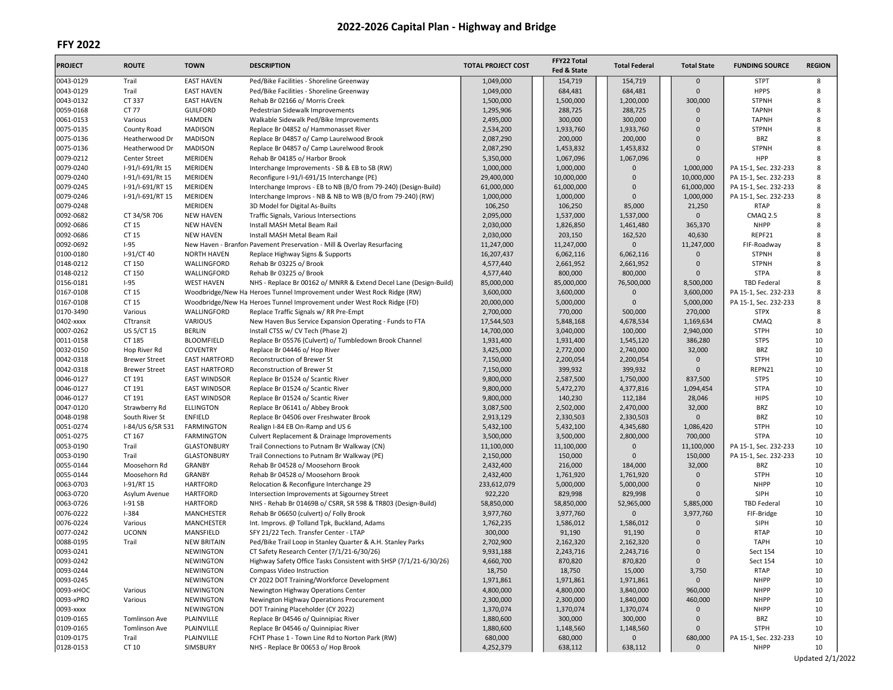# 2022-2026 Capital Plan - Highway and Bridge

## FFY 2022

| PROJECT | ROUTE | TOWN | DESCRIPTION | TOTAL PROJECT COST | FFY22 Total Fed & State | Total Federal | Total State | FUNDING SOURCE | REGION |
|---|---|---|---|---|---|---|---|---|---|
| 0043-0129 | Trail | EAST HAVEN | Ped/Bike Facilities - Shoreline Greenway | 1,049,000 | 154,719 | 154,719 | 0 | STPT | 8 |
| 0043-0129 | Trail | EAST HAVEN | Ped/Bike Facilities - Shoreline Greenway | 1,049,000 | 684,481 | 684,481 | 0 | HPPS | 8 |
| 0043-0132 | CT 337 | EAST HAVEN | Rehab Br 02166 o/ Morris Creek | 1,500,000 | 1,500,000 | 1,200,000 | 300,000 | STPNH | 8 |
| 0059-0168 | CT 77 | GUILFORD | Pedestrian Sidewalk Improvements | 1,295,906 | 288,725 | 288,725 | 0 | TAPNH | 8 |
| 0061-0153 | Various | HAMDEN | Walkable Sidewalk Ped/Bike Improvements | 2,495,000 | 300,000 | 300,000 | 0 | TAPNH | 8 |
| 0075-0135 | County Road | MADISON | Replace Br 04852 o/ Hammonasset River | 2,534,200 | 1,933,760 | 1,933,760 | 0 | STPNH | 8 |
| 0075-0136 | Heatherwood Dr | MADISON | Replace Br 04857 o/ Camp Laurelwood Brook | 2,087,290 | 200,000 | 200,000 | 0 | BRZ | 8 |
| 0075-0136 | Heatherwood Dr | MADISON | Replace Br 04857 o/ Camp Laurelwood Brook | 2,087,290 | 1,453,832 | 1,453,832 | 0 | STPNH | 8 |
| 0079-0212 | Center Street | MERIDEN | Rehab Br 04185 o/ Harbor Brook | 5,350,000 | 1,067,096 | 1,067,096 | 0 | HPP | 8 |
| 0079-0240 | I-91/I-691/Rt 15 | MERIDEN | Interchange Improvements - SB & EB to SB (RW) | 1,000,000 | 1,000,000 | 0 | 1,000,000 | PA 15-1, Sec. 232-233 | 8 |
| 0079-0240 | I-91/I-691/Rt 15 | MERIDEN | Reconfigure I-91/I-691/15 Interchange (PE) | 29,400,000 | 10,000,000 | 0 | 10,000,000 | PA 15-1, Sec. 232-233 | 8 |
| 0079-0245 | I-91/I-691/RT 15 | MERIDEN | Interchange Improvs - EB to NB (B/O from 79-240) (Design-Build) | 61,000,000 | 61,000,000 | 0 | 61,000,000 | PA 15-1, Sec. 232-233 | 8 |
| 0079-0246 | I-91/I-691/RT 15 | MERIDEN | Interchange Improvs - NB & NB to WB (B/O from 79-240) (RW) | 1,000,000 | 1,000,000 | 0 | 1,000,000 | PA 15-1, Sec. 232-233 | 8 |
| 0079-0248 | | MERIDEN | 3D Model for Digital As-Builts | 106,250 | 106,250 | 85,000 | 21,250 | RTAP | 8 |
| 0092-0682 | CT 34/SR 706 | NEW HAVEN | Traffic Signals, Various Intersections | 2,095,000 | 1,537,000 | 1,537,000 | 0 | CMAQ 2.5 | 8 |
| 0092-0686 | CT 15 | NEW HAVEN | Install MASH Metal Beam Rail | 2,030,000 | 1,826,850 | 1,461,480 | 365,370 | NHPP | 8 |
| 0092-0686 | CT 15 | NEW HAVEN | Install MASH Metal Beam Rail | 2,030,000 | 203,150 | 162,520 | 40,630 | REPF21 | 8 |
| 0092-0692 | I-95 | New Haven - Branford | Pavement Preservation - Mill & Overlay Resurfacing | 11,247,000 | 11,247,000 | 0 | 11,247,000 | FIF-Roadway | 8 |
| 0100-0180 | I-91/CT 40 | NORTH HAVEN | Replace Highway Signs & Supports | 16,207,437 | 6,062,116 | 6,062,116 | 0 | STPNH | 8 |
| 0148-0212 | CT 150 | WALLINGFORD | Rehab Br 03225 o/ Brook | 4,577,440 | 2,661,952 | 2,661,952 | 0 | STPNH | 8 |
| 0148-0212 | CT 150 | WALLINGFORD | Rehab Br 03225 o/ Brook | 4,577,440 | 800,000 | 800,000 | 0 | STPA | 8 |
| 0156-0181 | I-95 | WEST HAVEN | NHS - Replace Br 00162 o/ MNRR & Extend Decel Lane (Design-Build) | 85,000,000 | 85,000,000 | 76,500,000 | 8,500,000 | TBD Federal | 8 |
| 0167-0108 | CT 15 | Woodbridge/New Haven | Heroes Tunnel Improvement under West Rock Ridge (RW) | 3,600,000 | 3,600,000 | 0 | 3,600,000 | PA 15-1, Sec. 232-233 | 8 |
| 0167-0108 | CT 15 | Woodbridge/New Haven | Heroes Tunnel Improvement under West Rock Ridge (FD) | 20,000,000 | 5,000,000 | 0 | 5,000,000 | PA 15-1, Sec. 232-233 | 8 |
| 0170-3490 | Various | WALLINGFORD | Replace Traffic Signals w/ RR Pre-Empt | 2,700,000 | 770,000 | 500,000 | 270,000 | STPX | 8 |
| 0402-xxxx | CTtransit | VARIOUS | New Haven Bus Service Expansion Operating - Funds to FTA | 17,544,503 | 5,848,168 | 4,678,534 | 1,169,634 | CMAQ | 8 |
| 0007-0262 | US 5/CT 15 | BERLIN | Install CTSS w/ CV Tech (Phase 2) | 14,700,000 | 3,040,000 | 100,000 | 2,940,000 | STPH | 10 |
| 0011-0158 | CT 185 | BLOOMFIELD | Replace Br 05576 (Culvert) o/ Tumbledown Brook Channel | 1,931,400 | 1,931,400 | 1,545,120 | 386,280 | STPS | 10 |
| 0032-0150 | Hop River Rd | COVENTRY | Replace Br 04446 o/ Hop River | 3,425,000 | 2,772,000 | 2,740,000 | 32,000 | BRZ | 10 |
| 0042-0318 | Brewer Street | EAST HARTFORD | Reconstruction of Brewer St | 7,150,000 | 2,200,054 | 2,200,054 | 0 | STPH | 10 |
| 0042-0318 | Brewer Street | EAST HARTFORD | Reconstruction of Brewer St | 7,150,000 | 399,932 | 399,932 | 0 | REPN21 | 10 |
| 0046-0127 | CT 191 | EAST WINDSOR | Replace Br 01524 o/ Scantic River | 9,800,000 | 2,587,500 | 1,750,000 | 837,500 | STPS | 10 |
| 0046-0127 | CT 191 | EAST WINDSOR | Replace Br 01524 o/ Scantic River | 9,800,000 | 5,472,270 | 4,377,816 | 1,094,454 | STPA | 10 |
| 0046-0127 | CT 191 | EAST WINDSOR | Replace Br 01524 o/ Scantic River | 9,800,000 | 140,230 | 112,184 | 28,046 | HIPS | 10 |
| 0047-0120 | Strawberry Rd | ELLINGTON | Replace Br 06141 o/ Abbey Brook | 3,087,500 | 2,502,000 | 2,470,000 | 32,000 | BRZ | 10 |
| 0048-0198 | South River St | ENFIELD | Replace Br 04506 over Freshwater Brook | 2,913,129 | 2,330,503 | 2,330,503 | 0 | BRZ | 10 |
| 0051-0274 | I-84/US 6/SR 531 | FARMINGTON | Realign I-84 EB On-Ramp and US 6 | 5,432,100 | 5,432,100 | 4,345,680 | 1,086,420 | STPH | 10 |
| 0051-0275 | CT 167 | FARMINGTON | Culvert Replacement & Drainage Improvements | 3,500,000 | 3,500,000 | 2,800,000 | 700,000 | STPA | 10 |
| 0053-0190 | Trail | GLASTONBURY | Trail Connections to Putnam Br Walkway (CN) | 11,100,000 | 11,100,000 | 0 | 11,100,000 | PA 15-1, Sec. 232-233 | 10 |
| 0053-0190 | Trail | GLASTONBURY | Trail Connections to Putnam Br Walkway (PE) | 2,150,000 | 150,000 | 0 | 150,000 | PA 15-1, Sec. 232-233 | 10 |
| 0055-0144 | Moosehorn Rd | GRANBY | Rehab Br 04528 o/ Moosehorn Brook | 2,432,400 | 216,000 | 184,000 | 32,000 | BRZ | 10 |
| 0055-0144 | Moosehorn Rd | GRANBY | Rehab Br 04528 o/ Moosehorn Brook | 2,432,400 | 1,761,920 | 1,761,920 | 0 | STPH | 10 |
| 0063-0703 | I-91/RT 15 | HARTFORD | Relocation & Reconfigure Interchange 29 | 233,612,079 | 5,000,000 | 5,000,000 | 0 | NHPP | 10 |
| 0063-0720 | Asylum Avenue | HARTFORD | Intersection Improvements at Sigourney Street | 922,220 | 829,998 | 829,998 | 0 | SIPH | 10 |
| 0063-0726 | I-91 SB | HARTFORD | NHS - Rehab Br 01469B o/ CSRR, SR 598 & TR803 (Design-Build) | 58,850,000 | 58,850,000 | 52,965,000 | 5,885,000 | TBD Federal | 10 |
| 0076-0222 | I-384 | MANCHESTER | Rehab Br 06650 (culvert) o/ Folly Brook | 3,977,760 | 3,977,760 | 0 | 3,977,760 | FIF-Bridge | 10 |
| 0076-0224 | Various | MANCHESTER | Int. Improvs. @ Tolland Tpk, Buckland, Adams | 1,762,235 | 1,586,012 | 1,586,012 | 0 | SIPH | 10 |
| 0077-0242 | UCONN | MANSFIELD | SFY 21/22 Tech. Transfer Center - LTAP | 300,000 | 91,190 | 91,190 | 0 | RTAP | 10 |
| 0088-0195 | Trail | NEW BRITAIN | Ped/Bike Trail Loop in Stanley Quarter & A.H. Stanley Parks | 2,702,900 | 2,162,320 | 2,162,320 | 0 | TAPH | 10 |
| 0093-0241 | | NEWINGTON | CT Safety Research Center (7/1/21-6/30/26) | 9,931,188 | 2,243,716 | 2,243,716 | 0 | Sect 154 | 10 |
| 0093-0242 | | NEWINGTON | Highway Safety Office Tasks Consistent with SHSP (7/1/21-6/30/26) | 4,660,700 | 870,820 | 870,820 | 0 | Sect 154 | 10 |
| 0093-0244 | | NEWINGTON | Compass Video Instruction | 18,750 | 18,750 | 15,000 | 3,750 | RTAP | 10 |
| 0093-0245 | | NEWINGTON | CY 2022 DOT Training/Workforce Development | 1,971,861 | 1,971,861 | 1,971,861 | 0 | NHPP | 10 |
| 0093-xHOC | Various | NEWINGTON | Newington Highway Operations Center | 4,800,000 | 4,800,000 | 3,840,000 | 960,000 | NHPP | 10 |
| 0093-xPRO | Various | NEWINGTON | Newington Highway Operations Procurement | 2,300,000 | 2,300,000 | 1,840,000 | 460,000 | NHPP | 10 |
| 0093-xxxx | | NEWINGTON | DOT Training Placeholder (CY 2022) | 1,370,074 | 1,370,074 | 1,370,074 | 0 | NHPP | 10 |
| 0109-0165 | Tomlinson Ave | PLAINVILLE | Replace Br 04546 o/ Quinnipiac River | 1,880,600 | 300,000 | 300,000 | 0 | BRZ | 10 |
| 0109-0165 | Tomlinson Ave | PLAINVILLE | Replace Br 04546 o/ Quinnipiac River | 1,880,600 | 1,148,560 | 1,148,560 | 0 | STPH | 10 |
| 0109-0175 | Trail | PLAINVILLE | FCHT Phase 1 - Town Line Rd to Norton Park (RW) | 680,000 | 680,000 | 0 | 680,000 | PA 15-1, Sec. 232-233 | 10 |
| 0128-0153 | CT 10 | SIMSBURY | NHS - Replace Br 00653 o/ Hop Brook | 4,252,379 | 638,112 | 638,112 | 0 | NHPP | 10 |

Updated 2/1/2022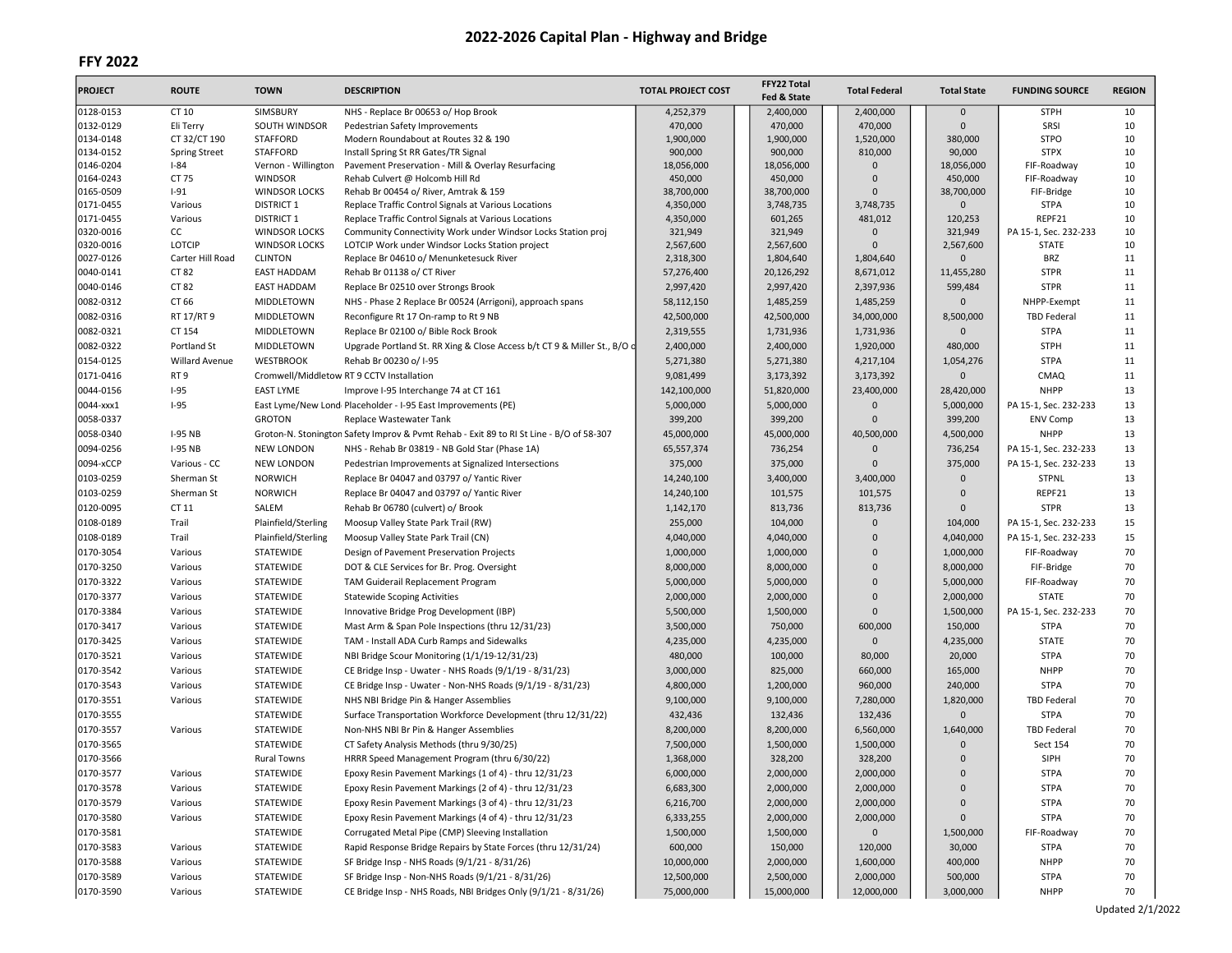# 2022-2026 Capital Plan - Highway and Bridge

## FFY 2022

| PROJECT | ROUTE | TOWN | DESCRIPTION | TOTAL PROJECT COST | FFY22 Total Fed & State | Total Federal | Total State | FUNDING SOURCE | REGION |
|---|---|---|---|---|---|---|---|---|---|
| 0128-0153 | CT 10 | SIMSBURY | NHS - Replace Br 00653 o/ Hop Brook | 4,252,379 | 2,400,000 | 2,400,000 | 0 | STPH | 10 |
| 0132-0129 | Eli Terry | SOUTH WINDSOR | Pedestrian Safety Improvements | 470,000 | 470,000 | 470,000 | 0 | SRSI | 10 |
| 0134-0148 | CT 32/CT 190 | STAFFORD | Modern Roundabout at Routes 32 & 190 | 1,900,000 | 1,900,000 | 1,520,000 | 380,000 | STPO | 10 |
| 0134-0152 | Spring Street | STAFFORD | Install Spring St RR Gates/TR Signal | 900,000 | 900,000 | 810,000 | 90,000 | STPX | 10 |
| 0146-0204 | I-84 | Vernon - Willington | Pavement Preservation - Mill & Overlay Resurfacing | 18,056,000 | 18,056,000 | 0 | 18,056,000 | FIF-Roadway | 10 |
| 0164-0243 | CT 75 | WINDSOR | Rehab Culvert @ Holcomb Hill Rd | 450,000 | 450,000 | 0 | 450,000 | FIF-Roadway | 10 |
| 0165-0509 | I-91 | WINDSOR LOCKS | Rehab Br 00454 o/ River, Amtrak & 159 | 38,700,000 | 38,700,000 | 0 | 38,700,000 | FIF-Bridge | 10 |
| 0171-0455 | Various | DISTRICT 1 | Replace Traffic Control Signals at Various Locations | 4,350,000 | 3,748,735 | 3,748,735 | 0 | STPA | 10 |
| 0171-0455 | Various | DISTRICT 1 | Replace Traffic Control Signals at Various Locations | 4,350,000 | 601,265 | 481,012 | 120,253 | REPF21 | 10 |
| 0320-0016 | CC | WINDSOR LOCKS | Community Connectivity Work under Windsor Locks Station proj | 321,949 | 321,949 | 0 | 321,949 | PA 15-1, Sec. 232-233 | 10 |
| 0320-0016 | LOTCIP | WINDSOR LOCKS | LOTCIP Work under Windsor Locks Station project | 2,567,600 | 2,567,600 | 0 | 2,567,600 | STATE | 10 |
| 0027-0126 | Carter Hill Road | CLINTON | Replace Br 04610 o/ Menunketesuck River | 2,318,300 | 1,804,640 | 1,804,640 | 0 | BRZ | 11 |
| 0040-0141 | CT 82 | EAST HADDAM | Rehab Br 01138 o/ CT River | 57,276,400 | 20,126,292 | 8,671,012 | 11,455,280 | STPR | 11 |
| 0040-0146 | CT 82 | EAST HADDAM | Replace Br 02510 over Strongs Brook | 2,997,420 | 2,997,420 | 2,397,936 | 599,484 | STPR | 11 |
| 0082-0312 | CT 66 | MIDDLETOWN | NHS - Phase 2 Replace Br 00524 (Arrigoni), approach spans | 58,112,150 | 1,485,259 | 1,485,259 | 0 | NHPP-Exempt | 11 |
| 0082-0316 | RT 17/RT 9 | MIDDLETOWN | Reconfigure Rt 17 On-ramp to Rt 9 NB | 42,500,000 | 42,500,000 | 34,000,000 | 8,500,000 | TBD Federal | 11 |
| 0082-0321 | CT 154 | MIDDLETOWN | Replace Br 02100 o/ Bible Rock Brook | 2,319,555 | 1,731,936 | 1,731,936 | 0 | STPA | 11 |
| 0082-0322 | Portland St | MIDDLETOWN | Upgrade Portland St. RR Xing & Close Access b/t CT 9 & Miller St., B/O c | 2,400,000 | 2,400,000 | 1,920,000 | 480,000 | STPH | 11 |
| 0154-0125 | Willard Avenue | WESTBROOK | Rehab Br 00230 o/ I-95 | 5,271,380 | 5,271,380 | 4,217,104 | 1,054,276 | STPA | 11 |
| 0171-0416 | RT 9 | Cromwell/Middletow | RT 9 CCTV Installation | 9,081,499 | 3,173,392 | 3,173,392 | 0 | CMAQ | 11 |
| 0044-0156 | I-95 | EAST LYME | Improve I-95 Interchange 74 at CT 161 | 142,100,000 | 51,820,000 | 23,400,000 | 28,420,000 | NHPP | 13 |
| 0044-xxx1 | I-95 | East Lyme/New Lond | Placeholder - I-95 East Improvements (PE) | 5,000,000 | 5,000,000 | 0 | 5,000,000 | PA 15-1, Sec. 232-233 | 13 |
| 0058-0337 | | GROTON | Replace Wastewater Tank | 399,200 | 399,200 | 0 | 399,200 | ENV Comp | 13 |
| 0058-0340 | I-95 NB | Groton-N. Stonington | Safety Improv & Pvmt Rehab - Exit 89 to RI St Line - B/O of 58-307 | 45,000,000 | 45,000,000 | 40,500,000 | 4,500,000 | NHPP | 13 |
| 0094-0256 | I-95 NB | NEW LONDON | NHS - Rehab Br 03819 - NB Gold Star (Phase 1A) | 65,557,374 | 736,254 | 0 | 736,254 | PA 15-1, Sec. 232-233 | 13 |
| 0094-xCCP | Various - CC | NEW LONDON | Pedestrian Improvements at Signalized Intersections | 375,000 | 375,000 | 0 | 375,000 | PA 15-1, Sec. 232-233 | 13 |
| 0103-0259 | Sherman St | NORWICH | Replace Br 04047 and 03797 o/ Yantic River | 14,240,100 | 3,400,000 | 3,400,000 | 0 | STPNL | 13 |
| 0103-0259 | Sherman St | NORWICH | Replace Br 04047 and 03797 o/ Yantic River | 14,240,100 | 101,575 | 101,575 | 0 | REPF21 | 13 |
| 0120-0095 | CT 11 | SALEM | Rehab Br 06780 (culvert) o/ Brook | 1,142,170 | 813,736 | 813,736 | 0 | STPR | 13 |
| 0108-0189 | Trail | Plainfield/Sterling | Moosup Valley State Park Trail (RW) | 255,000 | 104,000 | 0 | 104,000 | PA 15-1, Sec. 232-233 | 15 |
| 0108-0189 | Trail | Plainfield/Sterling | Moosup Valley State Park Trail (CN) | 4,040,000 | 4,040,000 | 0 | 4,040,000 | PA 15-1, Sec. 232-233 | 15 |
| 0170-3054 | Various | STATEWIDE | Design of Pavement Preservation Projects | 1,000,000 | 1,000,000 | 0 | 1,000,000 | FIF-Roadway | 70 |
| 0170-3250 | Various | STATEWIDE | DOT & CLE Services for Br. Prog. Oversight | 8,000,000 | 8,000,000 | 0 | 8,000,000 | FIF-Bridge | 70 |
| 0170-3322 | Various | STATEWIDE | TAM Guiderail Replacement Program | 5,000,000 | 5,000,000 | 0 | 5,000,000 | FIF-Roadway | 70 |
| 0170-3377 | Various | STATEWIDE | Statewide Scoping Activities | 2,000,000 | 2,000,000 | 0 | 2,000,000 | STATE | 70 |
| 0170-3384 | Various | STATEWIDE | Innovative Bridge Prog Development (IBP) | 5,500,000 | 1,500,000 | 0 | 1,500,000 | PA 15-1, Sec. 232-233 | 70 |
| 0170-3417 | Various | STATEWIDE | Mast Arm & Span Pole Inspections (thru 12/31/23) | 3,500,000 | 750,000 | 600,000 | 150,000 | STPA | 70 |
| 0170-3425 | Various | STATEWIDE | TAM - Install ADA Curb Ramps and Sidewalks | 4,235,000 | 4,235,000 | 0 | 4,235,000 | STATE | 70 |
| 0170-3521 | Various | STATEWIDE | NBI Bridge Scour Monitoring (1/1/19-12/31/23) | 480,000 | 100,000 | 80,000 | 20,000 | STPA | 70 |
| 0170-3542 | Various | STATEWIDE | CE Bridge Insp - Uwater - NHS Roads (9/1/19 - 8/31/23) | 3,000,000 | 825,000 | 660,000 | 165,000 | NHPP | 70 |
| 0170-3543 | Various | STATEWIDE | CE Bridge Insp - Uwater - Non-NHS Roads (9/1/19 - 8/31/23) | 4,800,000 | 1,200,000 | 960,000 | 240,000 | STPA | 70 |
| 0170-3551 | Various | STATEWIDE | NHS NBI Bridge Pin & Hanger Assemblies | 9,100,000 | 9,100,000 | 7,280,000 | 1,820,000 | TBD Federal | 70 |
| 0170-3555 | | STATEWIDE | Surface Transportation Workforce Development (thru 12/31/22) | 432,436 | 132,436 | 132,436 | 0 | STPA | 70 |
| 0170-3557 | Various | STATEWIDE | Non-NHS NBI Br Pin & Hanger Assemblies | 8,200,000 | 8,200,000 | 6,560,000 | 1,640,000 | TBD Federal | 70 |
| 0170-3565 | | STATEWIDE | CT Safety Analysis Methods (thru 9/30/25) | 7,500,000 | 1,500,000 | 1,500,000 | 0 | Sect 154 | 70 |
| 0170-3566 | | Rural Towns | HRRR Speed Management Program (thru 6/30/22) | 1,368,000 | 328,200 | 328,200 | 0 | SIPH | 70 |
| 0170-3577 | Various | STATEWIDE | Epoxy Resin Pavement Markings (1 of 4) - thru 12/31/23 | 6,000,000 | 2,000,000 | 2,000,000 | 0 | STPA | 70 |
| 0170-3578 | Various | STATEWIDE | Epoxy Resin Pavement Markings (2 of 4) - thru 12/31/23 | 6,683,300 | 2,000,000 | 2,000,000 | 0 | STPA | 70 |
| 0170-3579 | Various | STATEWIDE | Epoxy Resin Pavement Markings (3 of 4) - thru 12/31/23 | 6,216,700 | 2,000,000 | 2,000,000 | 0 | STPA | 70 |
| 0170-3580 | Various | STATEWIDE | Epoxy Resin Pavement Markings (4 of 4) - thru 12/31/23 | 6,333,255 | 2,000,000 | 2,000,000 | 0 | STPA | 70 |
| 0170-3581 | | STATEWIDE | Corrugated Metal Pipe (CMP) Sleeving Installation | 1,500,000 | 1,500,000 | 0 | 1,500,000 | FIF-Roadway | 70 |
| 0170-3583 | Various | STATEWIDE | Rapid Response Bridge Repairs by State Forces (thru 12/31/24) | 600,000 | 150,000 | 120,000 | 30,000 | STPA | 70 |
| 0170-3588 | Various | STATEWIDE | SF Bridge Insp - NHS Roads (9/1/21 - 8/31/26) | 10,000,000 | 2,000,000 | 1,600,000 | 400,000 | NHPP | 70 |
| 0170-3589 | Various | STATEWIDE | SF Bridge Insp - Non-NHS Roads (9/1/21 - 8/31/26) | 12,500,000 | 2,500,000 | 2,000,000 | 500,000 | STPA | 70 |
| 0170-3590 | Various | STATEWIDE | CE Bridge Insp - NHS Roads, NBI Bridges Only (9/1/21 - 8/31/26) | 75,000,000 | 15,000,000 | 12,000,000 | 3,000,000 | NHPP | 70 |

Updated 2/1/2022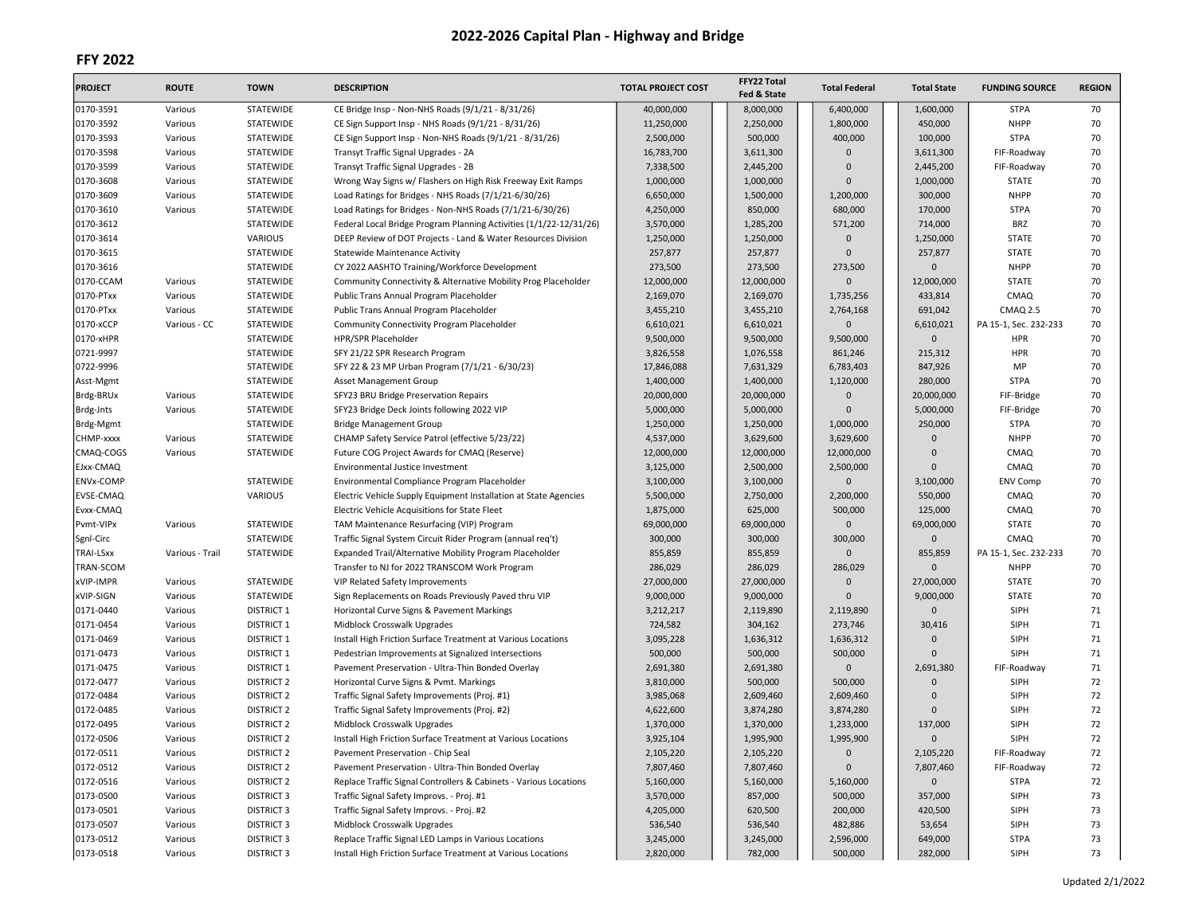# 2022-2026 Capital Plan - Highway and Bridge

## FFY 2022

| PROJECT | ROUTE | TOWN | DESCRIPTION | TOTAL PROJECT COST | FFY22 Total Fed & State | Total Federal | Total State | FUNDING SOURCE | REGION |
|---|---|---|---|---|---|---|---|---|---|
| 0170-3591 | Various | STATEWIDE | CE Bridge Insp - Non-NHS Roads (9/1/21 - 8/31/26) | 40,000,000 | 8,000,000 | 6,400,000 | 1,600,000 | STPA | 70 |
| 0170-3592 | Various | STATEWIDE | CE Sign Support Insp - NHS Roads (9/1/21 - 8/31/26) | 11,250,000 | 2,250,000 | 1,800,000 | 450,000 | NHPP | 70 |
| 0170-3593 | Various | STATEWIDE | CE Sign Support Insp - Non-NHS Roads (9/1/21 - 8/31/26) | 2,500,000 | 500,000 | 400,000 | 100,000 | STPA | 70 |
| 0170-3598 | Various | STATEWIDE | Transyt Traffic Signal Upgrades - 2A | 16,783,700 | 3,611,300 | 0 | 3,611,300 | FIF-Roadway | 70 |
| 0170-3599 | Various | STATEWIDE | Transyt Traffic Signal Upgrades - 2B | 7,338,500 | 2,445,200 | 0 | 2,445,200 | FIF-Roadway | 70 |
| 0170-3608 | Various | STATEWIDE | Wrong Way Signs w/ Flashers on High Risk Freeway Exit Ramps | 1,000,000 | 1,000,000 | 0 | 1,000,000 | STATE | 70 |
| 0170-3609 | Various | STATEWIDE | Load Ratings for Bridges - NHS Roads (7/1/21-6/30/26) | 6,650,000 | 1,500,000 | 1,200,000 | 300,000 | NHPP | 70 |
| 0170-3610 | Various | STATEWIDE | Load Ratings for Bridges - Non-NHS Roads (7/1/21-6/30/26) | 4,250,000 | 850,000 | 680,000 | 170,000 | STPA | 70 |
| 0170-3612 | | STATEWIDE | Federal Local Bridge Program Planning Activities (1/1/22-12/31/26) | 3,570,000 | 1,285,200 | 571,200 | 714,000 | BRZ | 70 |
| 0170-3614 | | VARIOUS | DEEP Review of DOT Projects - Land & Water Resources Division | 1,250,000 | 1,250,000 | 0 | 1,250,000 | STATE | 70 |
| 0170-3615 | | STATEWIDE | Statewide Maintenance Activity | 257,877 | 257,877 | 0 | 257,877 | STATE | 70 |
| 0170-3616 | | STATEWIDE | CY 2022 AASHTO Training/Workforce Development | 273,500 | 273,500 | 273,500 | 0 | NHPP | 70 |
| 0170-CCAM | Various | STATEWIDE | Community Connectivity & Alternative Mobility Prog Placeholder | 12,000,000 | 12,000,000 | 0 | 12,000,000 | STATE | 70 |
| 0170-PTxx | Various | STATEWIDE | Public Trans Annual Program Placeholder | 2,169,070 | 2,169,070 | 1,735,256 | 433,814 | CMAQ | 70 |
| 0170-PTxx | Various | STATEWIDE | Public Trans Annual Program Placeholder | 3,455,210 | 3,455,210 | 2,764,168 | 691,042 | CMAQ 2.5 | 70 |
| 0170-xCCP | Various - CC | STATEWIDE | Community Connectivity Program Placeholder | 6,610,021 | 6,610,021 | 0 | 6,610,021 | PA 15-1, Sec. 232-233 | 70 |
| 0170-xHPR | | STATEWIDE | HPR/SPR Placeholder | 9,500,000 | 9,500,000 | 9,500,000 | 0 | HPR | 70 |
| 0721-9997 | | STATEWIDE | SFY 21/22 SPR Research Program | 3,826,558 | 1,076,558 | 861,246 | 215,312 | HPR | 70 |
| 0722-9996 | | STATEWIDE | SFY 22 & 23 MP Urban Program (7/1/21 - 6/30/23) | 17,846,088 | 7,631,329 | 6,783,403 | 847,926 | MP | 70 |
| Asst-Mgmt | | STATEWIDE | Asset Management Group | 1,400,000 | 1,400,000 | 1,120,000 | 280,000 | STPA | 70 |
| Brdg-BRUx | Various | STATEWIDE | SFY23 BRU Bridge Preservation Repairs | 20,000,000 | 20,000,000 | 0 | 20,000,000 | FIF-Bridge | 70 |
| Brdg-Jnts | Various | STATEWIDE | SFY23 Bridge Deck Joints following 2022 VIP | 5,000,000 | 5,000,000 | 0 | 5,000,000 | FIF-Bridge | 70 |
| Brdg-Mgmt | | STATEWIDE | Bridge Management Group | 1,250,000 | 1,250,000 | 1,000,000 | 250,000 | STPA | 70 |
| CHMP-xxxx | Various | STATEWIDE | CHAMP Safety Service Patrol (effective 5/23/22) | 4,537,000 | 3,629,600 | 3,629,600 | 0 | NHPP | 70 |
| CMAQ-COGS | Various | STATEWIDE | Future COG Project Awards for CMAQ (Reserve) | 12,000,000 | 12,000,000 | 12,000,000 | 0 | CMAQ | 70 |
| EJxx-CMAQ | | | Environmental Justice Investment | 3,125,000 | 2,500,000 | 2,500,000 | 0 | CMAQ | 70 |
| ENVx-COMP | | STATEWIDE | Environmental Compliance Program Placeholder | 3,100,000 | 3,100,000 | 0 | 3,100,000 | ENV Comp | 70 |
| EVSE-CMAQ | | VARIOUS | Electric Vehicle Supply Equipment Installation at State Agencies | 5,500,000 | 2,750,000 | 2,200,000 | 550,000 | CMAQ | 70 |
| Evxx-CMAQ | | | Electric Vehicle Acquisitions for State Fleet | 1,875,000 | 625,000 | 500,000 | 125,000 | CMAQ | 70 |
| Pvmt-VIPx | Various | STATEWIDE | TAM Maintenance Resurfacing (VIP) Program | 69,000,000 | 69,000,000 | 0 | 69,000,000 | STATE | 70 |
| Sgnl-Circ | | STATEWIDE | Traffic Signal System Circuit Rider Program (annual req't) | 300,000 | 300,000 | 300,000 | 0 | CMAQ | 70 |
| TRAI-LSxx | Various - Trail | STATEWIDE | Expanded Trail/Alternative Mobility Program Placeholder | 855,859 | 855,859 | 0 | 855,859 | PA 15-1, Sec. 232-233 | 70 |
| TRAN-SCOM | | | Transfer to NJ for 2022 TRANSCOM Work Program | 286,029 | 286,029 | 286,029 | 0 | NHPP | 70 |
| xVIP-IMPR | Various | STATEWIDE | VIP Related Safety Improvements | 27,000,000 | 27,000,000 | 0 | 27,000,000 | STATE | 70 |
| xVIP-SIGN | Various | STATEWIDE | Sign Replacements on Roads Previously Paved thru VIP | 9,000,000 | 9,000,000 | 0 | 9,000,000 | STATE | 70 |
| 0171-0440 | Various | DISTRICT 1 | Horizontal Curve Signs & Pavement Markings | 3,212,217 | 2,119,890 | 2,119,890 | 0 | SIPH | 71 |
| 0171-0454 | Various | DISTRICT 1 | Midblock Crosswalk Upgrades | 724,582 | 304,162 | 273,746 | 30,416 | SIPH | 71 |
| 0171-0469 | Various | DISTRICT 1 | Install High Friction Surface Treatment at Various Locations | 3,095,228 | 1,636,312 | 1,636,312 | 0 | SIPH | 71 |
| 0171-0473 | Various | DISTRICT 1 | Pedestrian Improvements at Signalized Intersections | 500,000 | 500,000 | 500,000 | 0 | SIPH | 71 |
| 0171-0475 | Various | DISTRICT 1 | Pavement Preservation - Ultra-Thin Bonded Overlay | 2,691,380 | 2,691,380 | 0 | 2,691,380 | FIF-Roadway | 71 |
| 0172-0477 | Various | DISTRICT 2 | Horizontal Curve Signs & Pvmt. Markings | 3,810,000 | 500,000 | 500,000 | 0 | SIPH | 72 |
| 0172-0484 | Various | DISTRICT 2 | Traffic Signal Safety Improvements (Proj. #1) | 3,985,068 | 2,609,460 | 2,609,460 | 0 | SIPH | 72 |
| 0172-0485 | Various | DISTRICT 2 | Traffic Signal Safety Improvements (Proj. #2) | 4,622,600 | 3,874,280 | 3,874,280 | 0 | SIPH | 72 |
| 0172-0495 | Various | DISTRICT 2 | Midblock Crosswalk Upgrades | 1,370,000 | 1,370,000 | 1,233,000 | 137,000 | SIPH | 72 |
| 0172-0506 | Various | DISTRICT 2 | Install High Friction Surface Treatment at Various Locations | 3,925,104 | 1,995,900 | 1,995,900 | 0 | SIPH | 72 |
| 0172-0511 | Various | DISTRICT 2 | Pavement Preservation - Chip Seal | 2,105,220 | 2,105,220 | 0 | 2,105,220 | FIF-Roadway | 72 |
| 0172-0512 | Various | DISTRICT 2 | Pavement Preservation - Ultra-Thin Bonded Overlay | 7,807,460 | 7,807,460 | 0 | 7,807,460 | FIF-Roadway | 72 |
| 0172-0516 | Various | DISTRICT 2 | Replace Traffic Signal Controllers & Cabinets - Various Locations | 5,160,000 | 5,160,000 | 5,160,000 | 0 | STPA | 72 |
| 0173-0500 | Various | DISTRICT 3 | Traffic Signal Safety Improvs. - Proj. #1 | 3,570,000 | 857,000 | 500,000 | 357,000 | SIPH | 73 |
| 0173-0501 | Various | DISTRICT 3 | Traffic Signal Safety Improvs. - Proj. #2 | 4,205,000 | 620,500 | 200,000 | 420,500 | SIPH | 73 |
| 0173-0507 | Various | DISTRICT 3 | Midblock Crosswalk Upgrades | 536,540 | 536,540 | 482,886 | 53,654 | SIPH | 73 |
| 0173-0512 | Various | DISTRICT 3 | Replace Traffic Signal LED Lamps in Various Locations | 3,245,000 | 3,245,000 | 2,596,000 | 649,000 | STPA | 73 |
| 0173-0518 | Various | DISTRICT 3 | Install High Friction Surface Treatment at Various Locations | 2,820,000 | 782,000 | 500,000 | 282,000 | SIPH | 73 |

Updated 2/1/2022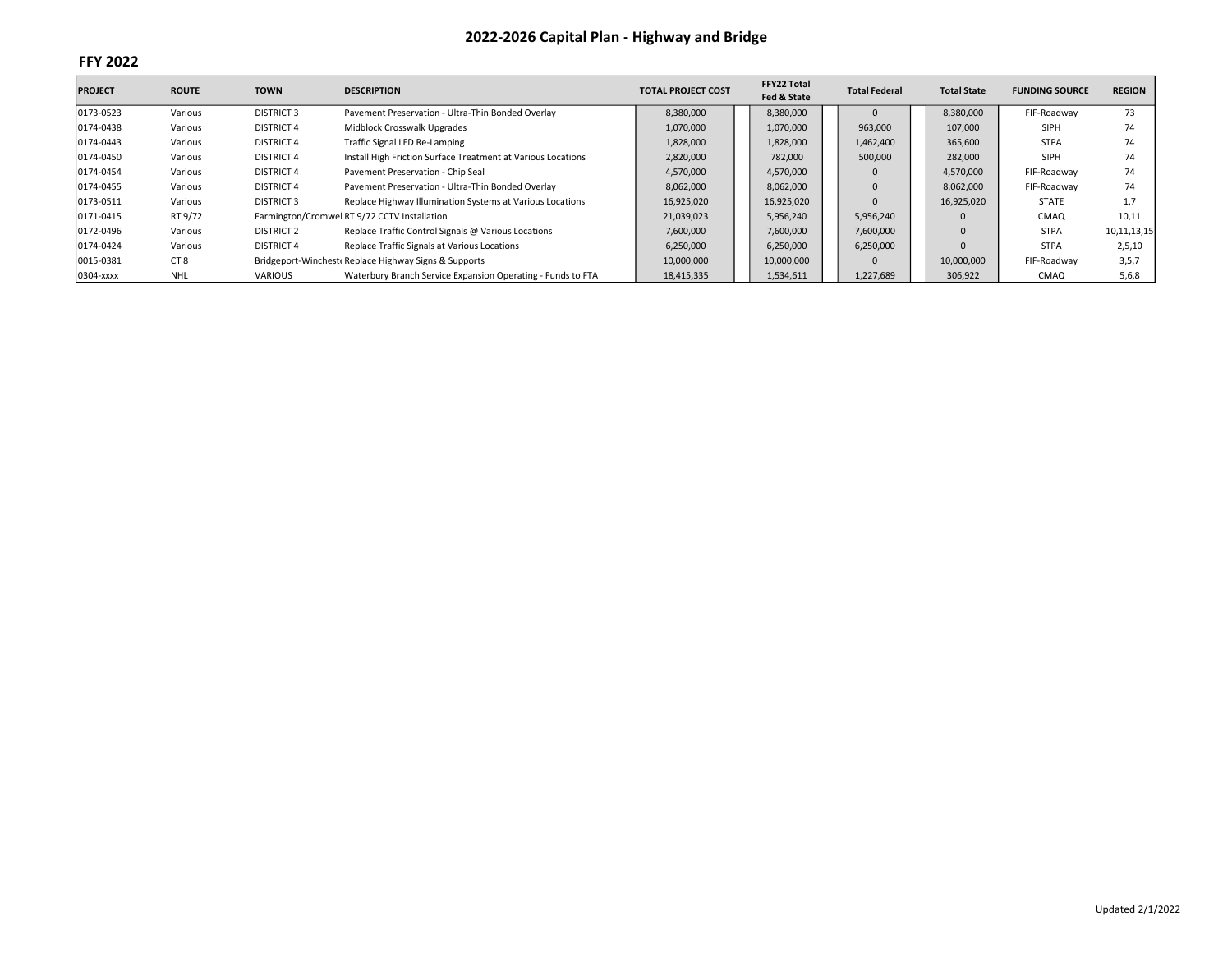## 2022-2026 Capital Plan - Highway and Bridge

### FFY 2022

| PROJECT | ROUTE | TOWN | DESCRIPTION | TOTAL PROJECT COST | FFY22 Total Fed & State | Total Federal | Total State | FUNDING SOURCE | REGION |
|---|---|---|---|---|---|---|---|---|---|
| 0173-0523 | Various | DISTRICT 3 | Pavement Preservation - Ultra-Thin Bonded Overlay | 8,380,000 | 8,380,000 | 0 | 8,380,000 | FIF-Roadway | 73 |
| 0174-0438 | Various | DISTRICT 4 | Midblock Crosswalk Upgrades | 1,070,000 | 1,070,000 | 963,000 | 107,000 | SIPH | 74 |
| 0174-0443 | Various | DISTRICT 4 | Traffic Signal LED Re-Lamping | 1,828,000 | 1,828,000 | 1,462,400 | 365,600 | STPA | 74 |
| 0174-0450 | Various | DISTRICT 4 | Install High Friction Surface Treatment at Various Locations | 2,820,000 | 782,000 | 500,000 | 282,000 | SIPH | 74 |
| 0174-0454 | Various | DISTRICT 4 | Pavement Preservation - Chip Seal | 4,570,000 | 4,570,000 | 0 | 4,570,000 | FIF-Roadway | 74 |
| 0174-0455 | Various | DISTRICT 4 | Pavement Preservation - Ultra-Thin Bonded Overlay | 8,062,000 | 8,062,000 | 0 | 8,062,000 | FIF-Roadway | 74 |
| 0173-0511 | Various | DISTRICT 3 | Replace Highway Illumination Systems at Various Locations | 16,925,020 | 16,925,020 | 0 | 16,925,020 | STATE | 1,7 |
| 0171-0415 | RT 9/72 | Farmington/Cromwel | RT 9/72 CCTV Installation | 21,039,023 | 5,956,240 | 5,956,240 | 0 | CMAQ | 10,11 |
| 0172-0496 | Various | DISTRICT 2 | Replace Traffic Control Signals @ Various Locations | 7,600,000 | 7,600,000 | 7,600,000 | 0 | STPA | 10,11,13,15 |
| 0174-0424 | Various | DISTRICT 4 | Replace Traffic Signals at Various Locations | 6,250,000 | 6,250,000 | 6,250,000 | 0 | STPA | 2,5,10 |
| 0015-0381 | CT 8 | Bridgeport-Winchest | Replace Highway Signs & Supports | 10,000,000 | 10,000,000 | 0 | 10,000,000 | FIF-Roadway | 3,5,7 |
| 0304-xxxx | NHL | VARIOUS | Waterbury Branch Service Expansion Operating - Funds to FTA | 18,415,335 | 1,534,611 | 1,227,689 | 306,922 | CMAQ | 5,6,8 |

Updated 2/1/2022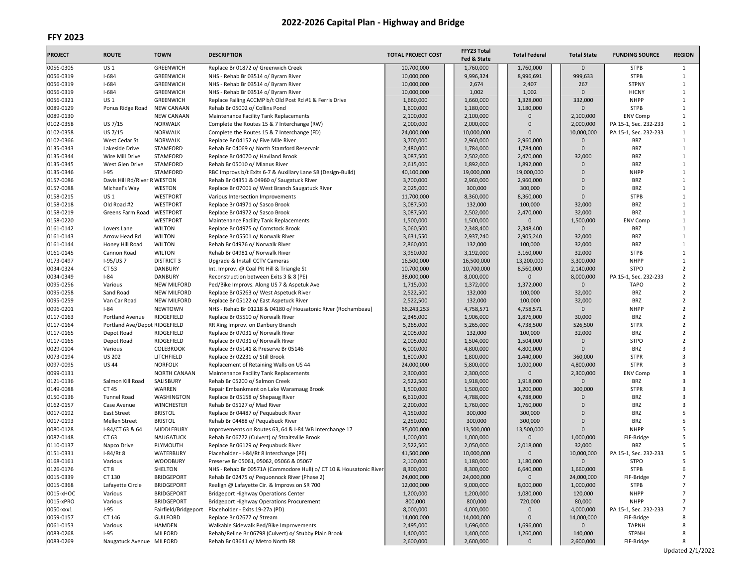# 2022-2026 Capital Plan - Highway and Bridge

## FFY 2023

| PROJECT | ROUTE | TOWN | DESCRIPTION | TOTAL PROJECT COST | FFY23 Total Fed & State | Total Federal | Total State | FUNDING SOURCE | REGION |
|---|---|---|---|---|---|---|---|---|---|
| 0056-0305 | US 1 | GREENWICH | Replace Br 01872 o/ Greenwich Creek | 10,700,000 | 1,760,000 | 1,760,000 | 0 | STPB | 1 |
| 0056-0319 | I-684 | GREENWICH | NHS - Rehab Br 03514 o/ Byram River | 10,000,000 | 9,996,324 | 8,996,691 | 999,633 | STPB | 1 |
| 0056-0319 | I-684 | GREENWICH | NHS - Rehab Br 03514 o/ Byram River | 10,000,000 | 2,674 | 2,407 | 267 | STPNY | 1 |
| 0056-0319 | I-684 | GREENWICH | NHS - Rehab Br 03514 o/ Byram River | 10,000,000 | 1,002 | 1,002 | 0 | HICNY | 1 |
| 0056-0321 | US 1 | GREENWICH | Replace Failing ACCMP b/t Old Post Rd #1 & Ferris Drive | 1,660,000 | 1,660,000 | 1,328,000 | 332,000 | NHPP | 1 |
| 0089-0129 | Ponus Ridge Road | NEW CANAAN | Rehab Br 05002 o/ Collins Pond | 1,600,000 | 1,180,000 | 1,180,000 | 0 | STPB | 1 |
| 0089-0130 | | NEW CANAAN | Maintenance Facility Tank Replacements | 2,100,000 | 2,100,000 | 0 | 2,100,000 | ENV Comp | 1 |
| 0102-0358 | US 7/15 | NORWALK | Complete the Routes 15 & 7 Interchange (RW) | 2,000,000 | 2,000,000 | 0 | 2,000,000 | PA 15-1, Sec. 232-233 | 1 |
| 0102-0358 | US 7/15 | NORWALK | Complete the Routes 15 & 7 Interchange (FD) | 24,000,000 | 10,000,000 | 0 | 10,000,000 | PA 15-1, Sec. 232-233 | 1 |
| 0102-0366 | West Cedar St | NORWALK | Replace Br 04152 o/ Five Mile River | 3,700,000 | 2,960,000 | 2,960,000 | 0 | BRZ | 1 |
| 0135-0343 | Lakeside Drive | STAMFORD | Rehab Br 04069 o/ North Stamford Reservoir | 2,480,000 | 1,784,000 | 1,784,000 | 0 | BRZ | 1 |
| 0135-0344 | Wire Mill Drive | STAMFORD | Replace Br 04070 o/ Haviland Brook | 3,087,500 | 2,502,000 | 2,470,000 | 32,000 | BRZ | 1 |
| 0135-0345 | West Glen Drive | STAMFORD | Rehab Br 05010 o/ Mianus River | 2,615,000 | 1,892,000 | 1,892,000 | 0 | BRZ | 1 |
| 0135-0346 | I-95 | STAMFORD | RBC Improvs b/t Exits 6-7 & Auxiliary Lane SB (Design-Build) | 40,100,000 | 19,000,000 | 19,000,000 | 0 | NHPP | 1 |
| 0157-0086 | Davis Hill Rd/River R | WESTON | Rehab Br 04351 & 04960 o/ Saugatuck River | 3,700,000 | 2,960,000 | 2,960,000 | 0 | BRZ | 1 |
| 0157-0088 | Michael's Way | WESTON | Replace Br 07001 o/ West Branch Saugatuck River | 2,025,000 | 300,000 | 300,000 | 0 | BRZ | 1 |
| 0158-0215 | US 1 | WESTPORT | Various Intersection Improvements | 11,700,000 | 8,360,000 | 8,360,000 | 0 | STPB | 1 |
| 0158-0218 | Old Road #2 | WESTPORT | Replace Br 04971 o/ Sasco Brook | 3,087,500 | 132,000 | 100,000 | 32,000 | BRZ | 1 |
| 0158-0219 | Greens Farm Road | WESTPORT | Replace Br 04972 o/ Sasco Brook | 3,087,500 | 2,502,000 | 2,470,000 | 32,000 | BRZ | 1 |
| 0158-0220 | | WESTPORT | Maintenance Facility Tank Replacements | 1,500,000 | 1,500,000 | 0 | 1,500,000 | ENV Comp | 1 |
| 0161-0142 | Lovers Lane | WILTON | Replace Br 04975 o/ Comstock Brook | 3,060,500 | 2,348,400 | 2,348,400 | 0 | BRZ | 1 |
| 0161-0143 | Arrow Head Rd | WILTON | Replace Br 05501 o/ Norwalk River | 3,631,550 | 2,937,240 | 2,905,240 | 32,000 | BRZ | 1 |
| 0161-0144 | Honey Hill Road | WILTON | Rehab Br 04976 o/ Norwalk River | 2,860,000 | 132,000 | 100,000 | 32,000 | BRZ | 1 |
| 0161-0145 | Cannon Road | WILTON | Rehab Br 04981 o/ Norwalk River | 3,950,000 | 3,192,000 | 3,160,000 | 32,000 | STPB | 1 |
| 0173-0497 | I-95/US 7 | DISTRICT 3 | Upgrade & Install CCTV Cameras | 16,500,000 | 16,500,000 | 13,200,000 | 3,300,000 | NHPP | 1 |
| 0034-0324 | CT 53 | DANBURY | Int. Improv. @ Coal Pit Hill & Triangle St | 10,700,000 | 10,700,000 | 8,560,000 | 2,140,000 | STPO | 2 |
| 0034-0349 | I-84 | DANBURY | Reconstruction between Exits 3 & 8 (PE) | 38,000,000 | 8,000,000 | 0 | 8,000,000 | PA 15-1, Sec. 232-233 | 2 |
| 0095-0256 | Various | NEW MILFORD | Ped/Bike Improvs. Along US 7 & Aspetuk Ave | 1,715,000 | 1,372,000 | 1,372,000 | 0 | TAPO | 2 |
| 0095-0258 | Sand Road | NEW MILFORD | Replace Br 05263 o/ West Aspetuck River | 2,522,500 | 132,000 | 100,000 | 32,000 | BRZ | 2 |
| 0095-0259 | Van Car Road | NEW MILFORD | Replace Br 05122 o/ East Aspetuck River | 2,522,500 | 132,000 | 100,000 | 32,000 | BRZ | 2 |
| 0096-0201 | I-84 | NEWTOWN | NHS - Rehab Br 01218 & 04180 o/ Housatonic River (Rochambeau) | 66,243,253 | 4,758,571 | 4,758,571 | 0 | NHPP | 2 |
| 0117-0163 | Portland Avenue | RIDGEFIELD | Replace Br 05510 o/ Norwalk River | 2,345,000 | 1,906,000 | 1,876,000 | 30,000 | BRZ | 2 |
| 0117-0164 | Portland Ave/Depot | RIDGEFIELD | RR Xing Improv. on Danbury Branch | 5,265,000 | 5,265,000 | 4,738,500 | 526,500 | STPX | 2 |
| 0117-0165 | Depot Road | RIDGEFIELD | Replace Br 07031 o/ Norwalk River | 2,005,000 | 132,000 | 100,000 | 32,000 | BRZ | 2 |
| 0117-0165 | Depot Road | RIDGEFIELD | Replace Br 07031 o/ Norwalk River | 2,005,000 | 1,504,000 | 1,504,000 | 0 | STPO | 2 |
| 0029-0104 | Various | COLEBROOK | Replace Br 05141 & Preserve Br 05146 | 6,000,000 | 4,800,000 | 4,800,000 | 0 | BRZ | 3 |
| 0073-0194 | US 202 | LITCHFIELD | Replace Br 02231 o/ Still Brook | 1,800,000 | 1,800,000 | 1,440,000 | 360,000 | STPR | 3 |
| 0097-0095 | US 44 | NORFOLK | Replacement of Retaining Walls on US 44 | 24,000,000 | 5,800,000 | 1,000,000 | 4,800,000 | STPR | 3 |
| 0099-0131 | | NORTH CANAAN | Maintenance Facility Tank Replacements | 2,300,000 | 2,300,000 | 0 | 2,300,000 | ENV Comp | 3 |
| 0121-0136 | Salmon Kill Road | SALISBURY | Rehab Br 05200 o/ Salmon Creek | 2,522,500 | 1,918,000 | 1,918,000 | 0 | BRZ | 3 |
| 0149-0088 | CT 45 | WARREN | Repair Embankment on Lake Waramaug Brook | 1,500,000 | 1,500,000 | 1,200,000 | 300,000 | STPR | 3 |
| 0150-0136 | Tunnel Road | WASHINGTON | Replace Br 05158 o/ Shepaug River | 6,610,000 | 4,788,000 | 4,788,000 | 0 | BRZ | 3 |
| 0162-0157 | Case Avenue | WINCHESTER | Rehab Br 05127 o/ Mad River | 2,200,000 | 1,760,000 | 1,760,000 | 0 | BRZ | 3 |
| 0017-0192 | East Street | BRISTOL | Replace Br 04487 o/ Pequabuck River | 4,150,000 | 300,000 | 300,000 | 0 | BRZ | 5 |
| 0017-0193 | Mellen Street | BRISTOL | Rehab Br 04488 o/ Pequabuck River | 2,250,000 | 300,000 | 300,000 | 0 | BRZ | 5 |
| 0080-0128 | I-84/CT 63 & 64 | MIDDLEBURY | Improvements on Routes 63, 64 & I-84 WB Interchange 17 | 35,000,000 | 13,500,000 | 13,500,000 | 0 | NHPP | 5 |
| 0087-0148 | CT 63 | NAUGATUCK | Rehab Br 06772 (Culvert) o/ Straitsville Brook | 1,000,000 | 1,000,000 | 0 | 1,000,000 | FIF-Bridge | 5 |
| 0110-0137 | Napco Drive | PLYMOUTH | Replace Br 06129 o/ Pequabuck River | 2,522,500 | 2,050,000 | 2,018,000 | 32,000 | BRZ | 5 |
| 0151-0331 | I-84/Rt 8 | WATERBURY | Placeholder - I-84/Rt 8 Interchange (PE) | 41,500,000 | 10,000,000 | 0 | 10,000,000 | PA 15-1, Sec. 232-233 | 5 |
| 0168-0161 | Various | WOODBURY | Preserve Br 05061, 05062, 05066 & 05067 | 2,100,000 | 1,180,000 | 1,180,000 | 0 | STPO | 5 |
| 0126-0176 | CT 8 | SHELTON | NHS - Rehab Br 00571A (Commodore Hull) o/ CT 10 & Housatonic River | 8,300,000 | 8,300,000 | 6,640,000 | 1,660,000 | STPB | 6 |
| 0015-0339 | CT 130 | BRIDGEPORT | Rehab Br 02475 o/ Pequonnock River (Phase 2) | 24,000,000 | 24,000,000 | 0 | 24,000,000 | FIF-Bridge | 7 |
| 0015-0368 | Lafayette Circle | BRIDGEPORT | Realign @ Lafayette Cir. & Improvs on SR 700 | 12,000,000 | 9,000,000 | 8,000,000 | 1,000,000 | STPB | 7 |
| 0015-xHOC | Various | BRIDGEPORT | Bridgeport Highway Operations Center | 1,200,000 | 1,200,000 | 1,080,000 | 120,000 | NHPP | 7 |
| 0015-xPRO | Various | BRIDGEPORT | Bridgeport Highway Operations Procurement | 800,000 | 800,000 | 720,000 | 80,000 | NHPP | 7 |
| 0050-xxx1 | I-95 | Fairfield/Bridgeport | Placeholder - Exits 19-27a (PD) | 8,000,000 | 4,000,000 | 0 | 4,000,000 | PA 15-1, Sec. 232-233 | 7 |
| 0059-0157 | CT 146 | GUILFORD | Replace Br 02677 o/ Stream | 14,000,000 | 14,000,000 | 0 | 14,000,000 | FIF-Bridge | 8 |
| 0061-0153 | Various | HAMDEN | Walkable Sidewalk Ped/Bike Improvements | 2,495,000 | 1,696,000 | 1,696,000 | 0 | TAPNH | 8 |
| 0083-0268 | I-95 | MILFORD | Rehab/Reline Br 06798 (Culvert) o/ Stubby Plain Brook | 1,400,000 | 1,400,000 | 1,260,000 | 140,000 | STPNH | 8 |
| 0083-0269 | Naugatuck Avenue | MILFORD | Rehab Br 03641 o/ Metro North RR | 2,600,000 | 2,600,000 | 0 | 2,600,000 | FIF-Bridge | 8 |

Updated 2/1/2022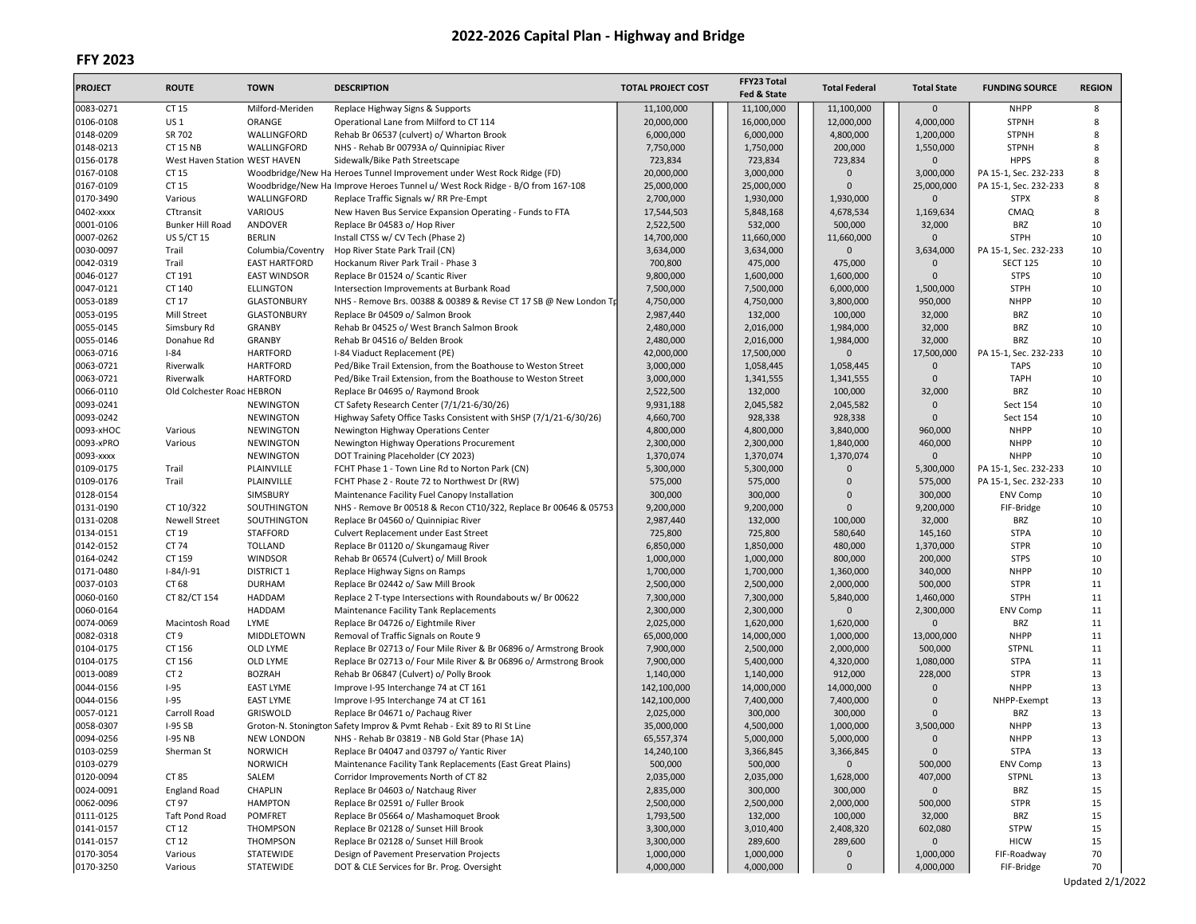# 2022-2026 Capital Plan - Highway and Bridge

## FFY 2023

| PROJECT | ROUTE | TOWN | DESCRIPTION | TOTAL PROJECT COST | FFY23 Total Fed & State | Total Federal | Total State | FUNDING SOURCE | REGION |
|---|---|---|---|---|---|---|---|---|---|
| 0083-0271 | CT 15 | Milford-Meriden | Replace Highway Signs & Supports | 11,100,000 | 11,100,000 | 11,100,000 | 0 | NHPP | 8 |
| 0106-0108 | US 1 | ORANGE | Operational Lane from Milford to CT 114 | 20,000,000 | 16,000,000 | 12,000,000 | 4,000,000 | STPNH | 8 |
| 0148-0209 | SR 702 | WALLINGFORD | Rehab Br 06537 (culvert) o/ Wharton Brook | 6,000,000 | 6,000,000 | 4,800,000 | 1,200,000 | STPNH | 8 |
| 0148-0213 | CT 15 NB | WALLINGFORD | NHS - Rehab Br 00793A o/ Quinnipiac River | 7,750,000 | 1,750,000 | 200,000 | 1,550,000 | STPNH | 8 |
| 0156-0178 | West Haven Station | WEST HAVEN | Sidewalk/Bike Path Streetscape | 723,834 | 723,834 | 723,834 | 0 | HPPS | 8 |
| 0167-0108 | CT 15 | Woodbridge/New Ha | Heroes Tunnel Improvement under West Rock Ridge (FD) | 20,000,000 | 3,000,000 | 0 | 3,000,000 | PA 15-1, Sec. 232-233 | 8 |
| 0167-0109 | CT 15 | Woodbridge/New Ha | Improve Heroes Tunnel u/ West Rock Ridge - B/O from 167-108 | 25,000,000 | 25,000,000 | 0 | 25,000,000 | PA 15-1, Sec. 232-233 | 8 |
| 0170-3490 | Various | WALLINGFORD | Replace Traffic Signals w/ RR Pre-Empt | 2,700,000 | 1,930,000 | 1,930,000 | 0 | STPX | 8 |
| 0402-xxxx | CTtransit | VARIOUS | New Haven Bus Service Expansion Operating - Funds to FTA | 17,544,503 | 5,848,168 | 4,678,534 | 1,169,634 | CMAQ | 8 |
| 0001-0106 | Bunker Hill Road | ANDOVER | Replace Br 04583 o/ Hop River | 2,522,500 | 532,000 | 500,000 | 32,000 | BRZ | 10 |
| 0007-0262 | US 5/CT 15 | BERLIN | Install CTSS w/ CV Tech (Phase 2) | 14,700,000 | 11,660,000 | 11,660,000 | 0 | STPH | 10 |
| 0030-0097 | Trail | Columbia/Coventry | Hop River State Park Trail (CN) | 3,634,000 | 3,634,000 | 0 | 3,634,000 | PA 15-1, Sec. 232-233 | 10 |
| 0042-0319 | Trail | EAST HARTFORD | Hockanum River Park Trail - Phase 3 | 700,800 | 475,000 | 475,000 | 0 | SECT 125 | 10 |
| 0046-0127 | CT 191 | EAST WINDSOR | Replace Br 01524 o/ Scantic River | 9,800,000 | 1,600,000 | 1,600,000 | 0 | STPS | 10 |
| 0047-0121 | CT 140 | ELLINGTON | Intersection Improvements at Burbank Road | 7,500,000 | 7,500,000 | 6,000,000 | 1,500,000 | STPH | 10 |
| 0053-0189 | CT 17 | GLASTONBURY | NHS - Remove Brs. 00388 & 00389 & Revise CT 17 SB @ New London Tp | 4,750,000 | 4,750,000 | 3,800,000 | 950,000 | NHPP | 10 |
| 0053-0195 | Mill Street | GLASTONBURY | Replace Br 04509 o/ Salmon Brook | 2,987,440 | 132,000 | 100,000 | 32,000 | BRZ | 10 |
| 0055-0145 | Simsbury Rd | GRANBY | Rehab Br 04525 o/ West Branch Salmon Brook | 2,480,000 | 2,016,000 | 1,984,000 | 32,000 | BRZ | 10 |
| 0055-0146 | Donahue Rd | GRANBY | Rehab Br 04516 o/ Belden Brook | 2,480,000 | 2,016,000 | 1,984,000 | 32,000 | BRZ | 10 |
| 0063-0716 | I-84 | HARTFORD | I-84 Viaduct Replacement (PE) | 42,000,000 | 17,500,000 | 0 | 17,500,000 | PA 15-1, Sec. 232-233 | 10 |
| 0063-0721 | Riverwalk | HARTFORD | Ped/Bike Trail Extension, from the Boathouse to Weston Street | 3,000,000 | 1,058,445 | 1,058,445 | 0 | TAPS | 10 |
| 0063-0721 | Riverwalk | HARTFORD | Ped/Bike Trail Extension, from the Boathouse to Weston Street | 3,000,000 | 1,341,555 | 1,341,555 | 0 | TAPH | 10 |
| 0066-0110 | Old Colchester Road | HEBRON | Replace Br 04695 o/ Raymond Brook | 2,522,500 | 132,000 | 100,000 | 32,000 | BRZ | 10 |
| 0093-0241 | | NEWINGTON | CT Safety Research Center (7/1/21-6/30/26) | 9,931,188 | 2,045,582 | 2,045,582 | 0 | Sect 154 | 10 |
| 0093-0242 | | NEWINGTON | Highway Safety Office Tasks Consistent with SHSP (7/1/21-6/30/26) | 4,660,700 | 928,338 | 928,338 | 0 | Sect 154 | 10 |
| 0093-xHOC | Various | NEWINGTON | Newington Highway Operations Center | 4,800,000 | 4,800,000 | 3,840,000 | 960,000 | NHPP | 10 |
| 0093-xPRO | Various | NEWINGTON | Newington Highway Operations Procurement | 2,300,000 | 2,300,000 | 1,840,000 | 460,000 | NHPP | 10 |
| 0093-xxxx | | NEWINGTON | DOT Training Placeholder (CY 2023) | 1,370,074 | 1,370,074 | 1,370,074 | 0 | NHPP | 10 |
| 0109-0175 | Trail | PLAINVILLE | FCHT Phase 1 - Town Line Rd to Norton Park (CN) | 5,300,000 | 5,300,000 | 0 | 5,300,000 | PA 15-1, Sec. 232-233 | 10 |
| 0109-0176 | Trail | PLAINVILLE | FCHT Phase 2 - Route 72 to Northwest Dr (RW) | 575,000 | 575,000 | 0 | 575,000 | PA 15-1, Sec. 232-233 | 10 |
| 0128-0154 | | SIMSBURY | Maintenance Facility Fuel Canopy Installation | 300,000 | 300,000 | 0 | 300,000 | ENV Comp | 10 |
| 0131-0190 | CT 10/322 | SOUTHINGTON | NHS - Remove Br 00518 & Recon CT10/322, Replace Br 00646 & 05753 | 9,200,000 | 9,200,000 | 0 | 9,200,000 | FIF-Bridge | 10 |
| 0131-0208 | Newell Street | SOUTHINGTON | Replace Br 04560 o/ Quinnipiac River | 2,987,440 | 132,000 | 100,000 | 32,000 | BRZ | 10 |
| 0134-0151 | CT 19 | STAFFORD | Culvert Replacement under East Street | 725,800 | 725,800 | 580,640 | 145,160 | STPA | 10 |
| 0142-0152 | CT 74 | TOLLAND | Replace Br 01120 o/ Skungamaug River | 6,850,000 | 1,850,000 | 480,000 | 1,370,000 | STPR | 10 |
| 0164-0242 | CT 159 | WINDSOR | Rehab Br 06574 (Culvert) o/ Mill Brook | 1,000,000 | 1,000,000 | 800,000 | 200,000 | STPS | 10 |
| 0171-0480 | I-84/I-91 | DISTRICT 1 | Replace Highway Signs on Ramps | 1,700,000 | 1,700,000 | 1,360,000 | 340,000 | NHPP | 10 |
| 0037-0103 | CT 68 | DURHAM | Replace Br 02442 o/ Saw Mill Brook | 2,500,000 | 2,500,000 | 2,000,000 | 500,000 | STPR | 11 |
| 0060-0160 | CT 82/CT 154 | HADDAM | Replace 2 T-type Intersections with Roundabouts w/ Br 00622 | 7,300,000 | 7,300,000 | 5,840,000 | 1,460,000 | STPH | 11 |
| 0060-0164 | | HADDAM | Maintenance Facility Tank Replacements | 2,300,000 | 2,300,000 | 0 | 2,300,000 | ENV Comp | 11 |
| 0074-0069 | Macintosh Road | LYME | Replace Br 04726 o/ Eightmile River | 2,025,000 | 1,620,000 | 1,620,000 | 0 | BRZ | 11 |
| 0082-0318 | CT 9 | MIDDLETOWN | Removal of Traffic Signals on Route 9 | 65,000,000 | 14,000,000 | 1,000,000 | 13,000,000 | NHPP | 11 |
| 0104-0175 | CT 156 | OLD LYME | Replace Br 02713 o/ Four Mile River & Br 06896 o/ Armstrong Brook | 7,900,000 | 2,500,000 | 2,000,000 | 500,000 | STPNL | 11 |
| 0104-0175 | CT 156 | OLD LYME | Replace Br 02713 o/ Four Mile River & Br 06896 o/ Armstrong Brook | 7,900,000 | 5,400,000 | 4,320,000 | 1,080,000 | STPA | 11 |
| 0013-0089 | CT 2 | BOZRAH | Rehab Br 06847 (Culvert) o/ Polly Brook | 1,140,000 | 1,140,000 | 912,000 | 228,000 | STPR | 13 |
| 0044-0156 | I-95 | EAST LYME | Improve I-95 Interchange 74 at CT 161 | 142,100,000 | 14,000,000 | 14,000,000 | 0 | NHPP | 13 |
| 0044-0156 | I-95 | EAST LYME | Improve I-95 Interchange 74 at CT 161 | 142,100,000 | 7,400,000 | 7,400,000 | 0 | NHPP-Exempt | 13 |
| 0057-0121 | Carroll Road | GRISWOLD | Replace Br 04671 o/ Pachaug River | 2,025,000 | 300,000 | 300,000 | 0 | BRZ | 13 |
| 0058-0307 | I-95 SB | Groton-N. Stonington | Safety Improv & Pvmt Rehab - Exit 89 to RI St Line | 35,000,000 | 4,500,000 | 1,000,000 | 3,500,000 | NHPP | 13 |
| 0094-0256 | I-95 NB | NEW LONDON | NHS - Rehab Br 03819 - NB Gold Star (Phase 1A) | 65,557,374 | 5,000,000 | 5,000,000 | 0 | NHPP | 13 |
| 0103-0259 | Sherman St | NORWICH | Replace Br 04047 and 03797 o/ Yantic River | 14,240,110 | 3,366,845 | 3,366,845 | 0 | STPA | 13 |
| 0103-0279 | | NORWICH | Maintenance Facility Tank Replacements (East Great Plains) | 500,000 | 500,000 | 0 | 500,000 | ENV Comp | 13 |
| 0120-0094 | CT 85 | SALEM | Corridor Improvements North of CT 82 | 2,035,000 | 2,035,000 | 1,628,000 | 407,000 | STPNL | 13 |
| 0024-0091 | England Road | CHAPLIN | Replace Br 04603 o/ Natchaug River | 2,835,000 | 300,000 | 300,000 | 0 | BRZ | 15 |
| 0062-0096 | CT 97 | HAMPTON | Replace Br 02591 o/ Fuller Brook | 2,500,000 | 2,500,000 | 2,000,000 | 500,000 | STPR | 15 |
| 0111-0125 | Taft Pond Road | POMFRET | Replace Br 05664 o/ Mashamoquet Brook | 1,793,500 | 132,000 | 100,000 | 32,000 | BRZ | 15 |
| 0141-0157 | CT 12 | THOMPSON | Replace Br 02128 o/ Sunset Hill Brook | 3,300,000 | 3,010,400 | 2,408,320 | 602,080 | STPW | 15 |
| 0141-0157 | CT 12 | THOMPSON | Replace Br 02128 o/ Sunset Hill Brook | 3,300,000 | 289,600 | 289,600 | 0 | HICW | 15 |
| 0170-3054 | Various | STATEWIDE | Design of Pavement Preservation Projects | 1,000,000 | 1,000,000 | 0 | 1,000,000 | FIF-Roadway | 70 |
| 0170-3250 | Various | STATEWIDE | DOT & CLE Services for Br. Prog. Oversight | 4,000,000 | 4,000,000 | 0 | 4,000,000 | FIF-Bridge | 70 |

Updated 2/1/2022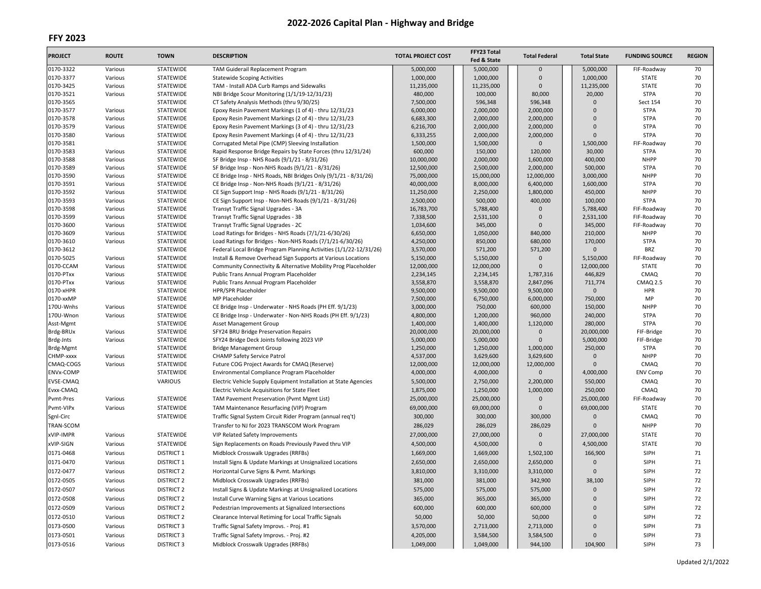## 2022-2026 Capital Plan - Highway and Bridge

### FFY 2023

| PROJECT | ROUTE | TOWN | DESCRIPTION | TOTAL PROJECT COST | FFY23 Total Fed & State | Total Federal | Total State | FUNDING SOURCE | REGION |
|---|---|---|---|---|---|---|---|---|---|
| 0170-3322 | Various | STATEWIDE | TAM Guiderail Replacement Program | 5,000,000 | 5,000,000 | 0 | 5,000,000 | FIF-Roadway | 70 |
| 0170-3377 | Various | STATEWIDE | Statewide Scoping Activities | 1,000,000 | 1,000,000 | 0 | 1,000,000 | STATE | 70 |
| 0170-3425 | Various | STATEWIDE | TAM - Install ADA Curb Ramps and Sidewalks | 11,235,000 | 11,235,000 | 0 | 11,235,000 | STATE | 70 |
| 0170-3521 | Various | STATEWIDE | NBI Bridge Scour Monitoring (1/1/19-12/31/23) | 480,000 | 100,000 | 80,000 | 20,000 | STPA | 70 |
| 0170-3565 | | STATEWIDE | CT Safety Analysis Methods (thru 9/30/25) | 7,500,000 | 596,348 | 596,348 | 0 | Sect 154 | 70 |
| 0170-3577 | Various | STATEWIDE | Epoxy Resin Pavement Markings (1 of 4) - thru 12/31/23 | 6,000,000 | 2,000,000 | 2,000,000 | 0 | STPA | 70 |
| 0170-3578 | Various | STATEWIDE | Epoxy Resin Pavement Markings (2 of 4) - thru 12/31/23 | 6,683,300 | 2,000,000 | 2,000,000 | 0 | STPA | 70 |
| 0170-3579 | Various | STATEWIDE | Epoxy Resin Pavement Markings (3 of 4) - thru 12/31/23 | 6,216,700 | 2,000,000 | 2,000,000 | 0 | STPA | 70 |
| 0170-3580 | Various | STATEWIDE | Epoxy Resin Pavement Markings (4 of 4) - thru 12/31/23 | 6,333,255 | 2,000,000 | 2,000,000 | 0 | STPA | 70 |
| 0170-3581 | | STATEWIDE | Corrugated Metal Pipe (CMP) Sleeving Installation | 1,500,000 | 1,500,000 | 0 | 1,500,000 | FIF-Roadway | 70 |
| 0170-3583 | Various | STATEWIDE | Rapid Response Bridge Repairs by State Forces (thru 12/31/24) | 600,000 | 150,000 | 120,000 | 30,000 | STPA | 70 |
| 0170-3588 | Various | STATEWIDE | SF Bridge Insp - NHS Roads (9/1/21 - 8/31/26) | 10,000,000 | 2,000,000 | 1,600,000 | 400,000 | NHPP | 70 |
| 0170-3589 | Various | STATEWIDE | SF Bridge Insp - Non-NHS Roads (9/1/21 - 8/31/26) | 12,500,000 | 2,500,000 | 2,000,000 | 500,000 | STPA | 70 |
| 0170-3590 | Various | STATEWIDE | CE Bridge Insp - NHS Roads, NBI Bridges Only (9/1/21 - 8/31/26) | 75,000,000 | 15,000,000 | 12,000,000 | 3,000,000 | NHPP | 70 |
| 0170-3591 | Various | STATEWIDE | CE Bridge Insp - Non-NHS Roads (9/1/21 - 8/31/26) | 40,000,000 | 8,000,000 | 6,400,000 | 1,600,000 | STPA | 70 |
| 0170-3592 | Various | STATEWIDE | CE Sign Support Insp - NHS Roads (9/1/21 - 8/31/26) | 11,250,000 | 2,250,000 | 1,800,000 | 450,000 | NHPP | 70 |
| 0170-3593 | Various | STATEWIDE | CE Sign Support Insp - Non-NHS Roads (9/1/21 - 8/31/26) | 2,500,000 | 500,000 | 400,000 | 100,000 | STPA | 70 |
| 0170-3598 | Various | STATEWIDE | Transyt Traffic Signal Upgrades - 3A | 16,783,700 | 5,788,400 | 0 | 5,788,400 | FIF-Roadway | 70 |
| 0170-3599 | Various | STATEWIDE | Transyt Traffic Signal Upgrades - 3B | 7,338,500 | 2,531,100 | 0 | 2,531,100 | FIF-Roadway | 70 |
| 0170-3600 | Various | STATEWIDE | Transyt Traffic Signal Upgrades - 2C | 1,034,600 | 345,000 | 0 | 345,000 | FIF-Roadway | 70 |
| 0170-3609 | Various | STATEWIDE | Load Ratings for Bridges - NHS Roads (7/1/21-6/30/26) | 6,650,000 | 1,050,000 | 840,000 | 210,000 | NHPP | 70 |
| 0170-3610 | Various | STATEWIDE | Load Ratings for Bridges - Non-NHS Roads (7/1/21-6/30/26) | 4,250,000 | 850,000 | 680,000 | 170,000 | STPA | 70 |
| 0170-3612 | | STATEWIDE | Federal Local Bridge Program Planning Activities (1/1/22-12/31/26) | 3,570,000 | 571,200 | 571,200 | 0 | BRZ | 70 |
| 0170-5025 | Various | STATEWIDE | Install & Remove Overhead Sign Supports at Various Locations | 5,150,000 | 5,150,000 | 0 | 5,150,000 | FIF-Roadway | 70 |
| 0170-CCAM | Various | STATEWIDE | Community Connectivity & Alternative Mobility Prog Placeholder | 12,000,000 | 12,000,000 | 0 | 12,000,000 | STATE | 70 |
| 0170-PTxx | Various | STATEWIDE | Public Trans Annual Program Placeholder | 2,234,145 | 2,234,145 | 1,787,316 | 446,829 | CMAQ | 70 |
| 0170-PTxx | Various | STATEWIDE | Public Trans Annual Program Placeholder | 3,558,870 | 3,558,870 | 2,847,096 | 711,774 | CMAQ 2.5 | 70 |
| 0170-xHPR | | STATEWIDE | HPR/SPR Placeholder | 9,500,000 | 9,500,000 | 9,500,000 | 0 | HPR | 70 |
| 0170-xxMP | | STATEWIDE | MP Placeholder | 7,500,000 | 6,750,000 | 6,000,000 | 750,000 | MP | 70 |
| 170U-Wnhs | Various | STATEWIDE | CE Bridge Insp - Underwater - NHS Roads (PH Eff. 9/1/23) | 3,000,000 | 750,000 | 600,000 | 150,000 | NHPP | 70 |
| 170U-Wnon | Various | STATEWIDE | CE Bridge Insp - Underwater - Non-NHS Roads (PH Eff. 9/1/23) | 4,800,000 | 1,200,000 | 960,000 | 240,000 | STPA | 70 |
| Asst-Mgmt | | STATEWIDE | Asset Management Group | 1,400,000 | 1,400,000 | 1,120,000 | 280,000 | STPA | 70 |
| Brdg-BRUx | Various | STATEWIDE | SFY24 BRU Bridge Preservation Repairs | 20,000,000 | 20,000,000 | 0 | 20,000,000 | FIF-Bridge | 70 |
| Brdg-Jnts | Various | STATEWIDE | SFY24 Bridge Deck Joints following 2023 VIP | 5,000,000 | 5,000,000 | 0 | 5,000,000 | FIF-Bridge | 70 |
| Brdg-Mgmt | | STATEWIDE | Bridge Management Group | 1,250,000 | 1,250,000 | 1,000,000 | 250,000 | STPA | 70 |
| CHMP-xxxx | Various | STATEWIDE | CHAMP Safety Service Patrol | 4,537,000 | 3,629,600 | 3,629,600 | 0 | NHPP | 70 |
| CMAQ-COGS | Various | STATEWIDE | Future COG Project Awards for CMAQ (Reserve) | 12,000,000 | 12,000,000 | 12,000,000 | 0 | CMAQ | 70 |
| ENVx-COMP | | STATEWIDE | Environmental Compliance Program Placeholder | 4,000,000 | 4,000,000 | 0 | 4,000,000 | ENV Comp | 70 |
| EVSE-CMAQ | | VARIOUS | Electric Vehicle Supply Equipment Installation at State Agencies | 5,500,000 | 2,750,000 | 2,200,000 | 550,000 | CMAQ | 70 |
| Evxx-CMAQ | | | Electric Vehicle Acquisitions for State Fleet | 1,875,000 | 1,250,000 | 1,000,000 | 250,000 | CMAQ | 70 |
| Pvmt-Pres | Various | STATEWIDE | TAM Pavement Preservation (Pvmt Mgmt List) | 25,000,000 | 25,000,000 | 0 | 25,000,000 | FIF-Roadway | 70 |
| Pvmt-VIPx | Various | STATEWIDE | TAM Maintenance Resurfacing (VIP) Program | 69,000,000 | 69,000,000 | 0 | 69,000,000 | STATE | 70 |
| Sgnl-Circ | | STATEWIDE | Traffic Signal System Circuit Rider Program (annual req't) | 300,000 | 300,000 | 300,000 | 0 | CMAQ | 70 |
| TRAN-SCOM | | | Transfer to NJ for 2023 TRANSCOM Work Program | 286,029 | 286,029 | 286,029 | 0 | NHPP | 70 |
| xVIP-IMPR | Various | STATEWIDE | VIP Related Safety Improvements | 27,000,000 | 27,000,000 | 0 | 27,000,000 | STATE | 70 |
| xVIP-SIGN | Various | STATEWIDE | Sign Replacements on Roads Previously Paved thru VIP | 4,500,000 | 4,500,000 | 0 | 4,500,000 | STATE | 70 |
| 0171-0468 | Various | DISTRICT 1 | Midblock Crosswalk Upgrades (RRFBs) | 1,669,000 | 1,669,000 | 1,502,100 | 166,900 | SIPH | 71 |
| 0171-0470 | Various | DISTRICT 1 | Install Signs & Update Markings at Unsignalized Locations | 2,650,000 | 2,650,000 | 2,650,000 | 0 | SIPH | 71 |
| 0172-0477 | Various | DISTRICT 2 | Horizontal Curve Signs & Pvmt. Markings | 3,810,000 | 3,310,000 | 3,310,000 | 0 | SIPH | 72 |
| 0172-0505 | Various | DISTRICT 2 | Midblock Crosswalk Upgrades (RRFBs) | 381,000 | 381,000 | 342,900 | 38,100 | SIPH | 72 |
| 0172-0507 | Various | DISTRICT 2 | Install Signs & Update Markings at Unsignalized Locations | 575,000 | 575,000 | 575,000 | 0 | SIPH | 72 |
| 0172-0508 | Various | DISTRICT 2 | Install Curve Warning Signs at Various Locations | 365,000 | 365,000 | 365,000 | 0 | SIPH | 72 |
| 0172-0509 | Various | DISTRICT 2 | Pedestrian Improvements at Signalized Intersections | 600,000 | 600,000 | 600,000 | 0 | SIPH | 72 |
| 0172-0510 | Various | DISTRICT 2 | Clearance Interval Retiming for Local Traffic Signals | 50,000 | 50,000 | 50,000 | 0 | SIPH | 72 |
| 0173-0500 | Various | DISTRICT 3 | Traffic Signal Safety Improvs. - Proj. #1 | 3,570,000 | 2,713,000 | 2,713,000 | 0 | SIPH | 73 |
| 0173-0501 | Various | DISTRICT 3 | Traffic Signal Safety Improvs. - Proj. #2 | 4,205,000 | 3,584,500 | 3,584,500 | 0 | SIPH | 73 |
| 0173-0516 | Various | DISTRICT 3 | Midblock Crosswalk Upgrades (RRFBs) | 1,049,000 | 1,049,000 | 944,100 | 104,900 | SIPH | 73 |

Updated 2/1/2022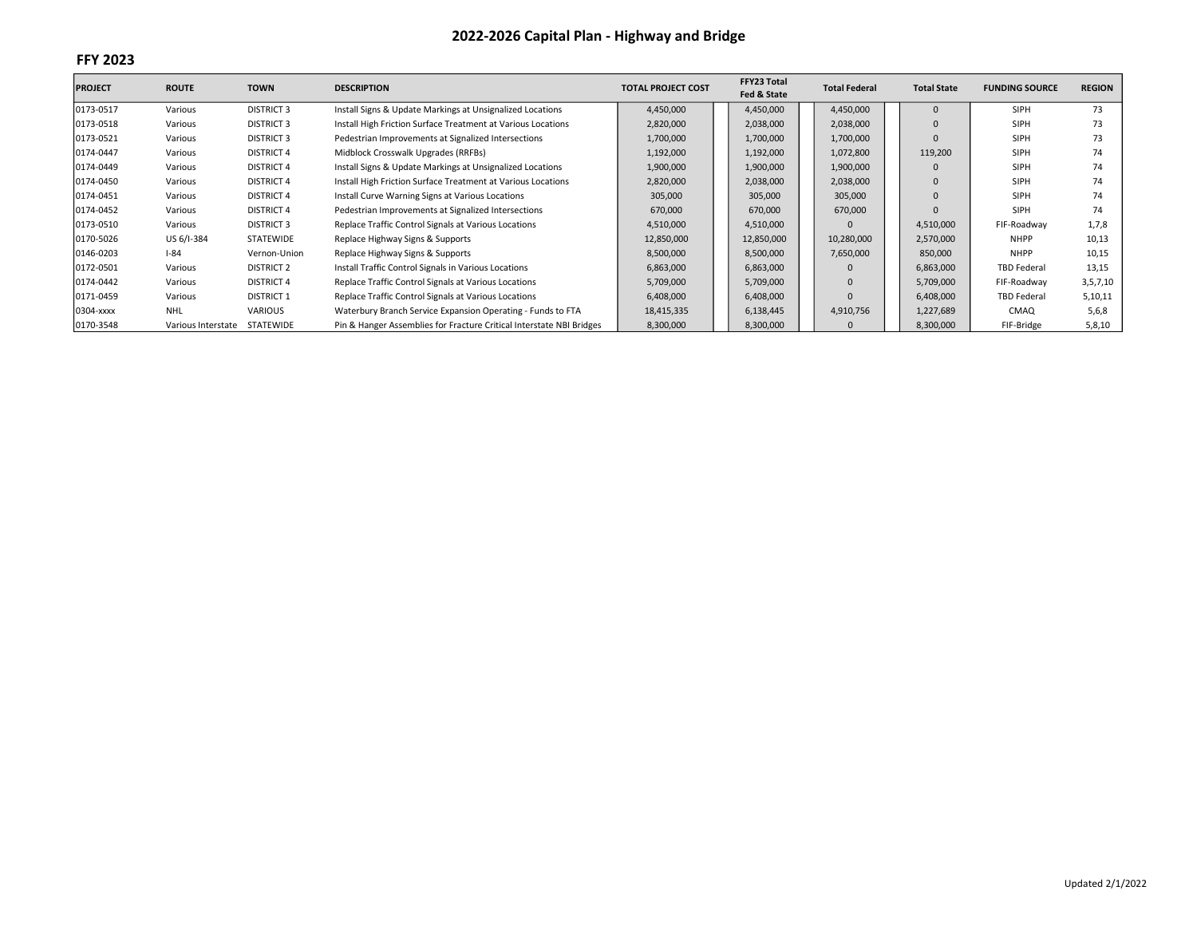# 2022-2026 Capital Plan - Highway and Bridge

## FFY 2023

| PROJECT | ROUTE | TOWN | DESCRIPTION | TOTAL PROJECT COST | FFY23 Total Fed & State | Total Federal | Total State | FUNDING SOURCE | REGION |
|---|---|---|---|---|---|---|---|---|---|
| 0173-0517 | Various | DISTRICT 3 | Install Signs & Update Markings at Unsignalized Locations | 4,450,000 | 4,450,000 | 4,450,000 | 0 | SIPH | 73 |
| 0173-0518 | Various | DISTRICT 3 | Install High Friction Surface Treatment at Various Locations | 2,820,000 | 2,038,000 | 2,038,000 | 0 | SIPH | 73 |
| 0173-0521 | Various | DISTRICT 3 | Pedestrian Improvements at Signalized Intersections | 1,700,000 | 1,700,000 | 1,700,000 | 0 | SIPH | 73 |
| 0174-0447 | Various | DISTRICT 4 | Midblock Crosswalk Upgrades (RRFBs) | 1,192,000 | 1,192,000 | 1,072,800 | 119,200 | SIPH | 74 |
| 0174-0449 | Various | DISTRICT 4 | Install Signs & Update Markings at Unsignalized Locations | 1,900,000 | 1,900,000 | 1,900,000 | 0 | SIPH | 74 |
| 0174-0450 | Various | DISTRICT 4 | Install High Friction Surface Treatment at Various Locations | 2,820,000 | 2,038,000 | 2,038,000 | 0 | SIPH | 74 |
| 0174-0451 | Various | DISTRICT 4 | Install Curve Warning Signs at Various Locations | 305,000 | 305,000 | 305,000 | 0 | SIPH | 74 |
| 0174-0452 | Various | DISTRICT 4 | Pedestrian Improvements at Signalized Intersections | 670,000 | 670,000 | 670,000 | 0 | SIPH | 74 |
| 0173-0510 | Various | DISTRICT 3 | Replace Traffic Control Signals at Various Locations | 4,510,000 | 4,510,000 | 0 | 4,510,000 | FIF-Roadway | 1,7,8 |
| 0170-5026 | US 6/I-384 | STATEWIDE | Replace Highway Signs & Supports | 12,850,000 | 12,850,000 | 10,280,000 | 2,570,000 | NHPP | 10,13 |
| 0146-0203 | I-84 | Vernon-Union | Replace Highway Signs & Supports | 8,500,000 | 8,500,000 | 7,650,000 | 850,000 | NHPP | 10,15 |
| 0172-0501 | Various | DISTRICT 2 | Install Traffic Control Signals in Various Locations | 6,863,000 | 6,863,000 | 0 | 6,863,000 | TBD Federal | 13,15 |
| 0174-0442 | Various | DISTRICT 4 | Replace Traffic Control Signals at Various Locations | 5,709,000 | 5,709,000 | 0 | 5,709,000 | FIF-Roadway | 3,5,7,10 |
| 0171-0459 | Various | DISTRICT 1 | Replace Traffic Control Signals at Various Locations | 6,408,000 | 6,408,000 | 0 | 6,408,000 | TBD Federal | 5,10,11 |
| 0304-xxxx | NHL | VARIOUS | Waterbury Branch Service Expansion Operating - Funds to FTA | 18,415,335 | 6,138,445 | 4,910,756 | 1,227,689 | CMAQ | 5,6,8 |
| 0170-3548 | Various Interstate | STATEWIDE | Pin & Hanger Assemblies for Fracture Critical Interstate NBI Bridges | 8,300,000 | 8,300,000 | 0 | 8,300,000 | FIF-Bridge | 5,8,10 |

Updated 2/1/2022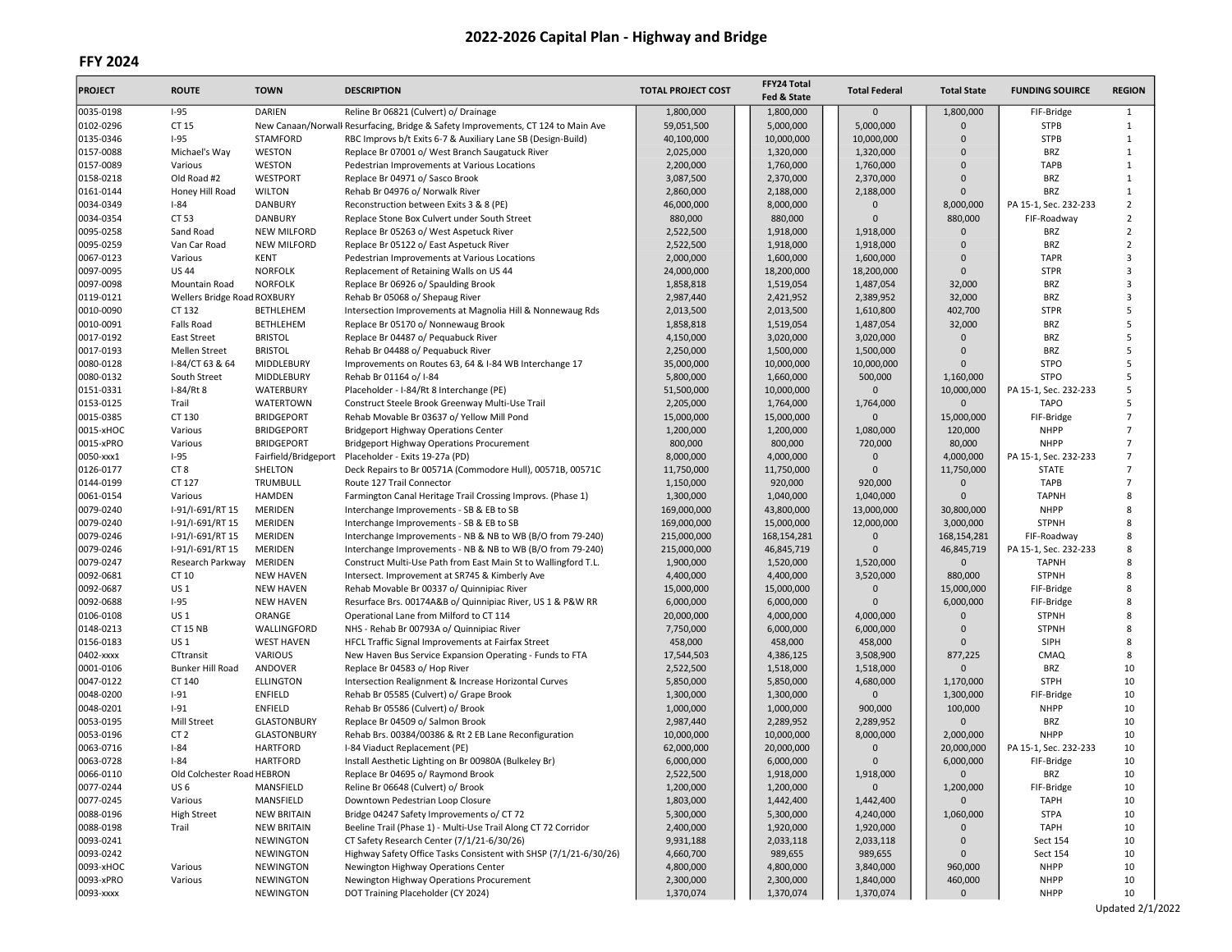# 2022-2026 Capital Plan - Highway and Bridge

## FFY 2024

| PROJECT | ROUTE | TOWN | DESCRIPTION | TOTAL PROJECT COST | FFY24 Total Fed & State | Total Federal | Total State | FUNDING SOUIRCE | REGION |
|---|---|---|---|---|---|---|---|---|---|
| 0035-0198 | I-95 | DARIEN | Reline Br 06821 (Culvert) o/ Drainage | 1,800,000 | 1,800,000 | 0 | 1,800,000 | FIF-Bridge | 1 |
| 0102-0296 | CT 15 | New Canaan/Norwalk | Resurfacing, Bridge & Safety Improvements, CT 124 to Main Ave | 59,051,500 | 5,000,000 | 5,000,000 | 0 | STPB | 1 |
| 0135-0346 | I-95 | STAMFORD | RBC Improvs b/t Exits 6-7 & Auxiliary Lane SB (Design-Build) | 40,100,000 | 10,000,000 | 10,000,000 | 0 | STPB | 1 |
| 0157-0088 | Michael's Way | WESTON | Replace Br 07001 o/ West Branch Saugatuck River | 2,025,000 | 1,320,000 | 1,320,000 | 0 | BRZ | 1 |
| 0157-0089 | Various | WESTON | Pedestrian Improvements at Various Locations | 2,200,000 | 1,760,000 | 1,760,000 | 0 | TAPB | 1 |
| 0158-0218 | Old Road #2 | WESTPORT | Replace Br 04971 o/ Sasco Brook | 3,087,500 | 2,370,000 | 2,370,000 | 0 | BRZ | 1 |
| 0161-0144 | Honey Hill Road | WILTON | Rehab Br 04976 o/ Norwalk River | 2,860,000 | 2,188,000 | 2,188,000 | 0 | BRZ | 1 |
| 0034-0349 | I-84 | DANBURY | Reconstruction between Exits 3 & 8 (PE) | 46,000,000 | 8,000,000 | 0 | 8,000,000 | PA 15-1, Sec. 232-233 | 2 |
| 0034-0354 | CT 53 | DANBURY | Replace Stone Box Culvert under South Street | 880,000 | 880,000 | 0 | 880,000 | FIF-Roadway | 2 |
| 0095-0258 | Sand Road | NEW MILFORD | Replace Br 05263 o/ West Aspetuck River | 2,522,500 | 1,918,000 | 1,918,000 | 0 | BRZ | 2 |
| 0095-0259 | Van Car Road | NEW MILFORD | Replace Br 05122 o/ East Aspetuck River | 2,522,500 | 1,918,000 | 1,918,000 | 0 | BRZ | 2 |
| 0067-0123 | Various | KENT | Pedestrian Improvements at Various Locations | 2,000,000 | 1,600,000 | 1,600,000 | 0 | TAPR | 3 |
| 0097-0095 | US 44 | NORFOLK | Replacement of Retaining Walls on US 44 | 24,000,000 | 18,200,000 | 18,200,000 | 0 | STPR | 3 |
| 0097-0098 | Mountain Road | NORFOLK | Replace Br 06926 o/ Spaulding Brook | 1,858,818 | 1,519,054 | 1,487,054 | 32,000 | BRZ | 3 |
| 0119-0121 | Wellers Bridge Road | ROXBURY | Rehab Br 05068 o/ Shepaug River | 2,987,440 | 2,421,952 | 2,389,952 | 32,000 | BRZ | 3 |
| 0010-0090 | CT 132 | BETHLEHEM | Intersection Improvements at Magnolia Hill & Nonnewaug Rds | 2,013,500 | 2,013,500 | 1,610,800 | 402,700 | STPR | 5 |
| 0010-0091 | Falls Road | BETHLEHEM | Replace Br 05170 o/ Nonnewaug Brook | 1,858,818 | 1,519,054 | 1,487,054 | 32,000 | BRZ | 5 |
| 0017-0192 | East Street | BRISTOL | Replace Br 04487 o/ Pequabuck River | 4,150,000 | 3,020,000 | 3,020,000 | 0 | BRZ | 5 |
| 0017-0193 | Mellen Street | BRISTOL | Rehab Br 04488 o/ Pequabuck River | 2,250,000 | 1,500,000 | 1,500,000 | 0 | BRZ | 5 |
| 0080-0128 | I-84/CT 63 & 64 | MIDDLEBURY | Improvements on Routes 63, 64 & I-84 WB Interchange 17 | 35,000,000 | 10,000,000 | 10,000,000 | 0 | STPO | 5 |
| 0080-0132 | South Street | MIDDLEBURY | Rehab Br 01164 o/ I-84 | 5,800,000 | 1,660,000 | 500,000 | 1,160,000 | STPO | 5 |
| 0151-0331 | I-84/Rt 8 | WATERBURY | Placeholder - I-84/Rt 8 Interchange (PE) | 51,500,000 | 10,000,000 | 0 | 10,000,000 | PA 15-1, Sec. 232-233 | 5 |
| 0153-0125 | Trail | WATERTOWN | Construct Steele Brook Greenway Multi-Use Trail | 2,205,000 | 1,764,000 | 1,764,000 | 0 | TAPO | 5 |
| 0015-0385 | CT 130 | BRIDGEPORT | Rehab Movable Br 03637 o/ Yellow Mill Pond | 15,000,000 | 15,000,000 | 0 | 15,000,000 | FIF-Bridge | 7 |
| 0015-xHOC | Various | BRIDGEPORT | Bridgeport Highway Operations Center | 1,200,000 | 1,200,000 | 1,080,000 | 120,000 | NHPP | 7 |
| 0015-xPRO | Various | BRIDGEPORT | Bridgeport Highway Operations Procurement | 800,000 | 800,000 | 720,000 | 80,000 | NHPP | 7 |
| 0050-xxx1 | I-95 | Fairfield/Bridgeport | Placeholder - Exits 19-27a (PD) | 8,000,000 | 4,000,000 | 0 | 4,000,000 | PA 15-1, Sec. 232-233 | 7 |
| 0126-0177 | CT 8 | SHELTON | Deck Repairs to Br 00571A (Commodore Hull), 00571B, 00571C | 11,750,000 | 11,750,000 | 0 | 11,750,000 | STATE | 7 |
| 0144-0199 | CT 127 | TRUMBULL | Route 127 Trail Connector | 1,150,000 | 920,000 | 920,000 | 0 | TAPB | 7 |
| 0061-0154 | Various | HAMDEN | Farmington Canal Heritage Trail Crossing Improvs. (Phase 1) | 1,300,000 | 1,040,000 | 1,040,000 | 0 | TAPNH | 8 |
| 0079-0240 | I-91/I-691/RT 15 | MERIDEN | Interchange Improvements - SB & EB to SB | 169,000,000 | 43,800,000 | 13,000,000 | 30,800,000 | NHPP | 8 |
| 0079-0240 | I-91/I-691/RT 15 | MERIDEN | Interchange Improvements - SB & EB to SB | 169,000,000 | 15,000,000 | 12,000,000 | 3,000,000 | STPNH | 8 |
| 0079-0246 | I-91/I-691/RT 15 | MERIDEN | Interchange Improvements - NB & NB to WB (B/O from 79-240) | 215,000,000 | 168,154,281 | 0 | 168,154,281 | FIF-Roadway | 8 |
| 0079-0246 | I-91/I-691/RT 15 | MERIDEN | Interchange Improvements - NB & NB to WB (B/O from 79-240) | 215,000,000 | 46,845,719 | 0 | 46,845,719 | PA 15-1, Sec. 232-233 | 8 |
| 0079-0247 | Research Parkway | MERIDEN | Construct Multi-Use Path from East Main St to Wallingford T.L. | 1,900,000 | 1,520,000 | 1,520,000 | 0 | TAPNH | 8 |
| 0092-0681 | CT 10 | NEW HAVEN | Intersect. Improvement at SR745 & Kimberly Ave | 4,400,000 | 4,400,000 | 3,520,000 | 880,000 | STPNH | 8 |
| 0092-0687 | US 1 | NEW HAVEN | Rehab Movable Br 00337 o/ Quinnipiac River | 15,000,000 | 15,000,000 | 0 | 15,000,000 | FIF-Bridge | 8 |
| 0092-0688 | I-95 | NEW HAVEN | Resurface Brs. 00174A&B o/ Quinnipiac River, US 1 & P&W RR | 6,000,000 | 6,000,000 | 0 | 6,000,000 | FIF-Bridge | 8 |
| 0106-0108 | US 1 | ORANGE | Operational Lane from Milford to CT 114 | 20,000,000 | 4,000,000 | 4,000,000 | 0 | STPNH | 8 |
| 0148-0213 | CT 15 NB | WALLINGFORD | NHS - Rehab Br 00793A o/ Quinnipiac River | 7,750,000 | 6,000,000 | 6,000,000 | 0 | STPNH | 8 |
| 0156-0183 | US 1 | WEST HAVEN | HFCL Traffic Signal Improvements at Fairfax Street | 458,000 | 458,000 | 458,000 | 0 | SIPH | 8 |
| 0402-xxxx | CTtransit | VARIOUS | New Haven Bus Service Expansion Operating - Funds to FTA | 17,544,503 | 4,386,125 | 3,508,900 | 877,225 | CMAQ | 8 |
| 0001-0106 | Bunker Hill Road | ANDOVER | Replace Br 04583 o/ Hop River | 2,522,500 | 1,518,000 | 1,518,000 | 0 | BRZ | 10 |
| 0047-0122 | CT 140 | ELLINGTON | Intersection Realignment & Increase Horizontal Curves | 5,850,000 | 5,850,000 | 4,680,000 | 1,170,000 | STPH | 10 |
| 0048-0200 | I-91 | ENFIELD | Rehab Br 05585 (Culvert) o/ Grape Brook | 1,300,000 | 1,300,000 | 0 | 1,300,000 | FIF-Bridge | 10 |
| 0048-0201 | I-91 | ENFIELD | Rehab Br 05586 (Culvert) o/ Brook | 1,000,000 | 1,000,000 | 900,000 | 100,000 | NHPP | 10 |
| 0053-0195 | Mill Street | GLASTONBURY | Replace Br 04509 o/ Salmon Brook | 2,987,440 | 2,289,952 | 2,289,952 | 0 | BRZ | 10 |
| 0053-0196 | CT 2 | GLASTONBURY | Rehab Brs. 00384/00386 & Rt 2 EB Lane Reconfiguration | 10,000,000 | 10,000,000 | 8,000,000 | 2,000,000 | NHPP | 10 |
| 0063-0716 | I-84 | HARTFORD | I-84 Viaduct Replacement (PE) | 62,000,000 | 20,000,000 | 0 | 20,000,000 | PA 15-1, Sec. 232-233 | 10 |
| 0063-0728 | I-84 | HARTFORD | Install Aesthetic Lighting on Br 00980A (Bulkeley Br) | 6,000,000 | 6,000,000 | 0 | 6,000,000 | FIF-Bridge | 10 |
| 0066-0110 | Old Colchester Road | HEBRON | Replace Br 04695 o/ Raymond Brook | 2,522,500 | 1,918,000 | 1,918,000 | 0 | BRZ | 10 |
| 0077-0244 | US 6 | MANSFIELD | Reline Br 06648 (Culvert) o/ Brook | 1,200,000 | 1,200,000 | 0 | 1,200,000 | FIF-Bridge | 10 |
| 0077-0245 | Various | MANSFIELD | Downtown Pedestrian Loop Closure | 1,803,000 | 1,442,400 | 1,442,400 | 0 | TAPH | 10 |
| 0088-0196 | High Street | NEW BRITAIN | Bridge 04247 Safety Improvements o/ CT 72 | 5,300,000 | 5,300,000 | 4,240,000 | 1,060,000 | STPA | 10 |
| 0088-0198 | Trail | NEW BRITAIN | Beeline Trail (Phase 1) - Multi-Use Trail Along CT 72 Corridor | 2,400,000 | 1,920,000 | 1,920,000 | 0 | TAPH | 10 |
| 0093-0241 | | NEWINGTON | CT Safety Research Center (7/1/21-6/30/26) | 9,931,188 | 2,033,118 | 2,033,118 | 0 | Sect 154 | 10 |
| 0093-0242 | | NEWINGTON | Highway Safety Office Tasks Consistent with SHSP (7/1/21-6/30/26) | 4,660,700 | 989,655 | 989,655 | 0 | Sect 154 | 10 |
| 0093-xHOC | Various | NEWINGTON | Newington Highway Operations Center | 4,800,000 | 4,800,000 | 3,840,000 | 960,000 | NHPP | 10 |
| 0093-xPRO | Various | NEWINGTON | Newington Highway Operations Procurement | 2,300,000 | 2,300,000 | 1,840,000 | 460,000 | NHPP | 10 |
| 0093-xxxx | | NEWINGTON | DOT Training Placeholder (CY 2024) | 1,370,074 | 1,370,074 | 1,370,074 | 0 | NHPP | 10 |

Updated 2/1/2022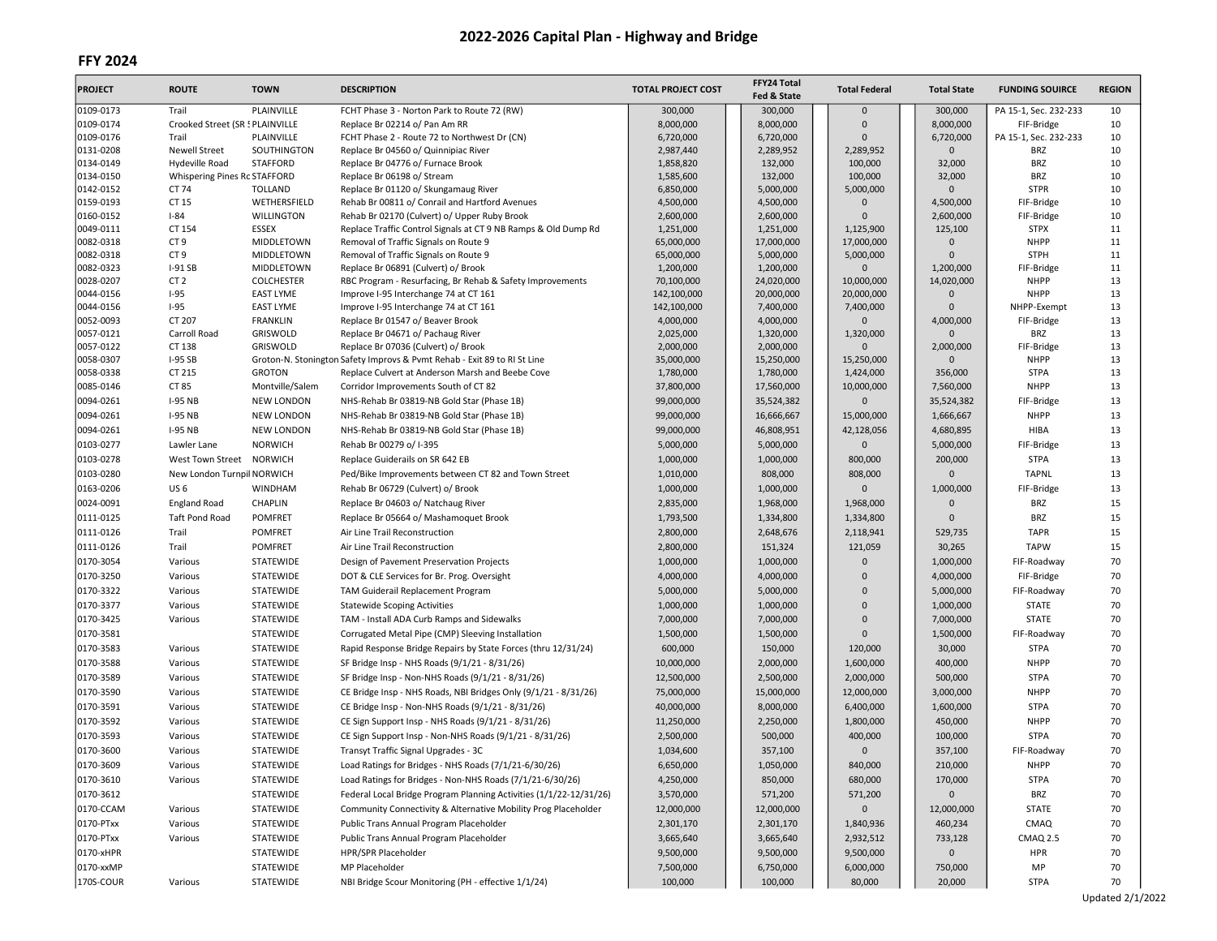# 2022-2026 Capital Plan - Highway and Bridge

## FFY 2024

| PROJECT | ROUTE | TOWN | DESCRIPTION | TOTAL PROJECT COST | FFY24 Total Fed & State | Total Federal | Total State | FUNDING SOUIRCE | REGION |
|---|---|---|---|---|---|---|---|---|---|
| 0109-0173 | Trail | PLAINVILLE | FCHT Phase 3 - Norton Park to Route 72 (RW) | 300,000 | 300,000 | 0 | 300,000 | PA 15-1, Sec. 232-233 | 10 |
| 0109-0174 | Crooked Street (SR 5 | PLAINVILLE | Replace Br 02214 o/ Pan Am RR | 8,000,000 | 8,000,000 | 0 | 8,000,000 | FIF-Bridge | 10 |
| 0109-0176 | Trail | PLAINVILLE | FCHT Phase 2 - Route 72 to Northwest Dr (CN) | 6,720,000 | 6,720,000 | 0 | 6,720,000 | PA 15-1, Sec. 232-233 | 10 |
| 0131-0208 | Newell Street | SOUTHINGTON | Replace Br 04560 o/ Quinnipiac River | 2,987,440 | 2,289,952 | 2,289,952 | 0 | BRZ | 10 |
| 0134-0149 | Hydeville Road | STAFFORD | Replace Br 04776 o/ Furnace Brook | 1,858,820 | 132,000 | 100,000 | 32,000 | BRZ | 10 |
| 0134-0150 | Whispering Pines Rd | STAFFORD | Replace Br 06198 o/ Stream | 1,585,600 | 132,000 | 100,000 | 32,000 | BRZ | 10 |
| 0142-0152 | CT 74 | TOLLAND | Replace Br 01120 o/ Skungamaug River | 6,850,000 | 5,000,000 | 5,000,000 | 0 | STPR | 10 |
| 0159-0193 | CT 15 | WETHERSFIELD | Rehab Br 00811 o/ Conrail and Hartford Avenues | 4,500,000 | 4,500,000 | 0 | 4,500,000 | FIF-Bridge | 10 |
| 0160-0152 | I-84 | WILLINGTON | Rehab Br 02170 (Culvert) o/ Upper Ruby Brook | 2,600,000 | 2,600,000 | 0 | 2,600,000 | FIF-Bridge | 10 |
| 0049-0111 | CT 154 | ESSEX | Replace Traffic Control Signals at CT 9 NB Ramps & Old Dump Rd | 1,251,000 | 1,251,000 | 1,125,900 | 125,100 | STPX | 11 |
| 0082-0318 | CT 9 | MIDDLETOWN | Removal of Traffic Signals on Route 9 | 65,000,000 | 17,000,000 | 17,000,000 | 0 | NHPP | 11 |
| 0082-0318 | CT 9 | MIDDLETOWN | Removal of Traffic Signals on Route 9 | 65,000,000 | 5,000,000 | 5,000,000 | 0 | STPH | 11 |
| 0082-0323 | I-91 SB | MIDDLETOWN | Replace Br 06891 (Culvert) o/ Brook | 1,200,000 | 1,200,000 | 0 | 1,200,000 | FIF-Bridge | 11 |
| 0028-0207 | CT 2 | COLCHESTER | RBC Program - Resurfacing, Br Rehab & Safety Improvements | 70,100,000 | 24,020,000 | 10,000,000 | 14,020,000 | NHPP | 13 |
| 0044-0156 | I-95 | EAST LYME | Improve I-95 Interchange 74 at CT 161 | 142,100,000 | 20,000,000 | 20,000,000 | 0 | NHPP | 13 |
| 0044-0156 | I-95 | EAST LYME | Improve I-95 Interchange 74 at CT 161 | 142,100,000 | 7,400,000 | 7,400,000 | 0 | NHPP-Exempt | 13 |
| 0052-0093 | CT 207 | FRANKLIN | Replace Br 01547 o/ Beaver Brook | 4,000,000 | 4,000,000 | 0 | 4,000,000 | FIF-Bridge | 13 |
| 0057-0121 | Carroll Road | GRISWOLD | Replace Br 04671 o/ Pachaug River | 2,025,000 | 1,320,000 | 1,320,000 | 0 | BRZ | 13 |
| 0057-0122 | CT 138 | GRISWOLD | Replace Br 07036 (Culvert) o/ Brook | 2,000,000 | 2,000,000 | 0 | 2,000,000 | FIF-Bridge | 13 |
| 0058-0307 | I-95 SB | Groton-N. Stonington | Safety Improvs & Pvmt Rehab - Exit 89 to RI St Line | 35,000,000 | 15,250,000 | 15,250,000 | 0 | NHPP | 13 |
| 0058-0338 | CT 215 | GROTON | Replace Culvert at Anderson Marsh and Beebe Cove | 1,780,000 | 1,780,000 | 1,424,000 | 356,000 | STPA | 13 |
| 0085-0146 | CT 85 | Montville/Salem | Corridor Improvements South of CT 82 | 37,800,000 | 17,560,000 | 10,000,000 | 7,560,000 | NHPP | 13 |
| 0094-0261 | I-95 NB | NEW LONDON | NHS-Rehab Br 03819-NB Gold Star (Phase 1B) | 99,000,000 | 35,524,382 | 0 | 35,524,382 | FIF-Bridge | 13 |
| 0094-0261 | I-95 NB | NEW LONDON | NHS-Rehab Br 03819-NB Gold Star (Phase 1B) | 99,000,000 | 16,666,667 | 15,000,000 | 1,666,667 | NHPP | 13 |
| 0094-0261 | I-95 NB | NEW LONDON | NHS-Rehab Br 03819-NB Gold Star (Phase 1B) | 99,000,000 | 46,808,951 | 42,128,056 | 4,680,895 | HIBA | 13 |
| 0103-0277 | Lawler Lane | NORWICH | Rehab Br 00279 o/ I-395 | 5,000,000 | 5,000,000 | 0 | 5,000,000 | FIF-Bridge | 13 |
| 0103-0278 | West Town Street | NORWICH | Replace Guiderails on SR 642 EB | 1,000,000 | 1,000,000 | 800,000 | 200,000 | STPA | 13 |
| 0103-0280 | New London Turnpike | NORWICH | Ped/Bike Improvements between CT 82 and Town Street | 1,010,000 | 808,000 | 808,000 | 0 | TAPNL | 13 |
| 0163-0206 | US 6 | WINDHAM | Rehab Br 06729 (Culvert) o/ Brook | 1,000,000 | 1,000,000 | 0 | 1,000,000 | FIF-Bridge | 13 |
| 0024-0091 | England Road | CHAPLIN | Replace Br 04603 o/ Natchaug River | 2,835,000 | 1,968,000 | 1,968,000 | 0 | BRZ | 15 |
| 0111-0125 | Taft Pond Road | POMFRET | Replace Br 05664 o/ Mashamoquet Brook | 1,793,500 | 1,334,800 | 1,334,800 | 0 | BRZ | 15 |
| 0111-0126 | Trail | POMFRET | Air Line Trail Reconstruction | 2,800,000 | 2,648,676 | 2,118,941 | 529,735 | TAPR | 15 |
| 0111-0126 | Trail | POMFRET | Air Line Trail Reconstruction | 2,800,000 | 151,324 | 121,059 | 30,265 | TAPW | 15 |
| 0170-3054 | Various | STATEWIDE | Design of Pavement Preservation Projects | 1,000,000 | 1,000,000 | 0 | 1,000,000 | FIF-Roadway | 70 |
| 0170-3250 | Various | STATEWIDE | DOT & CLE Services for Br. Prog. Oversight | 4,000,000 | 4,000,000 | 0 | 4,000,000 | FIF-Bridge | 70 |
| 0170-3322 | Various | STATEWIDE | TAM Guiderail Replacement Program | 5,000,000 | 5,000,000 | 0 | 5,000,000 | FIF-Roadway | 70 |
| 0170-3377 | Various | STATEWIDE | Statewide Scoping Activities | 1,000,000 | 1,000,000 | 0 | 1,000,000 | STATE | 70 |
| 0170-3425 | Various | STATEWIDE | TAM - Install ADA Curb Ramps and Sidewalks | 7,000,000 | 7,000,000 | 0 | 7,000,000 | STATE | 70 |
| 0170-3581 | | STATEWIDE | Corrugated Metal Pipe (CMP) Sleeving Installation | 1,500,000 | 1,500,000 | 0 | 1,500,000 | FIF-Roadway | 70 |
| 0170-3583 | Various | STATEWIDE | Rapid Response Bridge Repairs by State Forces (thru 12/31/24) | 600,000 | 150,000 | 120,000 | 30,000 | STPA | 70 |
| 0170-3588 | Various | STATEWIDE | SF Bridge Insp - NHS Roads (9/1/21 - 8/31/26) | 10,000,000 | 2,000,000 | 1,600,000 | 400,000 | NHPP | 70 |
| 0170-3589 | Various | STATEWIDE | SF Bridge Insp - Non-NHS Roads (9/1/21 - 8/31/26) | 12,500,000 | 2,500,000 | 2,000,000 | 500,000 | STPA | 70 |
| 0170-3590 | Various | STATEWIDE | CE Bridge Insp - NHS Roads, NBI Bridges Only (9/1/21 - 8/31/26) | 75,000,000 | 15,000,000 | 12,000,000 | 3,000,000 | NHPP | 70 |
| 0170-3591 | Various | STATEWIDE | CE Bridge Insp - Non-NHS Roads (9/1/21 - 8/31/26) | 40,000,000 | 8,000,000 | 6,400,000 | 1,600,000 | STPA | 70 |
| 0170-3592 | Various | STATEWIDE | CE Sign Support Insp - NHS Roads (9/1/21 - 8/31/26) | 11,250,000 | 2,250,000 | 1,800,000 | 450,000 | NHPP | 70 |
| 0170-3593 | Various | STATEWIDE | CE Sign Support Insp - Non-NHS Roads (9/1/21 - 8/31/26) | 2,500,000 | 500,000 | 400,000 | 100,000 | STPA | 70 |
| 0170-3600 | Various | STATEWIDE | Transyt Traffic Signal Upgrades - 3C | 1,034,600 | 357,100 | 0 | 357,100 | FIF-Roadway | 70 |
| 0170-3609 | Various | STATEWIDE | Load Ratings for Bridges - NHS Roads (7/1/21-6/30/26) | 6,650,000 | 1,050,000 | 840,000 | 210,000 | NHPP | 70 |
| 0170-3610 | Various | STATEWIDE | Load Ratings for Bridges - Non-NHS Roads (7/1/21-6/30/26) | 4,250,000 | 850,000 | 680,000 | 170,000 | STPA | 70 |
| 0170-3612 | | STATEWIDE | Federal Local Bridge Program Planning Activities (1/1/22-12/31/26) | 3,570,000 | 571,200 | 571,200 | 0 | BRZ | 70 |
| 0170-CCAM | Various | STATEWIDE | Community Connectivity & Alternative Mobility Prog Placeholder | 12,000,000 | 12,000,000 | 0 | 12,000,000 | STATE | 70 |
| 0170-PTxx | Various | STATEWIDE | Public Trans Annual Program Placeholder | 2,301,170 | 2,301,170 | 1,840,936 | 460,234 | CMAQ | 70 |
| 0170-PTxx | Various | STATEWIDE | Public Trans Annual Program Placeholder | 3,665,640 | 3,665,640 | 2,932,512 | 733,128 | CMAQ 2.5 | 70 |
| 0170-xHPR | | STATEWIDE | HPR/SPR Placeholder | 9,500,000 | 9,500,000 | 9,500,000 | 0 | HPR | 70 |
| 0170-xxMP | | STATEWIDE | MP Placeholder | 7,500,000 | 6,750,000 | 6,000,000 | 750,000 | MP | 70 |
| 170S-COUR | Various | STATEWIDE | NBI Bridge Scour Monitoring (PH - effective 1/1/24) | 100,000 | 100,000 | 80,000 | 20,000 | STPA | 70 |

Updated 2/1/2022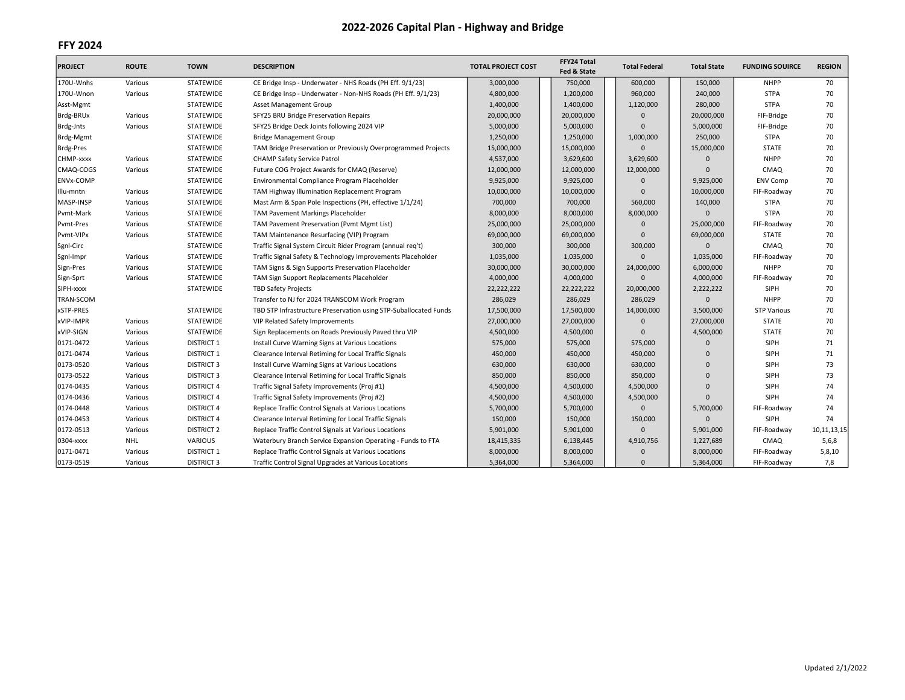# 2022-2026 Capital Plan - Highway and Bridge

## FFY 2024

| PROJECT | ROUTE | TOWN | DESCRIPTION | TOTAL PROJECT COST | FFY24 Total Fed & State | Total Federal | Total State | FUNDING SOUIRCE | REGION |
|---|---|---|---|---|---|---|---|---|---|
| 170U-Wnhs | Various | STATEWIDE | CE Bridge Insp - Underwater - NHS Roads (PH Eff. 9/1/23) | 3,000,000 | 750,000 | 600,000 | 150,000 | NHPP | 70 |
| 170U-Wnon | Various | STATEWIDE | CE Bridge Insp - Underwater - Non-NHS Roads (PH Eff. 9/1/23) | 4,800,000 | 1,200,000 | 960,000 | 240,000 | STPA | 70 |
| Asst-Mgmt | | STATEWIDE | Asset Management Group | 1,400,000 | 1,400,000 | 1,120,000 | 280,000 | STPA | 70 |
| Brdg-BRUx | Various | STATEWIDE | SFY25 BRU Bridge Preservation Repairs | 20,000,000 | 20,000,000 | 0 | 20,000,000 | FIF-Bridge | 70 |
| Brdg-Jnts | Various | STATEWIDE | SFY25 Bridge Deck Joints following 2024 VIP | 5,000,000 | 5,000,000 | 0 | 5,000,000 | FIF-Bridge | 70 |
| Brdg-Mgmt | | STATEWIDE | Bridge Management Group | 1,250,000 | 1,250,000 | 1,000,000 | 250,000 | STPA | 70 |
| Brdg-Pres | | STATEWIDE | TAM Bridge Preservation or Previously Overprogrammed Projects | 15,000,000 | 15,000,000 | 0 | 15,000,000 | STATE | 70 |
| CHMP-xxxx | Various | STATEWIDE | CHAMP Safety Service Patrol | 4,537,000 | 3,629,600 | 3,629,600 | 0 | NHPP | 70 |
| CMAQ-COGS | Various | STATEWIDE | Future COG Project Awards for CMAQ (Reserve) | 12,000,000 | 12,000,000 | 12,000,000 | 0 | CMAQ | 70 |
| ENVx-COMP | | STATEWIDE | Environmental Compliance Program Placeholder | 9,925,000 | 9,925,000 | 0 | 9,925,000 | ENV Comp | 70 |
| Illu-mntn | Various | STATEWIDE | TAM Highway Illumination Replacement Program | 10,000,000 | 10,000,000 | 0 | 10,000,000 | FIF-Roadway | 70 |
| MASP-INSP | Various | STATEWIDE | Mast Arm & Span Pole Inspections (PH, effective 1/1/24) | 700,000 | 700,000 | 560,000 | 140,000 | STPA | 70 |
| Pvmt-Mark | Various | STATEWIDE | TAM Pavement Markings Placeholder | 8,000,000 | 8,000,000 | 8,000,000 | 0 | STPA | 70 |
| Pvmt-Pres | Various | STATEWIDE | TAM Pavement Preservation (Pvmt Mgmt List) | 25,000,000 | 25,000,000 | 0 | 25,000,000 | FIF-Roadway | 70 |
| Pvmt-VIPx | Various | STATEWIDE | TAM Maintenance Resurfacing (VIP) Program | 69,000,000 | 69,000,000 | 0 | 69,000,000 | STATE | 70 |
| Sgnl-Circ | | STATEWIDE | Traffic Signal System Circuit Rider Program (annual req't) | 300,000 | 300,000 | 300,000 | 0 | CMAQ | 70 |
| Sgnl-Impr | Various | STATEWIDE | Traffic Signal Safety & Technology Improvements Placeholder | 1,035,000 | 1,035,000 | 0 | 1,035,000 | FIF-Roadway | 70 |
| Sign-Pres | Various | STATEWIDE | TAM Signs & Sign Supports Preservation Placeholder | 30,000,000 | 30,000,000 | 24,000,000 | 6,000,000 | NHPP | 70 |
| Sign-Sprt | Various | STATEWIDE | TAM Sign Support Replacements Placeholder | 4,000,000 | 4,000,000 | 0 | 4,000,000 | FIF-Roadway | 70 |
| SIPH-xxxx | | STATEWIDE | TBD Safety Projects | 22,222,222 | 22,222,222 | 20,000,000 | 2,222,222 | SIPH | 70 |
| TRAN-SCOM | | | Transfer to NJ for 2024 TRANSCOM Work Program | 286,029 | 286,029 | 286,029 | 0 | NHPP | 70 |
| xSTP-PRES | | STATEWIDE | TBD STP Infrastructure Preservation using STP-Suballocated Funds | 17,500,000 | 17,500,000 | 14,000,000 | 3,500,000 | STP Various | 70 |
| xVIP-IMPR | Various | STATEWIDE | VIP Related Safety Improvements | 27,000,000 | 27,000,000 | 0 | 27,000,000 | STATE | 70 |
| xVIP-SIGN | Various | STATEWIDE | Sign Replacements on Roads Previously Paved thru VIP | 4,500,000 | 4,500,000 | 0 | 4,500,000 | STATE | 70 |
| 0171-0472 | Various | DISTRICT 1 | Install Curve Warning Signs at Various Locations | 575,000 | 575,000 | 575,000 | 0 | SIPH | 71 |
| 0171-0474 | Various | DISTRICT 1 | Clearance Interval Retiming for Local Traffic Signals | 450,000 | 450,000 | 450,000 | 0 | SIPH | 71 |
| 0173-0520 | Various | DISTRICT 3 | Install Curve Warning Signs at Various Locations | 630,000 | 630,000 | 630,000 | 0 | SIPH | 73 |
| 0173-0522 | Various | DISTRICT 3 | Clearance Interval Retiming for Local Traffic Signals | 850,000 | 850,000 | 850,000 | 0 | SIPH | 73 |
| 0174-0435 | Various | DISTRICT 4 | Traffic Signal Safety Improvements (Proj #1) | 4,500,000 | 4,500,000 | 4,500,000 | 0 | SIPH | 74 |
| 0174-0436 | Various | DISTRICT 4 | Traffic Signal Safety Improvements (Proj #2) | 4,500,000 | 4,500,000 | 4,500,000 | 0 | SIPH | 74 |
| 0174-0448 | Various | DISTRICT 4 | Replace Traffic Control Signals at Various Locations | 5,700,000 | 5,700,000 | 0 | 5,700,000 | FIF-Roadway | 74 |
| 0174-0453 | Various | DISTRICT 4 | Clearance Interval Retiming for Local Traffic Signals | 150,000 | 150,000 | 150,000 | 0 | SIPH | 74 |
| 0172-0513 | Various | DISTRICT 2 | Replace Traffic Control Signals at Various Locations | 5,901,000 | 5,901,000 | 0 | 5,901,000 | FIF-Roadway | 10,11,13,15 |
| 0304-xxxx | NHL | VARIOUS | Waterbury Branch Service Expansion Operating - Funds to FTA | 18,415,335 | 6,138,445 | 4,910,756 | 1,227,689 | CMAQ | 5,6,8 |
| 0171-0471 | Various | DISTRICT 1 | Replace Traffic Control Signals at Various Locations | 8,000,000 | 8,000,000 | 0 | 8,000,000 | FIF-Roadway | 5,8,10 |
| 0173-0519 | Various | DISTRICT 3 | Traffic Control Signal Upgrades at Various Locations | 5,364,000 | 5,364,000 | 0 | 5,364,000 | FIF-Roadway | 7,8 |

Updated 2/1/2022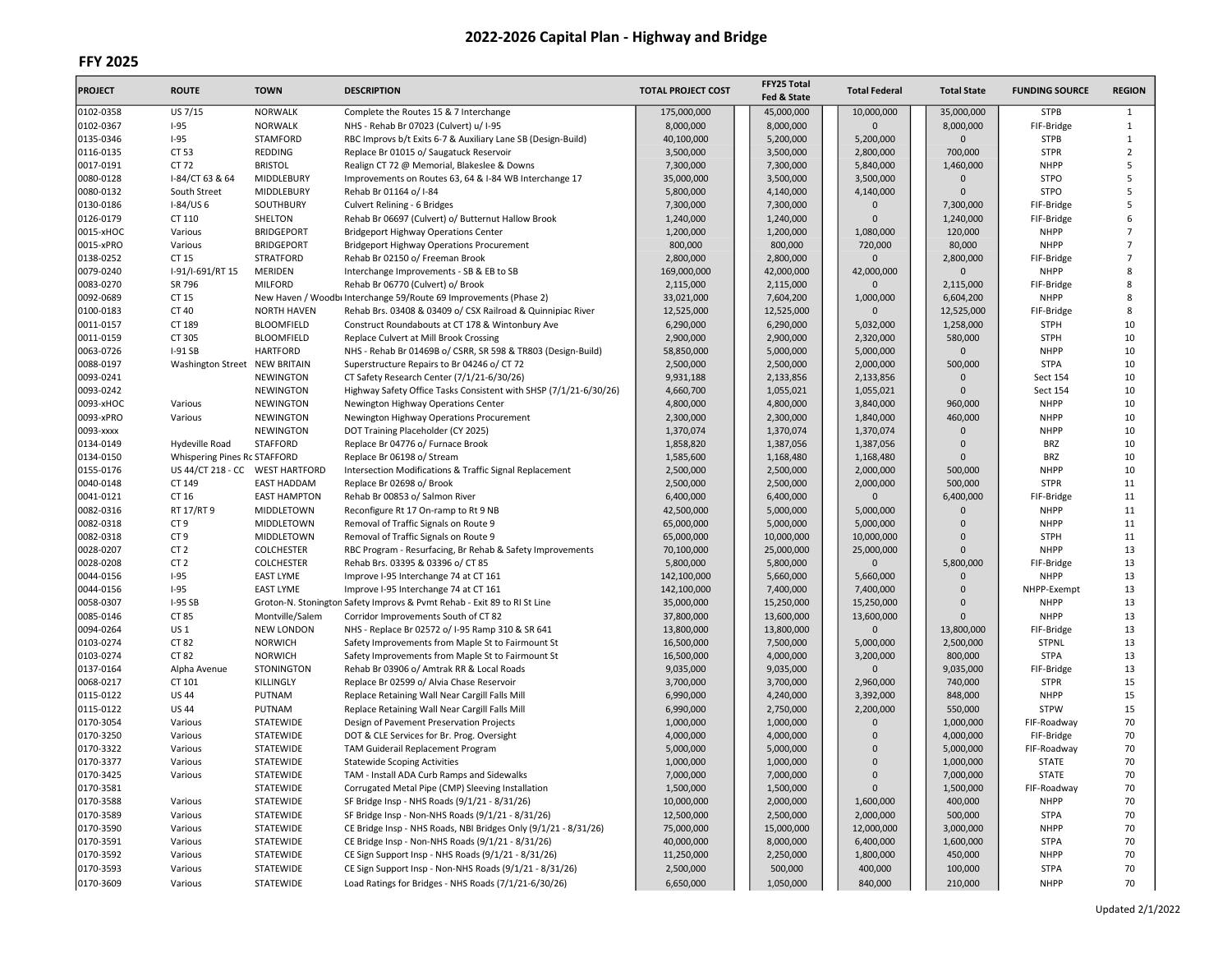# 2022-2026 Capital Plan - Highway and Bridge

## FFY 2025

| PROJECT | ROUTE | TOWN | DESCRIPTION | TOTAL PROJECT COST | FFY25 Total Fed & State | Total Federal | Total State | FUNDING SOURCE | REGION |
|---|---|---|---|---|---|---|---|---|---|
| 0102-0358 | US 7/15 | NORWALK | Complete the Routes 15 & 7 Interchange | 175,000,000 | 45,000,000 | 10,000,000 | 35,000,000 | STPB | 1 |
| 0102-0367 | I-95 | NORWALK | NHS - Rehab Br 07023 (Culvert) u/ I-95 | 8,000,000 | 8,000,000 | 0 | 8,000,000 | FIF-Bridge | 1 |
| 0135-0346 | I-95 | STAMFORD | RBC Improvs b/t Exits 6-7 & Auxiliary Lane SB (Design-Build) | 40,100,000 | 5,200,000 | 5,200,000 | 0 | STPB | 1 |
| 0116-0135 | CT 53 | REDDING | Replace Br 01015 o/ Saugatuck Reservoir | 3,500,000 | 3,500,000 | 2,800,000 | 700,000 | STPR | 2 |
| 0017-0191 | CT 72 | BRISTOL | Realign CT 72 @ Memorial, Blakeslee & Downs | 7,300,000 | 7,300,000 | 5,840,000 | 1,460,000 | NHPP | 5 |
| 0080-0128 | I-84/CT 63 & 64 | MIDDLEBURY | Improvements on Routes 63, 64 & I-84 WB Interchange 17 | 35,000,000 | 3,500,000 | 3,500,000 | 0 | STPO | 5 |
| 0080-0132 | South Street | MIDDLEBURY | Rehab Br 01164 o/ I-84 | 5,800,000 | 4,140,000 | 4,140,000 | 0 | STPO | 5 |
| 0130-0186 | I-84/US 6 | SOUTHBURY | Culvert Relining - 6 Bridges | 7,300,000 | 7,300,000 | 0 | 7,300,000 | FIF-Bridge | 5 |
| 0126-0179 | CT 110 | SHELTON | Rehab Br 06697 (Culvert) o/ Butternut Hallow Brook | 1,240,000 | 1,240,000 | 0 | 1,240,000 | FIF-Bridge | 6 |
| 0015-xHOC | Various | BRIDGEPORT | Bridgeport Highway Operations Center | 1,200,000 | 1,200,000 | 1,080,000 | 120,000 | NHPP | 7 |
| 0015-xPRO | Various | BRIDGEPORT | Bridgeport Highway Operations Procurement | 800,000 | 800,000 | 720,000 | 80,000 | NHPP | 7 |
| 0138-0252 | CT 15 | STRATFORD | Rehab Br 02150 o/ Freeman Brook | 2,800,000 | 2,800,000 | 0 | 2,800,000 | FIF-Bridge | 7 |
| 0079-0240 | I-91/I-691/RT 15 | MERIDEN | Interchange Improvements - SB & EB to SB | 169,000,000 | 42,000,000 | 42,000,000 | 0 | NHPP | 8 |
| 0083-0270 | SR 796 | MILFORD | Rehab Br 06770 (Culvert) o/ Brook | 2,115,000 | 2,115,000 | 0 | 2,115,000 | FIF-Bridge | 8 |
| 0092-0689 | CT 15 | New Haven / Woodbı | Interchange 59/Route 69 Improvements (Phase 2) | 33,021,000 | 7,604,200 | 1,000,000 | 6,604,200 | NHPP | 8 |
| 0100-0183 | CT 40 | NORTH HAVEN | Rehab Brs. 03408 & 03409 o/ CSX Railroad & Quinnipiac River | 12,525,000 | 12,525,000 | 0 | 12,525,000 | FIF-Bridge | 8 |
| 0011-0157 | CT 189 | BLOOMFIELD | Construct Roundabouts at CT 178 & Wintonbury Ave | 6,290,000 | 6,290,000 | 5,032,000 | 1,258,000 | STPH | 10 |
| 0011-0159 | CT 305 | BLOOMFIELD | Replace Culvert at Mill Brook Crossing | 2,900,000 | 2,900,000 | 2,320,000 | 580,000 | STPH | 10 |
| 0063-0726 | I-91 SB | HARTFORD | NHS - Rehab Br 01469B o/ CSRR, SR 598 & TR803 (Design-Build) | 58,850,000 | 5,000,000 | 5,000,000 | 0 | NHPP | 10 |
| 0088-0197 | Washington Street | NEW BRITAIN | Superstructure Repairs to Br 04246 o/ CT 72 | 2,500,000 | 2,500,000 | 2,000,000 | 500,000 | STPA | 10 |
| 0093-0241 | | NEWINGTON | CT Safety Research Center (7/1/21-6/30/26) | 9,931,188 | 2,133,856 | 2,133,856 | 0 | Sect 154 | 10 |
| 0093-0242 | | NEWINGTON | Highway Safety Office Tasks Consistent with SHSP (7/1/21-6/30/26) | 4,660,700 | 1,055,021 | 1,055,021 | 0 | Sect 154 | 10 |
| 0093-xHOC | Various | NEWINGTON | Newington Highway Operations Center | 4,800,000 | 4,800,000 | 3,840,000 | 960,000 | NHPP | 10 |
| 0093-xPRO | Various | NEWINGTON | Newington Highway Operations Procurement | 2,300,000 | 2,300,000 | 1,840,000 | 460,000 | NHPP | 10 |
| 0093-xxxx | | NEWINGTON | DOT Training Placeholder (CY 2025) | 1,370,074 | 1,370,074 | 1,370,074 | 0 | NHPP | 10 |
| 0134-0149 | Hydeville Road | STAFFORD | Replace Br 04776 o/ Furnace Brook | 1,858,820 | 1,387,056 | 1,387,056 | 0 | BRZ | 10 |
| 0134-0150 | Whispering Pines Rc | STAFFORD | Replace Br 06198 o/ Stream | 1,585,600 | 1,168,480 | 1,168,480 | 0 | BRZ | 10 |
| 0155-0176 | US 44/CT 218 - CC | WEST HARTFORD | Intersection Modifications & Traffic Signal Replacement | 2,500,000 | 2,500,000 | 2,000,000 | 500,000 | NHPP | 10 |
| 0040-0148 | CT 149 | EAST HADDAM | Replace Br 02698 o/ Brook | 2,500,000 | 2,500,000 | 2,000,000 | 500,000 | STPR | 11 |
| 0041-0121 | CT 16 | EAST HAMPTON | Rehab Br 00853 o/ Salmon River | 6,400,000 | 6,400,000 | 0 | 6,400,000 | FIF-Bridge | 11 |
| 0082-0316 | RT 17/RT 9 | MIDDLETOWN | Reconfigure Rt 17 On-ramp to Rt 9 NB | 42,500,000 | 5,000,000 | 5,000,000 | 0 | NHPP | 11 |
| 0082-0318 | CT 9 | MIDDLETOWN | Removal of Traffic Signals on Route 9 | 65,000,000 | 5,000,000 | 5,000,000 | 0 | NHPP | 11 |
| 0082-0318 | CT 9 | MIDDLETOWN | Removal of Traffic Signals on Route 9 | 65,000,000 | 10,000,000 | 10,000,000 | 0 | STPH | 11 |
| 0028-0207 | CT 2 | COLCHESTER | RBC Program - Resurfacing, Br Rehab & Safety Improvements | 70,100,000 | 25,000,000 | 25,000,000 | 0 | NHPP | 13 |
| 0028-0208 | CT 2 | COLCHESTER | Rehab Brs. 03395 & 03396 o/ CT 85 | 5,800,000 | 5,800,000 | 0 | 5,800,000 | FIF-Bridge | 13 |
| 0044-0156 | I-95 | EAST LYME | Improve I-95 Interchange 74 at CT 161 | 142,100,000 | 5,660,000 | 5,660,000 | 0 | NHPP | 13 |
| 0044-0156 | I-95 | EAST LYME | Improve I-95 Interchange 74 at CT 161 | 142,100,000 | 7,400,000 | 7,400,000 | 0 | NHPP-Exempt | 13 |
| 0058-0307 | I-95 SB | Groton-N. Stoningtor | Safety Improvs & Pvmt Rehab - Exit 89 to RI St Line | 35,000,000 | 15,250,000 | 15,250,000 | 0 | NHPP | 13 |
| 0085-0146 | CT 85 | Montville/Salem | Corridor Improvements South of CT 82 | 37,800,000 | 13,600,000 | 13,600,000 | 0 | NHPP | 13 |
| 0094-0264 | US 1 | NEW LONDON | NHS - Replace Br 02572 o/ I-95 Ramp 310 & SR 641 | 13,800,000 | 13,800,000 | 0 | 13,800,000 | FIF-Bridge | 13 |
| 0103-0274 | CT 82 | NORWICH | Safety Improvements from Maple St to Fairmount St | 16,500,000 | 7,500,000 | 5,000,000 | 2,500,000 | STPNL | 13 |
| 0103-0274 | CT 82 | NORWICH | Safety Improvements from Maple St to Fairmount St | 16,500,000 | 4,000,000 | 3,200,000 | 800,000 | STPA | 13 |
| 0137-0164 | Alpha Avenue | STONINGTON | Rehab Br 03906 o/ Amtrak RR & Local Roads | 9,035,000 | 9,035,000 | 0 | 9,035,000 | FIF-Bridge | 13 |
| 0068-0217 | CT 101 | KILLINGLY | Replace Br 02599 o/ Alvia Chase Reservoir | 3,700,000 | 3,700,000 | 2,960,000 | 740,000 | STPR | 15 |
| 0115-0122 | US 44 | PUTNAM | Replace Retaining Wall Near Cargill Falls Mill | 6,990,000 | 4,240,000 | 3,392,000 | 848,000 | NHPP | 15 |
| 0115-0122 | US 44 | PUTNAM | Replace Retaining Wall Near Cargill Falls Mill | 6,990,000 | 2,750,000 | 2,200,000 | 550,000 | STPW | 15 |
| 0170-3054 | Various | STATEWIDE | Design of Pavement Preservation Projects | 1,000,000 | 1,000,000 | 0 | 1,000,000 | FIF-Roadway | 70 |
| 0170-3250 | Various | STATEWIDE | DOT & CLE Services for Br. Prog. Oversight | 4,000,000 | 4,000,000 | 0 | 4,000,000 | FIF-Bridge | 70 |
| 0170-3322 | Various | STATEWIDE | TAM Guiderail Replacement Program | 5,000,000 | 5,000,000 | 0 | 5,000,000 | FIF-Roadway | 70 |
| 0170-3377 | Various | STATEWIDE | Statewide Scoping Activities | 1,000,000 | 1,000,000 | 0 | 1,000,000 | STATE | 70 |
| 0170-3425 | Various | STATEWIDE | TAM - Install ADA Curb Ramps and Sidewalks | 7,000,000 | 7,000,000 | 0 | 7,000,000 | STATE | 70 |
| 0170-3581 | | STATEWIDE | Corrugated Metal Pipe (CMP) Sleeving Installation | 1,500,000 | 1,500,000 | 0 | 1,500,000 | FIF-Roadway | 70 |
| 0170-3588 | Various | STATEWIDE | SF Bridge Insp - NHS Roads (9/1/21 - 8/31/26) | 10,000,000 | 2,000,000 | 1,600,000 | 400,000 | NHPP | 70 |
| 0170-3589 | Various | STATEWIDE | SF Bridge Insp - Non-NHS Roads (9/1/21 - 8/31/26) | 12,500,000 | 2,500,000 | 2,000,000 | 500,000 | STPA | 70 |
| 0170-3590 | Various | STATEWIDE | CE Bridge Insp - NHS Roads, NBI Bridges Only (9/1/21 - 8/31/26) | 75,000,000 | 15,000,000 | 12,000,000 | 3,000,000 | NHPP | 70 |
| 0170-3591 | Various | STATEWIDE | CE Bridge Insp - Non-NHS Roads (9/1/21 - 8/31/26) | 40,000,000 | 8,000,000 | 6,400,000 | 1,600,000 | STPA | 70 |
| 0170-3592 | Various | STATEWIDE | CE Sign Support Insp - NHS Roads (9/1/21 - 8/31/26) | 11,250,000 | 2,250,000 | 1,800,000 | 450,000 | NHPP | 70 |
| 0170-3593 | Various | STATEWIDE | CE Sign Support Insp - Non-NHS Roads (9/1/21 - 8/31/26) | 2,500,000 | 500,000 | 400,000 | 100,000 | STPA | 70 |
| 0170-3609 | Various | STATEWIDE | Load Ratings for Bridges - NHS Roads (7/1/21-6/30/26) | 6,650,000 | 1,050,000 | 840,000 | 210,000 | NHPP | 70 |

Updated 2/1/2022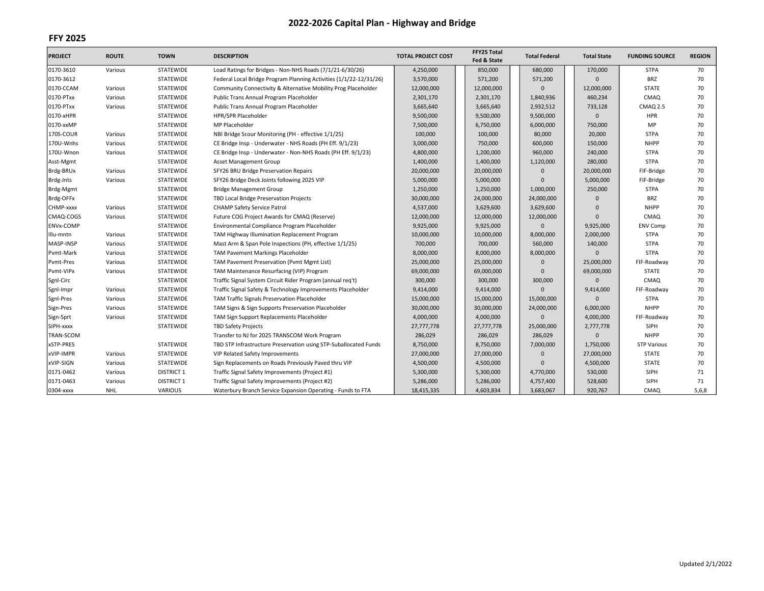# 2022-2026 Capital Plan - Highway and Bridge

## FFY 2025

| PROJECT | ROUTE | TOWN | DESCRIPTION | TOTAL PROJECT COST | FFY25 Total Fed & State | Total Federal | Total State | FUNDING SOURCE | REGION |
|---|---|---|---|---|---|---|---|---|---|
| 0170-3610 | Various | STATEWIDE | Load Ratings for Bridges - Non-NHS Roads (7/1/21-6/30/26) | 4,250,000 | 850,000 | 680,000 | 170,000 | STPA | 70 |
| 0170-3612 | | STATEWIDE | Federal Local Bridge Program Planning Activities (1/1/22-12/31/26) | 3,570,000 | 571,200 | 571,200 | 0 | BRZ | 70 |
| 0170-CCAM | Various | STATEWIDE | Community Connectivity & Alternative Mobility Prog Placeholder | 12,000,000 | 12,000,000 | 0 | 12,000,000 | STATE | 70 |
| 0170-PTxx | Various | STATEWIDE | Public Trans Annual Program Placeholder | 2,301,170 | 2,301,170 | 1,840,936 | 460,234 | CMAQ | 70 |
| 0170-PTxx | Various | STATEWIDE | Public Trans Annual Program Placeholder | 3,665,640 | 3,665,640 | 2,932,512 | 733,128 | CMAQ 2.5 | 70 |
| 0170-xHPR | | STATEWIDE | HPR/SPR Placeholder | 9,500,000 | 9,500,000 | 9,500,000 | 0 | HPR | 70 |
| 0170-xxMP | | STATEWIDE | MP Placeholder | 7,500,000 | 6,750,000 | 6,000,000 | 750,000 | MP | 70 |
| 170S-COUR | Various | STATEWIDE | NBI Bridge Scour Monitoring (PH - effective 1/1/25) | 100,000 | 100,000 | 80,000 | 20,000 | STPA | 70 |
| 170U-Wnhs | Various | STATEWIDE | CE Bridge Insp - Underwater - NHS Roads (PH Eff. 9/1/23) | 3,000,000 | 750,000 | 600,000 | 150,000 | NHPP | 70 |
| 170U-Wnon | Various | STATEWIDE | CE Bridge Insp - Underwater - Non-NHS Roads (PH Eff. 9/1/23) | 4,800,000 | 1,200,000 | 960,000 | 240,000 | STPA | 70 |
| Asst-Mgmt | | STATEWIDE | Asset Management Group | 1,400,000 | 1,400,000 | 1,120,000 | 280,000 | STPA | 70 |
| Brdg-BRUx | Various | STATEWIDE | SFY26 BRU Bridge Preservation Repairs | 20,000,000 | 20,000,000 | 0 | 20,000,000 | FIF-Bridge | 70 |
| Brdg-Jnts | Various | STATEWIDE | SFY26 Bridge Deck Joints following 2025 VIP | 5,000,000 | 5,000,000 | 0 | 5,000,000 | FIF-Bridge | 70 |
| Brdg-Mgmt | | STATEWIDE | Bridge Management Group | 1,250,000 | 1,250,000 | 1,000,000 | 250,000 | STPA | 70 |
| Brdg-OFFx | | STATEWIDE | TBD Local Bridge Preservation Projects | 30,000,000 | 24,000,000 | 24,000,000 | 0 | BRZ | 70 |
| CHMP-xxxx | Various | STATEWIDE | CHAMP Safety Service Patrol | 4,537,000 | 3,629,600 | 3,629,600 | 0 | NHPP | 70 |
| CMAQ-COGS | Various | STATEWIDE | Future COG Project Awards for CMAQ (Reserve) | 12,000,000 | 12,000,000 | 12,000,000 | 0 | CMAQ | 70 |
| ENVx-COMP | | STATEWIDE | Environmental Compliance Program Placeholder | 9,925,000 | 9,925,000 | 0 | 9,925,000 | ENV Comp | 70 |
| Illu-mntn | Various | STATEWIDE | TAM Highway Illumination Replacement Program | 10,000,000 | 10,000,000 | 8,000,000 | 2,000,000 | STPA | 70 |
| MASP-INSP | Various | STATEWIDE | Mast Arm & Span Pole Inspections (PH, effective 1/1/25) | 700,000 | 700,000 | 560,000 | 140,000 | STPA | 70 |
| Pvmt-Mark | Various | STATEWIDE | TAM Pavement Markings Placeholder | 8,000,000 | 8,000,000 | 8,000,000 | 0 | STPA | 70 |
| Pvmt-Pres | Various | STATEWIDE | TAM Pavement Preservation (Pvmt Mgmt List) | 25,000,000 | 25,000,000 | 0 | 25,000,000 | FIF-Roadway | 70 |
| Pvmt-VIPx | Various | STATEWIDE | TAM Maintenance Resurfacing (VIP) Program | 69,000,000 | 69,000,000 | 0 | 69,000,000 | STATE | 70 |
| Sgnl-Circ | | STATEWIDE | Traffic Signal System Circuit Rider Program (annual req't) | 300,000 | 300,000 | 300,000 | 0 | CMAQ | 70 |
| Sgnl-Impr | Various | STATEWIDE | Traffic Signal Safety & Technology Improvements Placeholder | 9,414,000 | 9,414,000 | 0 | 9,414,000 | FIF-Roadway | 70 |
| Sgnl-Pres | Various | STATEWIDE | TAM Traffic Signals Preservation Placeholder | 15,000,000 | 15,000,000 | 15,000,000 | 0 | STPA | 70 |
| Sign-Pres | Various | STATEWIDE | TAM Signs & Sign Supports Preservation Placeholder | 30,000,000 | 30,000,000 | 24,000,000 | 6,000,000 | NHPP | 70 |
| Sign-Sprt | Various | STATEWIDE | TAM Sign Support Replacements Placeholder | 4,000,000 | 4,000,000 | 0 | 4,000,000 | FIF-Roadway | 70 |
| SIPH-xxxx | | STATEWIDE | TBD Safety Projects | 27,777,778 | 27,777,778 | 25,000,000 | 2,777,778 | SIPH | 70 |
| TRAN-SCOM | | | Transfer to NJ for 2025 TRANSCOM Work Program | 286,029 | 286,029 | 286,029 | 0 | NHPP | 70 |
| xSTP-PRES | | STATEWIDE | TBD STP Infrastructure Preservation using STP-Suballocated Funds | 8,750,000 | 8,750,000 | 7,000,000 | 1,750,000 | STP Various | 70 |
| xVIP-IMPR | Various | STATEWIDE | VIP Related Safety Improvements | 27,000,000 | 27,000,000 | 0 | 27,000,000 | STATE | 70 |
| xVIP-SIGN | Various | STATEWIDE | Sign Replacements on Roads Previously Paved thru VIP | 4,500,000 | 4,500,000 | 0 | 4,500,000 | STATE | 70 |
| 0171-0462 | Various | DISTRICT 1 | Traffic Signal Safety Improvements (Project #1) | 5,300,000 | 5,300,000 | 4,770,000 | 530,000 | SIPH | 71 |
| 0171-0463 | Various | DISTRICT 1 | Traffic Signal Safety Improvements (Project #2) | 5,286,000 | 5,286,000 | 4,757,400 | 528,600 | SIPH | 71 |
| 0304-xxxx | NHL | VARIOUS | Waterbury Branch Service Expansion Operating - Funds to FTA | 18,415,335 | 4,603,834 | 3,683,067 | 920,767 | CMAQ | 5,6,8 |

Updated 2/1/2022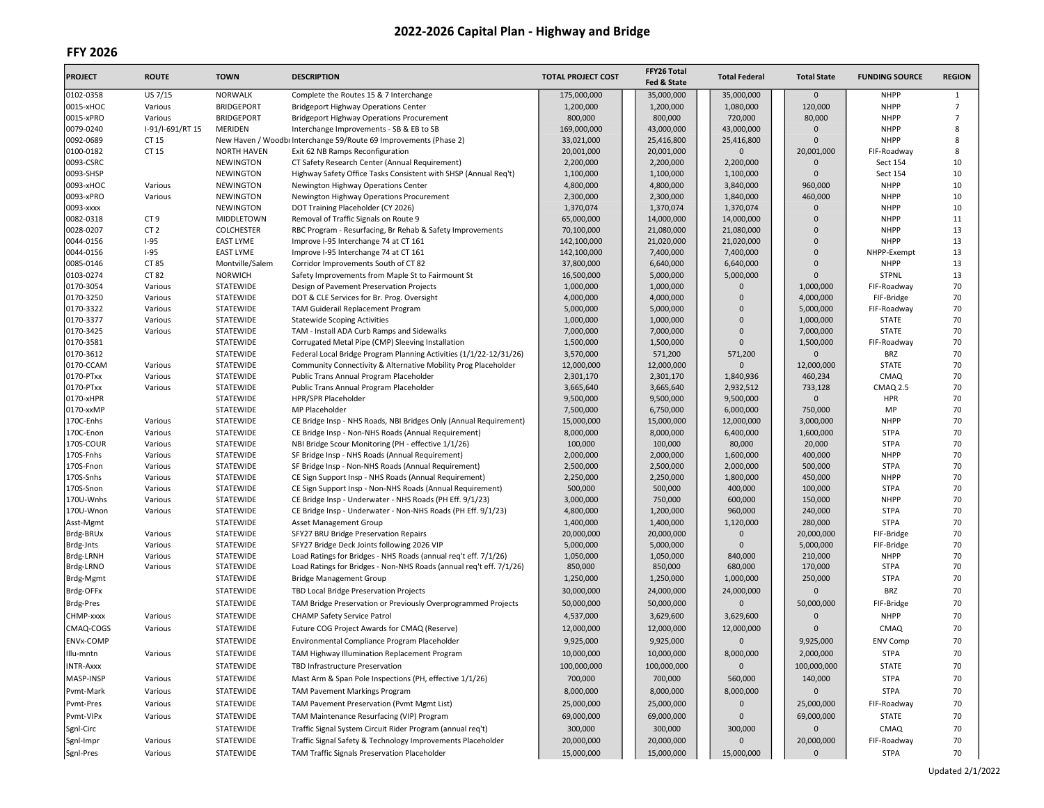# 2022-2026 Capital Plan - Highway and Bridge

## FFY 2026

| PROJECT | ROUTE | TOWN | DESCRIPTION | TOTAL PROJECT COST | FFY26 Total Fed & State | Total Federal | Total State | FUNDING SOURCE | REGION |
|---|---|---|---|---|---|---|---|---|---|
| 0102-0358 | US 7/15 | NORWALK | Complete the Routes 15 & 7 Interchange | 175,000,000 | 35,000,000 | 35,000,000 | 0 | NHPP | 1 |
| 0015-xHOC | Various | BRIDGEPORT | Bridgeport Highway Operations Center | 1,200,000 | 1,200,000 | 1,080,000 | 120,000 | NHPP | 7 |
| 0015-xPRO | Various | BRIDGEPORT | Bridgeport Highway Operations Procurement | 800,000 | 800,000 | 720,000 | 80,000 | NHPP | 7 |
| 0079-0240 | I-91/I-691/RT 15 | MERIDEN | Interchange Improvements - SB & EB to SB | 169,000,000 | 43,000,000 | 43,000,000 | 0 | NHPP | 8 |
| 0092-0689 | CT 15 | New Haven / Woodbı | Interchange 59/Route 69 Improvements (Phase 2) | 33,021,000 | 25,416,800 | 25,416,800 | 0 | NHPP | 8 |
| 0100-0182 | CT 15 | NORTH HAVEN | Exit 62 NB Ramps Reconfiguration | 20,001,000 | 20,001,000 | 0 | 20,001,000 | FIF-Roadway | 8 |
| 0093-CSRC | | NEWINGTON | CT Safety Research Center (Annual Requirement) | 2,200,000 | 2,200,000 | 2,200,000 | 0 | Sect 154 | 10 |
| 0093-SHSP | | NEWINGTON | Highway Safety Office Tasks Consistent with SHSP (Annual Req't) | 1,100,000 | 1,100,000 | 1,100,000 | 0 | Sect 154 | 10 |
| 0093-xHOC | Various | NEWINGTON | Newington Highway Operations Center | 4,800,000 | 4,800,000 | 3,840,000 | 960,000 | NHPP | 10 |
| 0093-xPRO | Various | NEWINGTON | Newington Highway Operations Procurement | 2,300,000 | 2,300,000 | 1,840,000 | 460,000 | NHPP | 10 |
| 0093-xxxx | | NEWINGTON | DOT Training Placeholder (CY 2026) | 1,370,074 | 1,370,074 | 1,370,074 | 0 | NHPP | 10 |
| 0082-0318 | CT 9 | MIDDLETOWN | Removal of Traffic Signals on Route 9 | 65,000,000 | 14,000,000 | 14,000,000 | 0 | NHPP | 11 |
| 0028-0207 | CT 2 | COLCHESTER | RBC Program - Resurfacing, Br Rehab & Safety Improvements | 70,100,000 | 21,080,000 | 21,080,000 | 0 | NHPP | 13 |
| 0044-0156 | I-95 | EAST LYME | Improve I-95 Interchange 74 at CT 161 | 142,100,000 | 21,020,000 | 21,020,000 | 0 | NHPP | 13 |
| 0044-0156 | I-95 | EAST LYME | Improve I-95 Interchange 74 at CT 161 | 142,100,000 | 7,400,000 | 7,400,000 | 0 | NHPP-Exempt | 13 |
| 0085-0146 | CT 85 | Montville/Salem | Corridor Improvements South of CT 82 | 37,800,000 | 6,640,000 | 6,640,000 | 0 | NHPP | 13 |
| 0103-0274 | CT 82 | NORWICH | Safety Improvements from Maple St to Fairmount St | 16,500,000 | 5,000,000 | 5,000,000 | 0 | STPNL | 13 |
| 0170-3054 | Various | STATEWIDE | Design of Pavement Preservation Projects | 1,000,000 | 1,000,000 | 0 | 1,000,000 | FIF-Roadway | 70 |
| 0170-3250 | Various | STATEWIDE | DOT & CLE Services for Br. Prog. Oversight | 4,000,000 | 4,000,000 | 0 | 4,000,000 | FIF-Bridge | 70 |
| 0170-3322 | Various | STATEWIDE | TAM Guiderail Replacement Program | 5,000,000 | 5,000,000 | 0 | 5,000,000 | FIF-Roadway | 70 |
| 0170-3377 | Various | STATEWIDE | Statewide Scoping Activities | 1,000,000 | 1,000,000 | 0 | 1,000,000 | STATE | 70 |
| 0170-3425 | Various | STATEWIDE | TAM - Install ADA Curb Ramps and Sidewalks | 7,000,000 | 7,000,000 | 0 | 7,000,000 | STATE | 70 |
| 0170-3581 | | STATEWIDE | Corrugated Metal Pipe (CMP) Sleeving Installation | 1,500,000 | 1,500,000 | 0 | 1,500,000 | FIF-Roadway | 70 |
| 0170-3612 | | STATEWIDE | Federal Local Bridge Program Planning Activities (1/1/22-12/31/26) | 3,570,000 | 571,200 | 571,200 | 0 | BRZ | 70 |
| 0170-CCAM | Various | STATEWIDE | Community Connectivity & Alternative Mobility Prog Placeholder | 12,000,000 | 12,000,000 | 0 | 12,000,000 | STATE | 70 |
| 0170-PTxx | Various | STATEWIDE | Public Trans Annual Program Placeholder | 2,301,170 | 2,301,170 | 1,840,936 | 460,234 | CMAQ | 70 |
| 0170-PTxx | Various | STATEWIDE | Public Trans Annual Program Placeholder | 3,665,640 | 3,665,640 | 2,932,512 | 733,128 | CMAQ 2.5 | 70 |
| 0170-xHPR | | STATEWIDE | HPR/SPR Placeholder | 9,500,000 | 9,500,000 | 9,500,000 | 0 | HPR | 70 |
| 0170-xxMP | | STATEWIDE | MP Placeholder | 7,500,000 | 6,750,000 | 6,000,000 | 750,000 | MP | 70 |
| 170C-Enhs | Various | STATEWIDE | CE Bridge Insp - NHS Roads, NBI Bridges Only (Annual Requirement) | 15,000,000 | 15,000,000 | 12,000,000 | 3,000,000 | NHPP | 70 |
| 170C-Enon | Various | STATEWIDE | CE Bridge Insp - Non-NHS Roads (Annual Requirement) | 8,000,000 | 8,000,000 | 6,400,000 | 1,600,000 | STPA | 70 |
| 170S-COUR | Various | STATEWIDE | NBI Bridge Scour Monitoring (PH - effective 1/1/26) | 100,000 | 100,000 | 80,000 | 20,000 | STPA | 70 |
| 170S-Fnhs | Various | STATEWIDE | SF Bridge Insp - NHS Roads (Annual Requirement) | 2,000,000 | 2,000,000 | 1,600,000 | 400,000 | NHPP | 70 |
| 170S-Fnon | Various | STATEWIDE | SF Bridge Insp - Non-NHS Roads (Annual Requirement) | 2,500,000 | 2,500,000 | 2,000,000 | 500,000 | STPA | 70 |
| 170S-Snhs | Various | STATEWIDE | CE Sign Support Insp - NHS Roads (Annual Requirement) | 2,250,000 | 2,250,000 | 1,800,000 | 450,000 | NHPP | 70 |
| 170S-Snon | Various | STATEWIDE | CE Sign Support Insp - Non-NHS Roads (Annual Requirement) | 500,000 | 500,000 | 400,000 | 100,000 | STPA | 70 |
| 170U-Wnhs | Various | STATEWIDE | CE Bridge Insp - Underwater - NHS Roads (PH Eff. 9/1/23) | 3,000,000 | 750,000 | 600,000 | 150,000 | NHPP | 70 |
| 170U-Wnon | Various | STATEWIDE | CE Bridge Insp - Underwater - Non-NHS Roads (PH Eff. 9/1/23) | 4,800,000 | 1,200,000 | 960,000 | 240,000 | STPA | 70 |
| Asst-Mgmt | | STATEWIDE | Asset Management Group | 1,400,000 | 1,400,000 | 1,120,000 | 280,000 | STPA | 70 |
| Brdg-BRUx | Various | STATEWIDE | SFY27 BRU Bridge Preservation Repairs | 20,000,000 | 20,000,000 | 0 | 20,000,000 | FIF-Bridge | 70 |
| Brdg-Jnts | Various | STATEWIDE | SFY27 Bridge Deck Joints following 2026 VIP | 5,000,000 | 5,000,000 | 0 | 5,000,000 | FIF-Bridge | 70 |
| Brdg-LRNH | Various | STATEWIDE | Load Ratings for Bridges - NHS Roads (annual req't eff. 7/1/26) | 1,050,000 | 1,050,000 | 840,000 | 210,000 | NHPP | 70 |
| Brdg-LRNO | Various | STATEWIDE | Load Ratings for Bridges - Non-NHS Roads (annual req't eff. 7/1/26) | 850,000 | 850,000 | 680,000 | 170,000 | STPA | 70 |
| Brdg-Mgmt | | STATEWIDE | Bridge Management Group | 1,250,000 | 1,250,000 | 1,000,000 | 250,000 | STPA | 70 |
| Brdg-OFFx | | STATEWIDE | TBD Local Bridge Preservation Projects | 30,000,000 | 24,000,000 | 24,000,000 | 0 | BRZ | 70 |
| Brdg-Pres | | STATEWIDE | TAM Bridge Preservation or Previously Overprogrammed Projects | 50,000,000 | 50,000,000 | 0 | 50,000,000 | FIF-Bridge | 70 |
| CHMP-xxxx | Various | STATEWIDE | CHAMP Safety Service Patrol | 4,537,000 | 3,629,600 | 3,629,600 | 0 | NHPP | 70 |
| CMAQ-COGS | Various | STATEWIDE | Future COG Project Awards for CMAQ (Reserve) | 12,000,000 | 12,000,000 | 12,000,000 | 0 | CMAQ | 70 |
| ENVx-COMP | | STATEWIDE | Environmental Compliance Program Placeholder | 9,925,000 | 9,925,000 | 0 | 9,925,000 | ENV Comp | 70 |
| Illu-mntn | Various | STATEWIDE | TAM Highway Illumination Replacement Program | 10,000,000 | 10,000,000 | 8,000,000 | 2,000,000 | STPA | 70 |
| INTR-Axxx | | STATEWIDE | TBD Infrastructure Preservation | 100,000,000 | 100,000,000 | 0 | 100,000,000 | STATE | 70 |
| MASP-INSP | Various | STATEWIDE | Mast Arm & Span Pole Inspections (PH, effective 1/1/26) | 700,000 | 700,000 | 560,000 | 140,000 | STPA | 70 |
| Pvmt-Mark | Various | STATEWIDE | TAM Pavement Markings Program | 8,000,000 | 8,000,000 | 8,000,000 | 0 | STPA | 70 |
| Pvmt-Pres | Various | STATEWIDE | TAM Pavement Preservation (Pvmt Mgmt List) | 25,000,000 | 25,000,000 | 0 | 25,000,000 | FIF-Roadway | 70 |
| Pvmt-VIPx | Various | STATEWIDE | TAM Maintenance Resurfacing (VIP) Program | 69,000,000 | 69,000,000 | 0 | 69,000,000 | STATE | 70 |
| Sgnl-Circ | | STATEWIDE | Traffic Signal System Circuit Rider Program (annual req't) | 300,000 | 300,000 | 300,000 | 0 | CMAQ | 70 |
| Sgnl-Impr | Various | STATEWIDE | Traffic Signal Safety & Technology Improvements Placeholder | 20,000,000 | 20,000,000 | 0 | 20,000,000 | FIF-Roadway | 70 |
| Sgnl-Pres | Various | STATEWIDE | TAM Traffic Signals Preservation Placeholder | 15,000,000 | 15,000,000 | 15,000,000 | 0 | STPA | 70 |

Updated 2/1/2022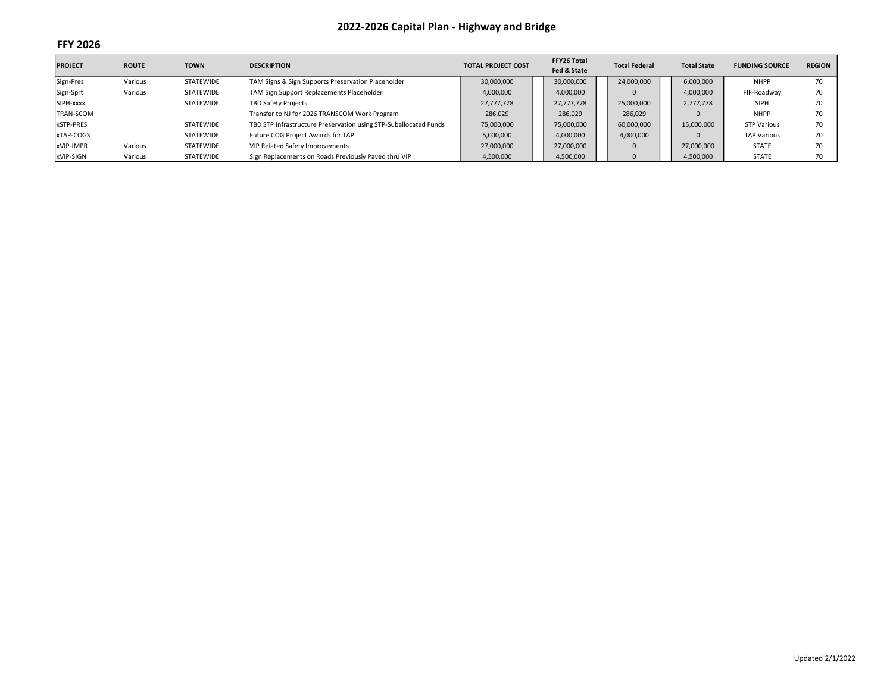# 2022-2026 Capital Plan - Highway and Bridge

## FFY 2026

| PROJECT | ROUTE | TOWN | DESCRIPTION | TOTAL PROJECT COST | FFY26 Total Fed & State | Total Federal | Total State | FUNDING SOURCE | REGION |
|---|---|---|---|---|---|---|---|---|---|
| Sign-Pres | Various | STATEWIDE | TAM Signs & Sign Supports Preservation Placeholder | 30,000,000 | 30,000,000 | 24,000,000 | 6,000,000 | NHPP | 70 |
| Sign-Sprt | Various | STATEWIDE | TAM Sign Support Replacements Placeholder | 4,000,000 | 4,000,000 | 0 | 4,000,000 | FIF-Roadway | 70 |
| SIPH-xxxx | | STATEWIDE | TBD Safety Projects | 27,777,778 | 27,777,778 | 25,000,000 | 2,777,778 | SIPH | 70 |
| TRAN-SCOM | | | Transfer to NJ for 2026 TRANSCOM Work Program | 286,029 | 286,029 | 286,029 | 0 | NHPP | 70 |
| xSTP-PRES | | STATEWIDE | TBD STP Infrastructure Preservation using STP-Suballocated Funds | 75,000,000 | 75,000,000 | 60,000,000 | 15,000,000 | STP Various | 70 |
| xTAP-COGS | | STATEWIDE | Future COG Project Awards for TAP | 5,000,000 | 4,000,000 | 4,000,000 | 0 | TAP Various | 70 |
| xVIP-IMPR | Various | STATEWIDE | VIP Related Safety Improvements | 27,000,000 | 27,000,000 | 0 | 27,000,000 | STATE | 70 |
| xVIP-SIGN | Various | STATEWIDE | Sign Replacements on Roads Previously Paved thru VIP | 4,500,000 | 4,500,000 | 0 | 4,500,000 | STATE | 70 |

Updated 2/1/2022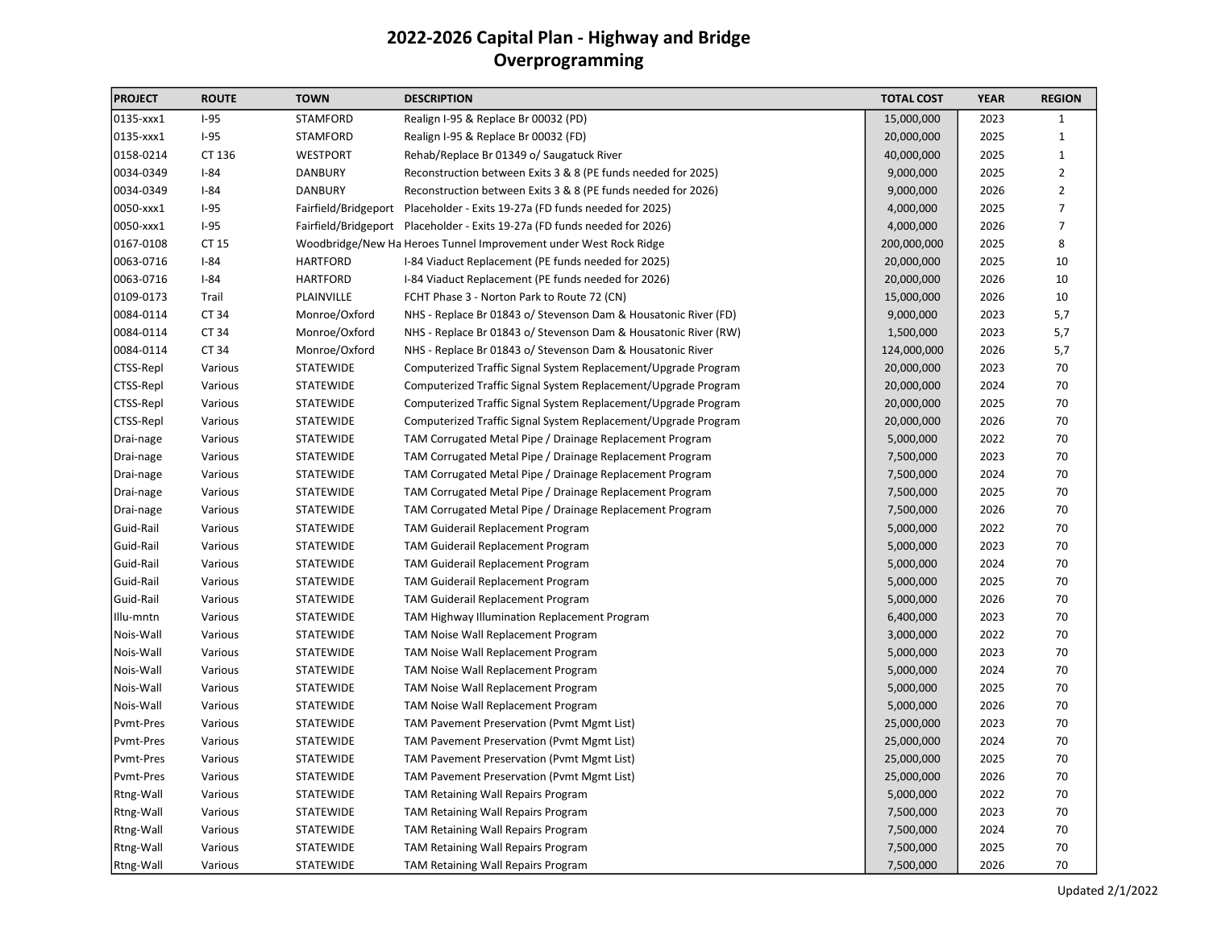# 2022-2026 Capital Plan - Highway and Bridge
## Overprogramming

| PROJECT | ROUTE | TOWN | DESCRIPTION | TOTAL COST | YEAR | REGION |
|---|---|---|---|---|---|---|
| 0135-xxx1 | I-95 | STAMFORD | Realign I-95 & Replace Br 00032 (PD) | 15,000,000 | 2023 | 1 |
| 0135-xxx1 | I-95 | STAMFORD | Realign I-95 & Replace Br 00032 (FD) | 20,000,000 | 2025 | 1 |
| 0158-0214 | CT 136 | WESTPORT | Rehab/Replace Br 01349 o/ Saugatuck River | 40,000,000 | 2025 | 1 |
| 0034-0349 | I-84 | DANBURY | Reconstruction between Exits 3 & 8 (PE funds needed for 2025) | 9,000,000 | 2025 | 2 |
| 0034-0349 | I-84 | DANBURY | Reconstruction between Exits 3 & 8 (PE funds needed for 2026) | 9,000,000 | 2026 | 2 |
| 0050-xxx1 | I-95 | Fairfield/Bridgeport | Placeholder - Exits 19-27a (FD funds needed for 2025) | 4,000,000 | 2025 | 7 |
| 0050-xxx1 | I-95 | Fairfield/Bridgeport | Placeholder - Exits 19-27a (FD funds needed for 2026) | 4,000,000 | 2026 | 7 |
| 0167-0108 | CT 15 | Woodbridge/New Ha | Heroes Tunnel Improvement under West Rock Ridge | 200,000,000 | 2025 | 8 |
| 0063-0716 | I-84 | HARTFORD | I-84 Viaduct Replacement (PE funds needed for 2025) | 20,000,000 | 2025 | 10 |
| 0063-0716 | I-84 | HARTFORD | I-84 Viaduct Replacement (PE funds needed for 2026) | 20,000,000 | 2026 | 10 |
| 0109-0173 | Trail | PLAINVILLE | FCHT Phase 3 - Norton Park to Route 72 (CN) | 15,000,000 | 2026 | 10 |
| 0084-0114 | CT 34 | Monroe/Oxford | NHS - Replace Br 01843 o/ Stevenson Dam & Housatonic River (FD) | 9,000,000 | 2023 | 5,7 |
| 0084-0114 | CT 34 | Monroe/Oxford | NHS - Replace Br 01843 o/ Stevenson Dam & Housatonic River (RW) | 1,500,000 | 2023 | 5,7 |
| 0084-0114 | CT 34 | Monroe/Oxford | NHS - Replace Br 01843 o/ Stevenson Dam & Housatonic River | 124,000,000 | 2026 | 5,7 |
| CTSS-Repl | Various | STATEWIDE | Computerized Traffic Signal System Replacement/Upgrade Program | 20,000,000 | 2023 | 70 |
| CTSS-Repl | Various | STATEWIDE | Computerized Traffic Signal System Replacement/Upgrade Program | 20,000,000 | 2024 | 70 |
| CTSS-Repl | Various | STATEWIDE | Computerized Traffic Signal System Replacement/Upgrade Program | 20,000,000 | 2025 | 70 |
| CTSS-Repl | Various | STATEWIDE | Computerized Traffic Signal System Replacement/Upgrade Program | 20,000,000 | 2026 | 70 |
| Drai-nage | Various | STATEWIDE | TAM Corrugated Metal Pipe / Drainage Replacement Program | 5,000,000 | 2022 | 70 |
| Drai-nage | Various | STATEWIDE | TAM Corrugated Metal Pipe / Drainage Replacement Program | 7,500,000 | 2023 | 70 |
| Drai-nage | Various | STATEWIDE | TAM Corrugated Metal Pipe / Drainage Replacement Program | 7,500,000 | 2024 | 70 |
| Drai-nage | Various | STATEWIDE | TAM Corrugated Metal Pipe / Drainage Replacement Program | 7,500,000 | 2025 | 70 |
| Drai-nage | Various | STATEWIDE | TAM Corrugated Metal Pipe / Drainage Replacement Program | 7,500,000 | 2026 | 70 |
| Guid-Rail | Various | STATEWIDE | TAM Guiderail Replacement Program | 5,000,000 | 2022 | 70 |
| Guid-Rail | Various | STATEWIDE | TAM Guiderail Replacement Program | 5,000,000 | 2023 | 70 |
| Guid-Rail | Various | STATEWIDE | TAM Guiderail Replacement Program | 5,000,000 | 2024 | 70 |
| Guid-Rail | Various | STATEWIDE | TAM Guiderail Replacement Program | 5,000,000 | 2025 | 70 |
| Guid-Rail | Various | STATEWIDE | TAM Guiderail Replacement Program | 5,000,000 | 2026 | 70 |
| Illu-mntn | Various | STATEWIDE | TAM Highway Illumination Replacement Program | 6,400,000 | 2023 | 70 |
| Nois-Wall | Various | STATEWIDE | TAM Noise Wall Replacement Program | 3,000,000 | 2022 | 70 |
| Nois-Wall | Various | STATEWIDE | TAM Noise Wall Replacement Program | 5,000,000 | 2023 | 70 |
| Nois-Wall | Various | STATEWIDE | TAM Noise Wall Replacement Program | 5,000,000 | 2024 | 70 |
| Nois-Wall | Various | STATEWIDE | TAM Noise Wall Replacement Program | 5,000,000 | 2025 | 70 |
| Nois-Wall | Various | STATEWIDE | TAM Noise Wall Replacement Program | 5,000,000 | 2026 | 70 |
| Pvmt-Pres | Various | STATEWIDE | TAM Pavement Preservation (Pvmt Mgmt List) | 25,000,000 | 2023 | 70 |
| Pvmt-Pres | Various | STATEWIDE | TAM Pavement Preservation (Pvmt Mgmt List) | 25,000,000 | 2024 | 70 |
| Pvmt-Pres | Various | STATEWIDE | TAM Pavement Preservation (Pvmt Mgmt List) | 25,000,000 | 2025 | 70 |
| Pvmt-Pres | Various | STATEWIDE | TAM Pavement Preservation (Pvmt Mgmt List) | 25,000,000 | 2026 | 70 |
| Rtng-Wall | Various | STATEWIDE | TAM Retaining Wall Repairs Program | 5,000,000 | 2022 | 70 |
| Rtng-Wall | Various | STATEWIDE | TAM Retaining Wall Repairs Program | 7,500,000 | 2023 | 70 |
| Rtng-Wall | Various | STATEWIDE | TAM Retaining Wall Repairs Program | 7,500,000 | 2024 | 70 |
| Rtng-Wall | Various | STATEWIDE | TAM Retaining Wall Repairs Program | 7,500,000 | 2025 | 70 |
| Rtng-Wall | Various | STATEWIDE | TAM Retaining Wall Repairs Program | 7,500,000 | 2026 | 70 |

Updated 2/1/2022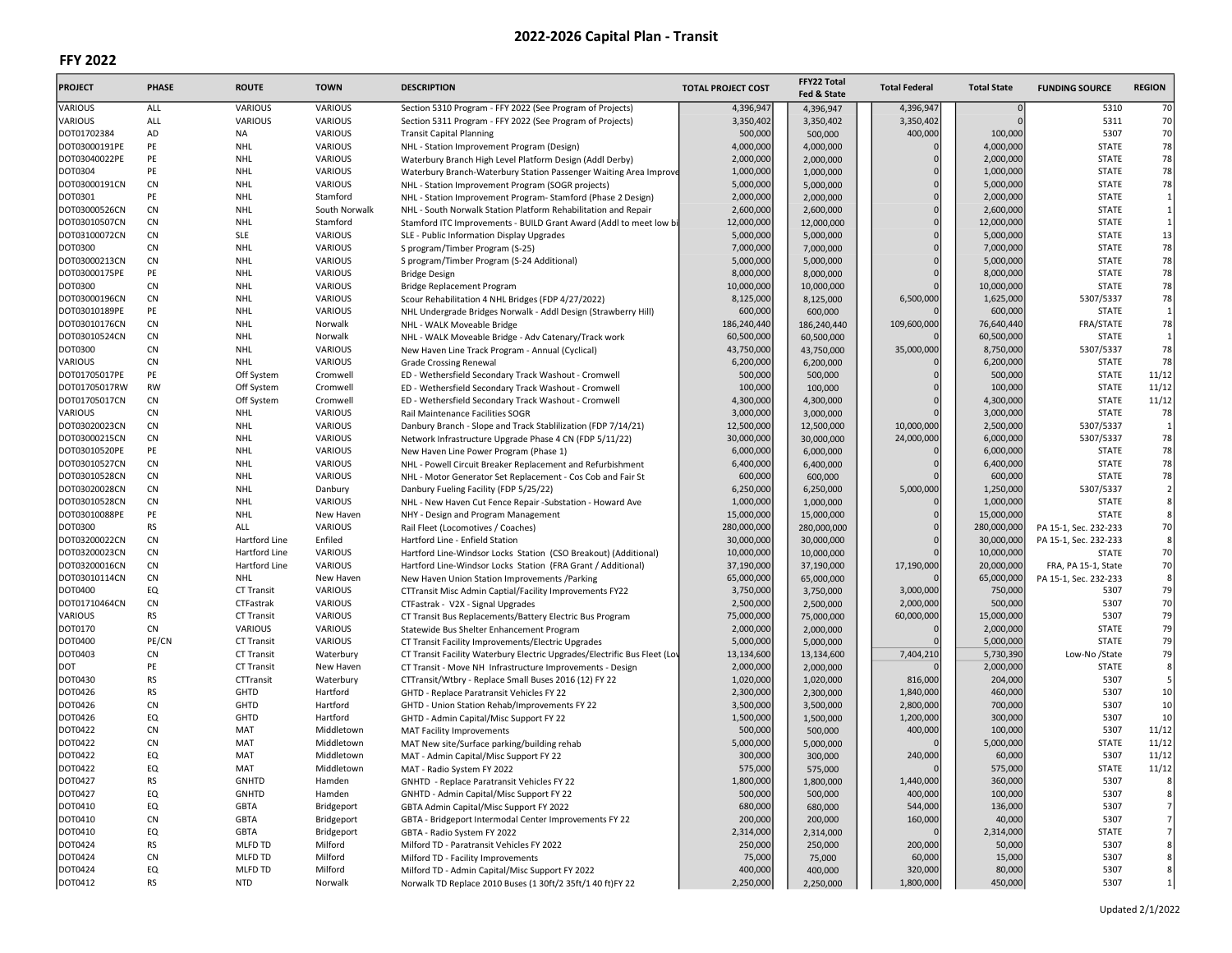# 2022-2026 Capital Plan - Transit

## FFY 2022

| PROJECT | PHASE | ROUTE | TOWN | DESCRIPTION | TOTAL PROJECT COST | FFY22 Total Fed & State | Total Federal | Total State | FUNDING SOURCE | REGION |
|---|---|---|---|---|---|---|---|---|---|---|
| VARIOUS | ALL | VARIOUS | VARIOUS | Section 5310 Program - FFY 2022 (See Program of Projects) | 4,396,947 | 4,396,947 | 4,396,947 | 0 | 5310 | 70 |
| VARIOUS | ALL | VARIOUS | VARIOUS | Section 5311 Program - FFY 2022 (See Program of Projects) | 3,350,402 | 3,350,402 | 3,350,402 | 0 | 5311 | 70 |
| DOT01702384 | AD | NA | VARIOUS | Transit Capital Planning | 500,000 | 500,000 | 400,000 | 100,000 | 5307 | 70 |
| DOT03000191PE | PE | NHL | VARIOUS | NHL - Station Improvement Program (Design) | 4,000,000 | 4,000,000 | 0 | 4,000,000 | STATE | 78 |
| DOT03040022PE | PE | NHL | VARIOUS | Waterbury Branch High Level Platform Design (Addl Derby) | 2,000,000 | 2,000,000 | 0 | 2,000,000 | STATE | 78 |
| DOT0304 | PE | NHL | VARIOUS | Waterbury Branch-Waterbury Station Passenger Waiting Area Improve | 1,000,000 | 1,000,000 | 0 | 1,000,000 | STATE | 78 |
| DOT03000191CN | CN | NHL | VARIOUS | NHL - Station Improvement Program (SOGR projects) | 5,000,000 | 5,000,000 | 0 | 5,000,000 | STATE | 78 |
| DOT0301 | PE | NHL | Stamford | NHL - Station Improvement Program- Stamford (Phase 2 Design) | 2,000,000 | 2,000,000 | 0 | 2,000,000 | STATE | 1 |
| DOT03000526CN | CN | NHL | South Norwalk | NHL - South Norwalk Station Platform Rehabilitation and Repair | 2,600,000 | 2,600,000 | 0 | 2,600,000 | STATE | 1 |
| DOT03010507CN | CN | NHL | Stamford | Stamford ITC Improvements - BUILD Grant Award (Addl to meet low bi | 12,000,000 | 12,000,000 | 0 | 12,000,000 | STATE | 1 |
| DOT03100072CN | CN | SLE | VARIOUS | SLE - Public Information Display Upgrades | 5,000,000 | 5,000,000 | 0 | 5,000,000 | STATE | 13 |
| DOT0300 | CN | NHL | VARIOUS | S program/Timber Program (S-25) | 7,000,000 | 7,000,000 | 0 | 7,000,000 | STATE | 78 |
| DOT03000213CN | CN | NHL | VARIOUS | S program/Timber Program (S-24 Additional) | 5,000,000 | 5,000,000 | 0 | 5,000,000 | STATE | 78 |
| DOT03000175PE | PE | NHL | VARIOUS | Bridge Design | 8,000,000 | 8,000,000 | 0 | 8,000,000 | STATE | 78 |
| DOT0300 | CN | NHL | VARIOUS | Bridge Replacement Program | 10,000,000 | 10,000,000 | 0 | 10,000,000 | STATE | 78 |
| DOT03000196CN | CN | NHL | VARIOUS | Scour Rehabilitation 4 NHL Bridges (FDP 4/27/2022) | 8,125,000 | 8,125,000 | 6,500,000 | 1,625,000 | 5307/5337 | 78 |
| DOT03010189PE | PE | NHL | VARIOUS | NHL Undergrade Bridges Norwalk - Addl Design (Strawberry Hill) | 600,000 | 600,000 | 0 | 600,000 | STATE | 1 |
| DOT03010176CN | CN | NHL | Norwalk | NHL - WALK Moveable Bridge | 186,240,440 | 186,240,440 | 109,600,000 | 76,640,440 | FRA/STATE | 78 |
| DOT03010524CN | CN | NHL | Norwalk | NHL - WALK Moveable Bridge - Adv Catenary/Track work | 60,500,000 | 60,500,000 | 0 | 60,500,000 | STATE | 1 |
| DOT0300 | CN | NHL | VARIOUS | New Haven Line Track Program - Annual (Cyclical) | 43,750,000 | 43,750,000 | 35,000,000 | 8,750,000 | 5307/5337 | 78 |
| VARIOUS | CN | NHL | VARIOUS | Grade Crossing Renewal | 6,200,000 | 6,200,000 | 0 | 6,200,000 | STATE | 78 |
| DOT01705017PE | PE | Off System | Cromwell | ED - Wethersfield Secondary Track Washout - Cromwell | 500,000 | 500,000 | 0 | 500,000 | STATE | 11/12 |
| DOT01705017RW | RW | Off System | Cromwell | ED - Wethersfield Secondary Track Washout - Cromwell | 100,000 | 100,000 | 0 | 100,000 | STATE | 11/12 |
| DOT01705017CN | CN | Off System | Cromwell | ED - Wethersfield Secondary Track Washout - Cromwell | 4,300,000 | 4,300,000 | 0 | 4,300,000 | STATE | 11/12 |
| VARIOUS | CN | NHL | VARIOUS | Rail Maintenance Facilities SOGR | 3,000,000 | 3,000,000 | 0 | 3,000,000 | STATE | 78 |
| DOT03020023CN | CN | NHL | VARIOUS | Danbury Branch - Slope and Track Stablilization (FDP 7/14/21) | 12,500,000 | 12,500,000 | 10,000,000 | 2,500,000 | 5307/5337 | 1 |
| DOT03000215CN | CN | NHL | VARIOUS | Network Infrastructure Upgrade Phase 4 CN (FDP 5/11/22) | 30,000,000 | 30,000,000 | 24,000,000 | 6,000,000 | 5307/5337 | 78 |
| DOT03010520PE | PE | NHL | VARIOUS | New Haven Line Power Program (Phase 1) | 6,000,000 | 6,000,000 | 0 | 6,000,000 | STATE | 78 |
| DOT03010527CN | CN | NHL | VARIOUS | NHL - Powell Circuit Breaker Replacement and Refurbishment | 6,400,000 | 6,400,000 | 0 | 6,400,000 | STATE | 78 |
| DOT03010528CN | CN | NHL | VARIOUS | NHL - Motor Generator Set Replacement - Cos Cob and Fair St | 600,000 | 600,000 | 0 | 600,000 | STATE | 78 |
| DOT03020028CN | CN | NHL | Danbury | Danbury Fueling Facility (FDP 5/25/22) | 6,250,000 | 6,250,000 | 5,000,000 | 1,250,000 | 5307/5337 | 2 |
| DOT03010528CN | CN | NHL | VARIOUS | NHL - New Haven Cut Fence Repair -Substation - Howard Ave | 1,000,000 | 1,000,000 | 0 | 1,000,000 | STATE | 8 |
| DOT03010088PE | PE | NHL | New Haven | NHY - Design and Program Management | 15,000,000 | 15,000,000 | 0 | 15,000,000 | STATE | 8 |
| DOT0300 | RS | ALL | VARIOUS | Rail Fleet (Locomotives / Coaches) | 280,000,000 | 280,000,000 | 0 | 280,000,000 | PA 15-1, Sec. 232-233 | 70 |
| DOT03200022CN | CN | Hartford Line | Enfiled | Hartford Line - Enfield Station | 30,000,000 | 30,000,000 | 0 | 30,000,000 | PA 15-1, Sec. 232-233 | 8 |
| DOT03200023CN | CN | Hartford Line | VARIOUS | Hartford Line-Windsor Locks Station (CSO Breakout) (Additional) | 10,000,000 | 10,000,000 | 0 | 10,000,000 | STATE | 70 |
| DOT03200016CN | CN | Hartford Line | VARIOUS | Hartford Line-Windsor Locks Station (FRA Grant / Additional) | 37,190,000 | 37,190,000 | 17,190,000 | 20,000,000 | FRA, PA 15-1, State | 70 |
| DOT03010114CN | CN | NHL | New Haven | New Haven Union Station Improvements /Parking | 65,000,000 | 65,000,000 | 0 | 65,000,000 | PA 15-1, Sec. 232-233 | 8 |
| DOT0400 | EQ | CT Transit | VARIOUS | CTTransit Misc Admin Captial/Facility Improvements FY22 | 3,750,000 | 3,750,000 | 3,000,000 | 750,000 | 5307 | 79 |
| DOT01710464CN | CN | CTFastrak | VARIOUS | CTFastrak - V2X - Signal Upgrades | 2,500,000 | 2,500,000 | 2,000,000 | 500,000 | 5307 | 70 |
| VARIOUS | RS | CT Transit | VARIOUS | CT Transit Bus Replacements/Battery Electric Bus Program | 75,000,000 | 75,000,000 | 60,000,000 | 15,000,000 | 5307 | 79 |
| DOT0170 | CN | VARIOUS | VARIOUS | Statewide Bus Shelter Enhancement Program | 2,000,000 | 2,000,000 | 0 | 2,000,000 | STATE | 79 |
| DOT0400 | PE/CN | CT Transit | VARIOUS | CT Transit Facility Improvements/Electric Upgrades | 5,000,000 | 5,000,000 | 0 | 5,000,000 | STATE | 79 |
| DOT0403 | CN | CT Transit | Waterbury | CT Transit Facility Waterbury Electric Upgrades/Electrific Bus Fleet (Lov | 13,134,600 | 13,134,600 | 7,404,210 | 5,730,390 | Low-No /State | 79 |
| DOT | PE | CT Transit | New Haven | CT Transit - Move NH Infrastructure Improvements - Design | 2,000,000 | 2,000,000 | 0 | 2,000,000 | STATE | 8 |
| DOT0430 | RS | CTTransit | Waterbury | CTTransit/Wtbry - Replace Small Buses 2016 (12) FY 22 | 1,020,000 | 1,020,000 | 816,000 | 204,000 | 5307 | 5 |
| DOT0426 | RS | GHTD | Hartford | GHTD - Replace Paratransit Vehicles FY 22 | 2,300,000 | 2,300,000 | 1,840,000 | 460,000 | 5307 | 10 |
| DOT0426 | CN | GHTD | Hartford | GHTD - Union Station Rehab/Improvements FY 22 | 3,500,000 | 3,500,000 | 2,800,000 | 700,000 | 5307 | 10 |
| DOT0426 | EQ | GHTD | Hartford | GHTD - Admin Capital/Misc Support FY 22 | 1,500,000 | 1,500,000 | 1,200,000 | 300,000 | 5307 | 10 |
| DOT0422 | CN | MAT | Middletown | MAT Facility Improvements | 500,000 | 500,000 | 400,000 | 100,000 | 5307 | 11/12 |
| DOT0422 | CN | MAT | Middletown | MAT New site/Surface parking/building rehab | 5,000,000 | 5,000,000 | 0 | 5,000,000 | STATE | 11/12 |
| DOT0422 | EQ | MAT | Middletown | MAT - Admin Capital/Misc Support FY 22 | 300,000 | 300,000 | 240,000 | 60,000 | 5307 | 11/12 |
| DOT0422 | EQ | MAT | Middletown | MAT - Radio System FY 2022 | 575,000 | 575,000 | 0 | 575,000 | STATE | 11/12 |
| DOT0427 | RS | GNHTD | Hamden | GNHTD - Replace Paratransit Vehicles FY 22 | 1,800,000 | 1,800,000 | 1,440,000 | 360,000 | 5307 | 8 |
| DOT0427 | EQ | GNHTD | Hamden | GNHTD - Admin Capital/Misc Support FY 22 | 500,000 | 500,000 | 400,000 | 100,000 | 5307 | 8 |
| DOT0410 | EQ | GBTA | Bridgeport | GBTA Admin Capital/Misc Support FY 2022 | 680,000 | 680,000 | 544,000 | 136,000 | 5307 | 7 |
| DOT0410 | CN | GBTA | Bridgeport | GBTA - Bridgeport Intermodal Center Improvements FY 22 | 200,000 | 200,000 | 160,000 | 40,000 | 5307 | 7 |
| DOT0410 | EQ | GBTA | Bridgeport | GBTA - Radio System FY 2022 | 2,314,000 | 2,314,000 | 0 | 2,314,000 | STATE | 7 |
| DOT0424 | RS | MLFD TD | Milford | Milford TD - Paratransit Vehicles FY 2022 | 250,000 | 250,000 | 200,000 | 50,000 | 5307 | 8 |
| DOT0424 | CN | MLFD TD | Milford | Milford TD - Facility Improvements | 75,000 | 75,000 | 60,000 | 15,000 | 5307 | 8 |
| DOT0424 | EQ | MLFD TD | Milford | Milford TD - Admin Capital/Misc Support FY 2022 | 400,000 | 400,000 | 320,000 | 80,000 | 5307 | 8 |
| DOT0412 | RS | NTD | Norwalk | Norwalk TD Replace 2010 Buses (1 30ft/2 35ft/1 40 ft)FY 22 | 2,250,000 | 2,250,000 | 1,800,000 | 450,000 | 5307 | 1 |

Updated 2/1/2022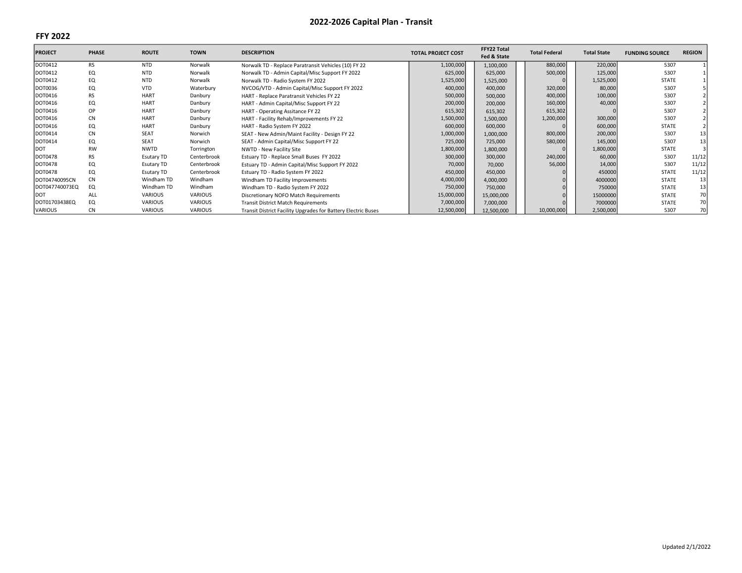# 2022-2026 Capital Plan - Transit

## FFY 2022

| PROJECT | PHASE | ROUTE | TOWN | DESCRIPTION | TOTAL PROJECT COST | FFY22 Total Fed & State | Total Federal | Total State | FUNDING SOURCE | REGION |
|---|---|---|---|---|---|---|---|---|---|---|
| DOT0412 | RS | NTD | Norwalk | Norwalk TD - Replace Paratransit Vehicles (10) FY 22 | 1,100,000 | 1,100,000 | 880,000 | 220,000 | 5307 | 1 |
| DOT0412 | EQ | NTD | Norwalk | Norwalk TD - Admin Capital/Misc Support FY 2022 | 625,000 | 625,000 | 500,000 | 125,000 | 5307 | 1 |
| DOT0412 | EQ | NTD | Norwalk | Norwalk TD - Radio System FY 2022 | 1,525,000 | 1,525,000 | 0 | 1,525,000 | STATE | 1 |
| DOT0036 | EQ | VTD | Waterbury | NVCOG/VTD - Admin Capital/Misc Support FY 2022 | 400,000 | 400,000 | 320,000 | 80,000 | 5307 | 5 |
| DOT0416 | RS | HART | Danbury | HART - Replace Paratransit Vehicles FY 22 | 500,000 | 500,000 | 400,000 | 100,000 | 5307 | 2 |
| DOT0416 | EQ | HART | Danbury | HART - Admin Capital/Misc Support FY 22 | 200,000 | 200,000 | 160,000 | 40,000 | 5307 | 2 |
| DOT0416 | OP | HART | Danbury | HART - Operating Assitance FY 22 | 615,302 | 615,302 | 615,302 | 0 | 5307 | 2 |
| DOT0416 | CN | HART | Danbury | HART - Facility Rehab/Improvements FY 22 | 1,500,000 | 1,500,000 | 1,200,000 | 300,000 | 5307 | 2 |
| DOT0416 | EQ | HART | Danbury | HART - Radio System FY 2022 | 600,000 | 600,000 | 0 | 600,000 | STATE | 2 |
| DOT0414 | CN | SEAT | Norwich | SEAT - New Admin/Maint Facility - Design FY 22 | 1,000,000 | 1,000,000 | 800,000 | 200,000 | 5307 | 13 |
| DOT0414 | EQ | SEAT | Norwich | SEAT - Admin Capital/Misc Support FY 22 | 725,000 | 725,000 | 580,000 | 145,000 | 5307 | 13 |
| DOT | RW | NWTD | Torrington | NWTD - New Facility Site | 1,800,000 | 1,800,000 | 0 | 1,800,000 | STATE | 3 |
| DOT0478 | RS | Esutary TD | Centerbrook | Estuary TD - Replace Small Buses FY 2022 | 300,000 | 300,000 | 240,000 | 60,000 | 5307 | 11/12 |
| DOT0478 | EQ | Esutary TD | Centerbrook | Estuary TD - Admin Capital/Misc Support FY 2022 | 70,000 | 70,000 | 56,000 | 14,000 | 5307 | 11/12 |
| DOT0478 | EQ | Esutary TD | Centerbrook | Estuary TD - Radio System FY 2022 | 450,000 | 450,000 | 0 | 450000 | STATE | 11/12 |
| DOT04740095CN | CN | Windham TD | Windham | Windham TD Facility Improvements | 4,000,000 | 4,000,000 | 0 | 4000000 | STATE | 13 |
| DOT047740073EQ | EQ | Windham TD | Windham | Windham TD - Radio System FY 2022 | 750,000 | 750,000 | 0 | 750000 | STATE | 13 |
| DOT | ALL | VARIOUS | VARIOUS | Discretionary NOFO Match Requirements | 15,000,000 | 15,000,000 | 0 | 15000000 | STATE | 70 |
| DOT01703438EQ | EQ | VARIOUS | VARIOUS | Transit District Match Requirements | 7,000,000 | 7,000,000 | 0 | 7000000 | STATE | 70 |
| VARIOUS | CN | VARIOUS | VARIOUS | Transit District Facility Upgrades for Battery Electric Buses | 12,500,000 | 12,500,000 | 10,000,000 | 2,500,000 | 5307 | 70 |

Updated 2/1/2022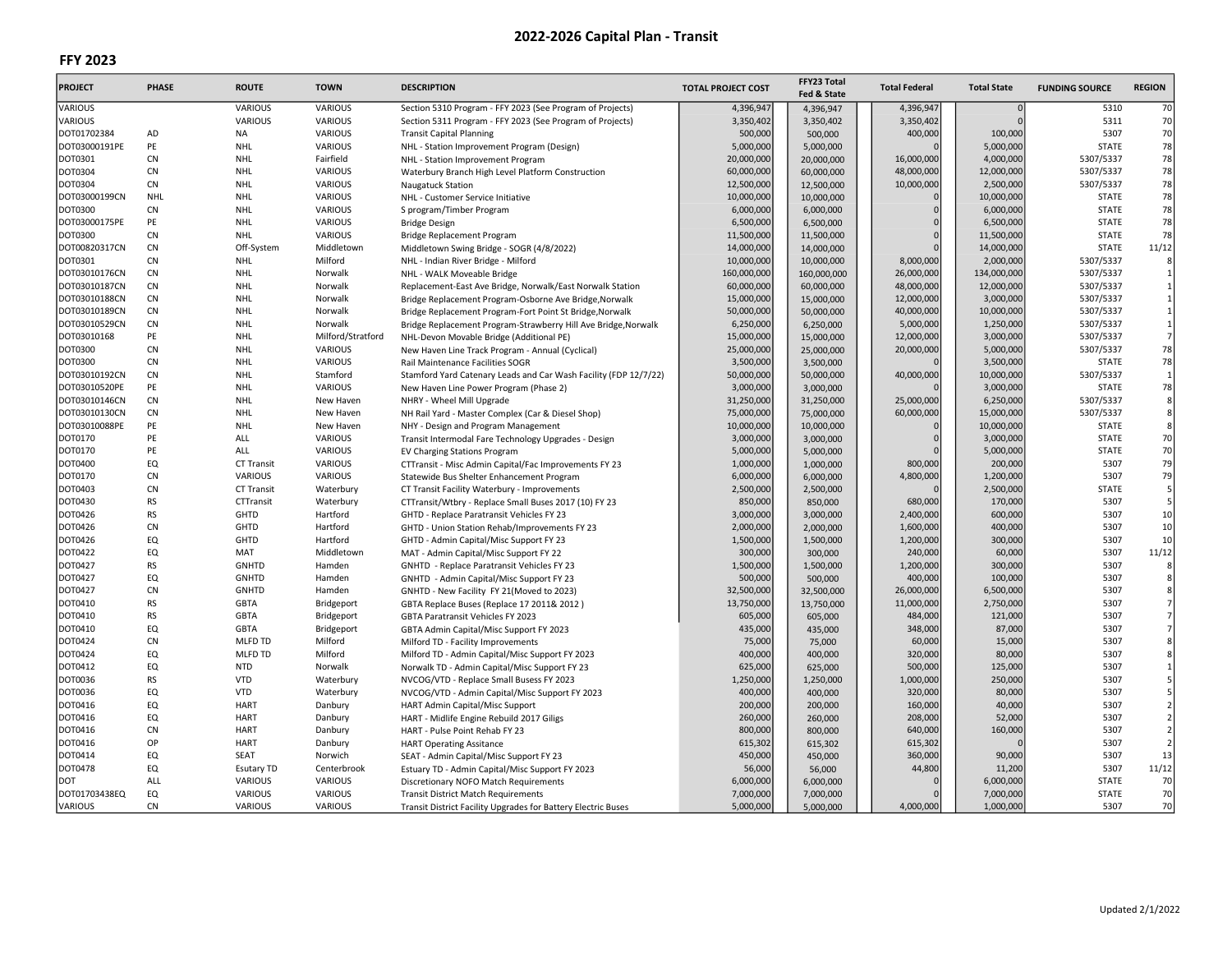# 2022-2026 Capital Plan - Transit

## FFY 2023

| PROJECT | PHASE | ROUTE | TOWN | DESCRIPTION | TOTAL PROJECT COST | FFY23 Total Fed & State | Total Federal | Total State | FUNDING SOURCE | REGION |
|---|---|---|---|---|---|---|---|---|---|---|
| VARIOUS | | VARIOUS | VARIOUS | Section 5310 Program - FFY 2023 (See Program of Projects) | 4,396,947 | 4,396,947 | 4,396,947 | 0 | 5310 | 70 |
| VARIOUS | | VARIOUS | VARIOUS | Section 5311 Program - FFY 2023 (See Program of Projects) | 3,350,402 | 3,350,402 | 3,350,402 | 0 | 5311 | 70 |
| DOT01702384 | AD | NA | VARIOUS | Transit Capital Planning | 500,000 | 500,000 | 400,000 | 100,000 | 5307 | 70 |
| DOT03000191PE | PE | NHL | VARIOUS | NHL - Station Improvement Program (Design) | 5,000,000 | 5,000,000 | 0 | 5,000,000 | STATE | 78 |
| DOT0301 | CN | NHL | Fairfield | NHL - Station Improvement Program | 20,000,000 | 20,000,000 | 16,000,000 | 4,000,000 | 5307/5337 | 78 |
| DOT0304 | CN | NHL | VARIOUS | Waterbury Branch High Level Platform Construction | 60,000,000 | 60,000,000 | 48,000,000 | 12,000,000 | 5307/5337 | 78 |
| DOT0304 | CN | NHL | VARIOUS | Naugatuck Station | 12,500,000 | 12,500,000 | 10,000,000 | 2,500,000 | 5307/5337 | 78 |
| DOT03000199CN | NHL | NHL | VARIOUS | NHL - Customer Service Initiative | 10,000,000 | 10,000,000 | 0 | 10,000,000 | STATE | 78 |
| DOT0300 | CN | NHL | VARIOUS | S program/Timber Program | 6,000,000 | 6,000,000 | 0 | 6,000,000 | STATE | 78 |
| DOT03000175PE | PE | NHL | VARIOUS | Bridge Design | 6,500,000 | 6,500,000 | 0 | 6,500,000 | STATE | 78 |
| DOT0300 | CN | NHL | VARIOUS | Bridge Replacement Program | 11,500,000 | 11,500,000 | 0 | 11,500,000 | STATE | 78 |
| DOT00820317CN | CN | Off-System | Middletown | Middletown Swing Bridge - SOGR (4/8/2022) | 14,000,000 | 14,000,000 | 0 | 14,000,000 | STATE | 11/12 |
| DOT0301 | CN | NHL | Milford | NHL - Indian River Bridge - Milford | 10,000,000 | 10,000,000 | 8,000,000 | 2,000,000 | 5307/5337 | 8 |
| DOT03010176CN | CN | NHL | Norwalk | NHL - WALK Moveable Bridge | 160,000,000 | 160,000,000 | 26,000,000 | 134,000,000 | 5307/5337 | 1 |
| DOT03010187CN | CN | NHL | Norwalk | Replacement-East Ave Bridge, Norwalk/East Norwalk Station | 60,000,000 | 60,000,000 | 48,000,000 | 12,000,000 | 5307/5337 | 1 |
| DOT03010188CN | CN | NHL | Norwalk | Bridge Replacement Program-Osborne Ave Bridge,Norwalk | 15,000,000 | 15,000,000 | 12,000,000 | 3,000,000 | 5307/5337 | 1 |
| DOT03010189CN | CN | NHL | Norwalk | Bridge Replacement Program-Fort Point St Bridge,Norwalk | 50,000,000 | 50,000,000 | 40,000,000 | 10,000,000 | 5307/5337 | 1 |
| DOT03010529CN | CN | NHL | Norwalk | Bridge Replacement Program-Strawberry Hill Ave Bridge,Norwalk | 6,250,000 | 6,250,000 | 5,000,000 | 1,250,000 | 5307/5337 | 1 |
| DOT03010168 | PE | NHL | Milford/Stratford | NHL-Devon Movable Bridge (Additional PE) | 15,000,000 | 15,000,000 | 12,000,000 | 3,000,000 | 5307/5337 | 7 |
| DOT0300 | CN | NHL | VARIOUS | New Haven Line Track Program - Annual (Cyclical) | 25,000,000 | 25,000,000 | 20,000,000 | 5,000,000 | 5307/5337 | 78 |
| DOT0300 | CN | NHL | VARIOUS | Rail Maintenance Facilities SOGR | 3,500,000 | 3,500,000 | 0 | 3,500,000 | STATE | 78 |
| DOT03010192CN | CN | NHL | Stamford | Stamford Yard Catenary Leads and Car Wash Facility (FDP 12/7/22) | 50,000,000 | 50,000,000 | 40,000,000 | 10,000,000 | 5307/5337 | 1 |
| DOT03010520PE | PE | NHL | VARIOUS | New Haven Line Power Program (Phase 2) | 3,000,000 | 3,000,000 | 0 | 3,000,000 | STATE | 78 |
| DOT03010146CN | CN | NHL | New Haven | NHRY - Wheel Mill Upgrade | 31,250,000 | 31,250,000 | 25,000,000 | 6,250,000 | 5307/5337 | 8 |
| DOT03010130CN | CN | NHL | New Haven | NH Rail Yard - Master Complex (Car & Diesel Shop) | 75,000,000 | 75,000,000 | 60,000,000 | 15,000,000 | 5307/5337 | 8 |
| DOT03010088PE | PE | NHL | New Haven | NHY - Design and Program Management | 10,000,000 | 10,000,000 | 0 | 10,000,000 | STATE | 8 |
| DOT0170 | PE | ALL | VARIOUS | Transit Intermodal Fare Technology Upgrades - Design | 3,000,000 | 3,000,000 | 0 | 3,000,000 | STATE | 70 |
| DOT0170 | PE | ALL | VARIOUS | EV Charging Stations Program | 5,000,000 | 5,000,000 | 0 | 5,000,000 | STATE | 70 |
| DOT0400 | EQ | CT Transit | VARIOUS | CTTransit - Misc Admin Capital/Fac Improvements FY 23 | 1,000,000 | 1,000,000 | 800,000 | 200,000 | 5307 | 79 |
| DOT0170 | CN | VARIOUS | VARIOUS | Statewide Bus Shelter Enhancement Program | 6,000,000 | 6,000,000 | 4,800,000 | 1,200,000 | 5307 | 79 |
| DOT0403 | CN | CT Transit | Waterbury | CT Transit Facility Waterbury - Improvements | 2,500,000 | 2,500,000 | 0 | 2,500,000 | STATE | 5 |
| DOT0430 | RS | CTTransit | Waterbury | CTTransit/Wtbry - Replace Small Buses 2017 (10) FY 23 | 850,000 | 850,000 | 680,000 | 170,000 | 5307 | 5 |
| DOT0426 | RS | GHTD | Hartford | GHTD - Replace Paratransit Vehicles FY 23 | 3,000,000 | 3,000,000 | 2,400,000 | 600,000 | 5307 | 10 |
| DOT0426 | CN | GHTD | Hartford | GHTD - Union Station Rehab/Improvements FY 23 | 2,000,000 | 2,000,000 | 1,600,000 | 400,000 | 5307 | 10 |
| DOT0426 | EQ | GHTD | Hartford | GHTD - Admin Capital/Misc Support FY 23 | 1,500,000 | 1,500,000 | 1,200,000 | 300,000 | 5307 | 10 |
| DOT0422 | EQ | MAT | Middletown | MAT - Admin Capital/Misc Support FY 22 | 300,000 | 300,000 | 240,000 | 60,000 | 5307 | 11/12 |
| DOT0427 | RS | GNHTD | Hamden | GNHTD - Replace Paratransit Vehicles FY 23 | 1,500,000 | 1,500,000 | 1,200,000 | 300,000 | 5307 | 8 |
| DOT0427 | EQ | GNHTD | Hamden | GNHTD - Admin Capital/Misc Support FY 23 | 500,000 | 500,000 | 400,000 | 100,000 | 5307 | 8 |
| DOT0427 | CN | GNHTD | Hamden | GNHTD - New Facility FY 21(Moved to 2023) | 32,500,000 | 32,500,000 | 26,000,000 | 6,500,000 | 5307 | 8 |
| DOT0410 | RS | GBTA | Bridgeport | GBTA Replace Buses (Replace 17 2011& 2012 ) | 13,750,000 | 13,750,000 | 11,000,000 | 2,750,000 | 5307 | 7 |
| DOT0410 | RS | GBTA | Bridgeport | GBTA Paratransit Vehicles FY 2023 | 605,000 | 605,000 | 484,000 | 121,000 | 5307 | 7 |
| DOT0410 | EQ | GBTA | Bridgeport | GBTA Admin Capital/Misc Support FY 2023 | 435,000 | 435,000 | 348,000 | 87,000 | 5307 | 7 |
| DOT0424 | CN | MLFD TD | Milford | Milford TD - Facility Improvements | 75,000 | 75,000 | 60,000 | 15,000 | 5307 | 8 |
| DOT0424 | EQ | MLFD TD | Milford | Milford TD - Admin Capital/Misc Support FY 2023 | 400,000 | 400,000 | 320,000 | 80,000 | 5307 | 8 |
| DOT0412 | EQ | NTD | Norwalk | Norwalk TD - Admin Capital/Misc Support FY 23 | 625,000 | 625,000 | 500,000 | 125,000 | 5307 | 1 |
| DOT0036 | RS | VTD | Waterbury | NVCOG/VTD - Replace Small Busess FY 2023 | 1,250,000 | 1,250,000 | 1,000,000 | 250,000 | 5307 | 5 |
| DOT0036 | EQ | VTD | Waterbury | NVCOG/VTD - Admin Capital/Misc Support FY 2023 | 400,000 | 400,000 | 320,000 | 80,000 | 5307 | 5 |
| DOT0416 | EQ | HART | Danbury | HART Admin Capital/Misc Support | 200,000 | 200,000 | 160,000 | 40,000 | 5307 | 2 |
| DOT0416 | EQ | HART | Danbury | HART - Midlife Engine Rebuild 2017 Giligs | 260,000 | 260,000 | 208,000 | 52,000 | 5307 | 2 |
| DOT0416 | CN | HART | Danbury | HART - Pulse Point Rehab FY 23 | 800,000 | 800,000 | 640,000 | 160,000 | 5307 | 2 |
| DOT0416 | OP | HART | Danbury | HART Operating Assitance | 615,302 | 615,302 | 615,302 | 0 | 5307 | 2 |
| DOT0414 | EQ | SEAT | Norwich | SEAT - Admin Capital/Misc Support FY 23 | 450,000 | 450,000 | 360,000 | 90,000 | 5307 | 13 |
| DOT0478 | EQ | Esutary TD | Centerbrook | Estuary TD - Admin Capital/Misc Support FY 2023 | 56,000 | 56,000 | 44,800 | 11,200 | 5307 | 11/12 |
| DOT | ALL | VARIOUS | VARIOUS | Discretionary NOFO Match Requirements | 6,000,000 | 6,000,000 | 0 | 6,000,000 | STATE | 70 |
| DOT01703438EQ | EQ | VARIOUS | VARIOUS | Transit District Match Requirements | 7,000,000 | 7,000,000 | 0 | 7,000,000 | STATE | 70 |
| VARIOUS | CN | VARIOUS | VARIOUS | Transit District Facility Upgrades for Battery Electric Buses | 5,000,000 | 5,000,000 | 4,000,000 | 1,000,000 | 5307 | 70 |

Updated 2/1/2022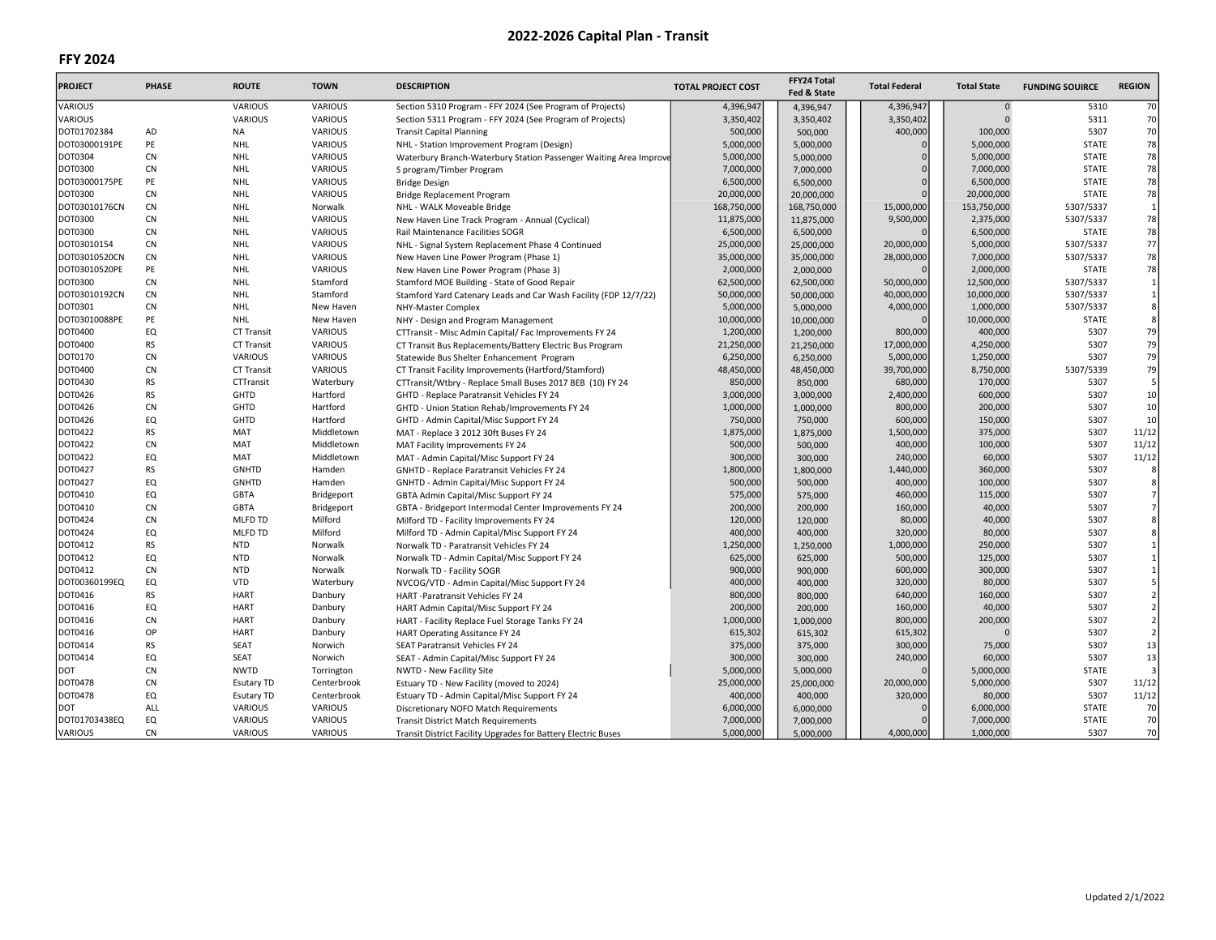# 2022-2026 Capital Plan - Transit

## FFY 2024

| PROJECT | PHASE | ROUTE | TOWN | DESCRIPTION | TOTAL PROJECT COST | FFY24 Total Fed & State | Total Federal | Total State | FUNDING SOUIRCE | REGION |
|---|---|---|---|---|---|---|---|---|---|---|
| VARIOUS | | VARIOUS | VARIOUS | Section 5310 Program - FFY 2024 (See Program of Projects) | 4,396,947 | 4,396,947 | 4,396,947 | 0 | 5310 | 70 |
| VARIOUS | | VARIOUS | VARIOUS | Section 5311 Program - FFY 2024 (See Program of Projects) | 3,350,402 | 3,350,402 | 3,350,402 | 0 | 5311 | 70 |
| DOT01702384 | AD | NA | VARIOUS | Transit Capital Planning | 500,000 | 500,000 | 400,000 | 100,000 | 5307 | 70 |
| DOT03000191PE | PE | NHL | VARIOUS | NHL - Station Improvement Program (Design) | 5,000,000 | 5,000,000 | 0 | 5,000,000 | STATE | 78 |
| DOT0304 | CN | NHL | VARIOUS | Waterbury Branch-Waterbury Station Passenger Waiting Area Improve | 5,000,000 | 5,000,000 | 0 | 5,000,000 | STATE | 78 |
| DOT0300 | CN | NHL | VARIOUS | S program/Timber Program | 7,000,000 | 7,000,000 | 0 | 7,000,000 | STATE | 78 |
| DOT03000175PE | PE | NHL | VARIOUS | Bridge Design | 6,500,000 | 6,500,000 | 0 | 6,500,000 | STATE | 78 |
| DOT0300 | CN | NHL | VARIOUS | Bridge Replacement Program | 20,000,000 | 20,000,000 | 0 | 20,000,000 | STATE | 78 |
| DOT03010176CN | CN | NHL | Norwalk | NHL - WALK Moveable Bridge | 168,750,000 | 168,750,000 | 15,000,000 | 153,750,000 | 5307/5337 | 1 |
| DOT0300 | CN | NHL | VARIOUS | New Haven Line Track Program - Annual (Cyclical) | 11,875,000 | 11,875,000 | 9,500,000 | 2,375,000 | 5307/5337 | 78 |
| DOT0300 | CN | NHL | VARIOUS | Rail Maintenance Facilities SOGR | 6,500,000 | 6,500,000 | 0 | 6,500,000 | STATE | 78 |
| DOT03010154 | CN | NHL | VARIOUS | NHL - Signal System Replacement Phase 4 Continued | 25,000,000 | 25,000,000 | 20,000,000 | 5,000,000 | 5307/5337 | 77 |
| DOT03010520CN | CN | NHL | VARIOUS | New Haven Line Power Program (Phase 1) | 35,000,000 | 35,000,000 | 28,000,000 | 7,000,000 | 5307/5337 | 78 |
| DOT03010520PE | PE | NHL | VARIOUS | New Haven Line Power Program (Phase 3) | 2,000,000 | 2,000,000 | 0 | 2,000,000 | STATE | 78 |
| DOT0300 | CN | NHL | Stamford | Stamford MOE Building - State of Good Repair | 62,500,000 | 62,500,000 | 50,000,000 | 12,500,000 | 5307/5337 | 1 |
| DOT03010192CN | CN | NHL | Stamford | Stamford Yard Catenary Leads and Car Wash Facility (FDP 12/7/22) | 50,000,000 | 50,000,000 | 40,000,000 | 10,000,000 | 5307/5337 | 1 |
| DOT0301 | CN | NHL | New Haven | NHY-Master Complex | 5,000,000 | 5,000,000 | 4,000,000 | 1,000,000 | 5307/5337 | 8 |
| DOT03010088PE | PE | NHL | New Haven | NHY - Design and Program Management | 10,000,000 | 10,000,000 | 0 | 10,000,000 | STATE | 8 |
| DOT0400 | EQ | CT Transit | VARIOUS | CTTransit - Misc Admin Capital/ Fac Improvements FY 24 | 1,200,000 | 1,200,000 | 800,000 | 400,000 | 5307 | 79 |
| DOT0400 | RS | CT Transit | VARIOUS | CT Transit Bus Replacements/Battery Electric Bus Program | 21,250,000 | 21,250,000 | 17,000,000 | 4,250,000 | 5307 | 79 |
| DOT0170 | CN | VARIOUS | VARIOUS | Statewide Bus Shelter Enhancement Program | 6,250,000 | 6,250,000 | 5,000,000 | 1,250,000 | 5307 | 79 |
| DOT0400 | CN | CT Transit | VARIOUS | CT Transit Facility Improvements (Hartford/Stamford) | 48,450,000 | 48,450,000 | 39,700,000 | 8,750,000 | 5307/5339 | 79 |
| DOT0430 | RS | CTTransit | Waterbury | CTTransit/Wtbry - Replace Small Buses 2017 BEB (10) FY 24 | 850,000 | 850,000 | 680,000 | 170,000 | 5307 | 5 |
| DOT0426 | RS | GHTD | Hartford | GHTD - Replace Paratransit Vehicles FY 24 | 3,000,000 | 3,000,000 | 2,400,000 | 600,000 | 5307 | 10 |
| DOT0426 | CN | GHTD | Hartford | GHTD - Union Station Rehab/Improvements FY 24 | 1,000,000 | 1,000,000 | 800,000 | 200,000 | 5307 | 10 |
| DOT0426 | EQ | GHTD | Hartford | GHTD - Admin Capital/Misc Support FY 24 | 750,000 | 750,000 | 600,000 | 150,000 | 5307 | 10 |
| DOT0422 | RS | MAT | Middletown | MAT - Replace 3 2012 30ft Buses FY 24 | 1,875,000 | 1,875,000 | 1,500,000 | 375,000 | 5307 | 11/12 |
| DOT0422 | CN | MAT | Middletown | MAT Facility Improvements FY 24 | 500,000 | 500,000 | 400,000 | 100,000 | 5307 | 11/12 |
| DOT0422 | EQ | MAT | Middletown | MAT - Admin Capital/Misc Support FY 24 | 300,000 | 300,000 | 240,000 | 60,000 | 5307 | 11/12 |
| DOT0427 | RS | GNHTD | Hamden | GNHTD - Replace Paratransit Vehicles FY 24 | 1,800,000 | 1,800,000 | 1,440,000 | 360,000 | 5307 | 8 |
| DOT0427 | EQ | GNHTD | Hamden | GNHTD - Admin Capital/Misc Support FY 24 | 500,000 | 500,000 | 400,000 | 100,000 | 5307 | 8 |
| DOT0410 | EQ | GBTA | Bridgeport | GBTA Admin Capital/Misc Support FY 24 | 575,000 | 575,000 | 460,000 | 115,000 | 5307 | 7 |
| DOT0410 | CN | GBTA | Bridgeport | GBTA - Bridgeport Intermodal Center Improvements FY 24 | 200,000 | 200,000 | 160,000 | 40,000 | 5307 | 7 |
| DOT0424 | CN | MLFD TD | Milford | Milford TD - Facility Improvements FY 24 | 120,000 | 120,000 | 80,000 | 40,000 | 5307 | 8 |
| DOT0424 | EQ | MLFD TD | Milford | Milford TD - Admin Capital/Misc Support FY 24 | 400,000 | 400,000 | 320,000 | 80,000 | 5307 | 8 |
| DOT0412 | RS | NTD | Norwalk | Norwalk TD - Paratransit Vehicles FY 24 | 1,250,000 | 1,250,000 | 1,000,000 | 250,000 | 5307 | 1 |
| DOT0412 | EQ | NTD | Norwalk | Norwalk TD - Admin Capital/Misc Support FY 24 | 625,000 | 625,000 | 500,000 | 125,000 | 5307 | 1 |
| DOT0412 | CN | NTD | Norwalk | Norwalk TD - Facility SOGR | 900,000 | 900,000 | 600,000 | 300,000 | 5307 | 1 |
| DOT00360199EQ | EQ | VTD | Waterbury | NVCOG/VTD - Admin Capital/Misc Support FY 24 | 400,000 | 400,000 | 320,000 | 80,000 | 5307 | 5 |
| DOT0416 | RS | HART | Danbury | HART -Paratransit Vehicles FY 24 | 800,000 | 800,000 | 640,000 | 160,000 | 5307 | 2 |
| DOT0416 | EQ | HART | Danbury | HART Admin Capital/Misc Support FY 24 | 200,000 | 200,000 | 160,000 | 40,000 | 5307 | 2 |
| DOT0416 | CN | HART | Danbury | HART - Facility Replace Fuel Storage Tanks FY 24 | 1,000,000 | 1,000,000 | 800,000 | 200,000 | 5307 | 2 |
| DOT0416 | OP | HART | Danbury | HART Operating Assitance FY 24 | 615,302 | 615,302 | 615,302 | 0 | 5307 | 2 |
| DOT0414 | RS | SEAT | Norwich | SEAT Paratransit Vehicles FY 24 | 375,000 | 375,000 | 300,000 | 75,000 | 5307 | 13 |
| DOT0414 | EQ | SEAT | Norwich | SEAT - Admin Capital/Misc Support FY 24 | 300,000 | 300,000 | 240,000 | 60,000 | 5307 | 13 |
| DOT | CN | NWTD | Torrington | NWTD - New Facility Site | 5,000,000 | 5,000,000 | 0 | 5,000,000 | STATE | 3 |
| DOT0478 | CN | Esutary TD | Centerbrook | Estuary TD - New Facility (moved to 2024) | 25,000,000 | 25,000,000 | 20,000,000 | 5,000,000 | 5307 | 11/12 |
| DOT0478 | EQ | Esutary TD | Centerbrook | Estuary TD - Admin Capital/Misc Support FY 24 | 400,000 | 400,000 | 320,000 | 80,000 | 5307 | 11/12 |
| DOT | ALL | VARIOUS | VARIOUS | Discretionary NOFO Match Requirements | 6,000,000 | 6,000,000 | 0 | 6,000,000 | STATE | 70 |
| DOT01703438EQ | EQ | VARIOUS | VARIOUS | Transit District Match Requirements | 7,000,000 | 7,000,000 | 0 | 7,000,000 | STATE | 70 |
| VARIOUS | CN | VARIOUS | VARIOUS | Transit District Facility Upgrades for Battery Electric Buses | 5,000,000 | 5,000,000 | 4,000,000 | 1,000,000 | 5307 | 70 |

Updated 2/1/2022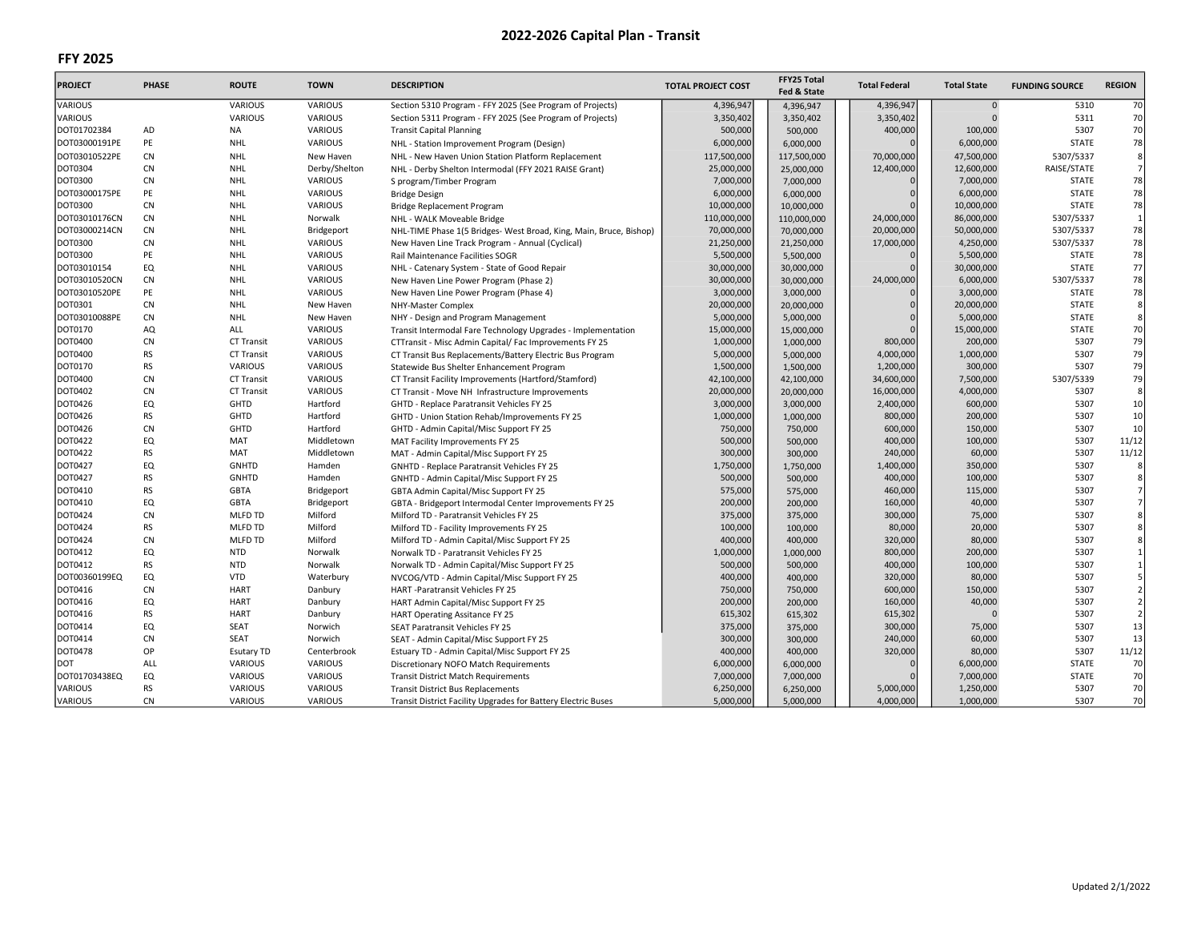# 2022-2026 Capital Plan - Transit

## FFY 2025

| PROJECT | PHASE | ROUTE | TOWN | DESCRIPTION | TOTAL PROJECT COST | FFY25 Total Fed & State | Total Federal | Total State | FUNDING SOURCE | REGION |
|---|---|---|---|---|---|---|---|---|---|---|
| VARIOUS | | VARIOUS | VARIOUS | Section 5310 Program - FFY 2025 (See Program of Projects) | 4,396,947 | 4,396,947 | 4,396,947 | 0 | 5310 | 70 |
| VARIOUS | | VARIOUS | VARIOUS | Section 5311 Program - FFY 2025 (See Program of Projects) | 3,350,402 | 3,350,402 | 3,350,402 | 0 | 5311 | 70 |
| DOT01702384 | AD | NA | VARIOUS | Transit Capital Planning | 500,000 | 500,000 | 400,000 | 100,000 | 5307 | 70 |
| DOT03000191PE | PE | NHL | VARIOUS | NHL - Station Improvement Program (Design) | 6,000,000 | 6,000,000 | 0 | 6,000,000 | STATE | 78 |
| DOT03010522PE | CN | NHL | New Haven | NHL - New Haven Union Station Platform Replacement | 117,500,000 | 117,500,000 | 70,000,000 | 47,500,000 | 5307/5337 | 8 |
| DOT0304 | CN | NHL | Derby/Shelton | NHL - Derby Shelton Intermodal (FFY 2021 RAISE Grant) | 25,000,000 | 25,000,000 | 12,400,000 | 12,600,000 | RAISE/STATE | 7 |
| DOT0300 | CN | NHL | VARIOUS | S program/Timber Program | 7,000,000 | 7,000,000 | 0 | 7,000,000 | STATE | 78 |
| DOT03000175PE | PE | NHL | VARIOUS | Bridge Design | 6,000,000 | 6,000,000 | 0 | 6,000,000 | STATE | 78 |
| DOT0300 | CN | NHL | VARIOUS | Bridge Replacement Program | 10,000,000 | 10,000,000 | 0 | 10,000,000 | STATE | 78 |
| DOT03010176CN | CN | NHL | Norwalk | NHL - WALK Moveable Bridge | 110,000,000 | 110,000,000 | 24,000,000 | 86,000,000 | 5307/5337 | 1 |
| DOT03000214CN | CN | NHL | Bridgeport | NHL-TIME Phase 1(5 Bridges- West Broad, King, Main, Bruce, Bishop) | 70,000,000 | 70,000,000 | 20,000,000 | 50,000,000 | 5307/5337 | 78 |
| DOT0300 | CN | NHL | VARIOUS | New Haven Line Track Program - Annual (Cyclical) | 21,250,000 | 21,250,000 | 17,000,000 | 4,250,000 | 5307/5337 | 78 |
| DOT0300 | PE | NHL | VARIOUS | Rail Maintenance Facilities SOGR | 5,500,000 | 5,500,000 | 0 | 5,500,000 | STATE | 78 |
| DOT03010154 | EQ | NHL | VARIOUS | NHL - Catenary System - State of Good Repair | 30,000,000 | 30,000,000 | 0 | 30,000,000 | STATE | 77 |
| DOT03010520CN | CN | NHL | VARIOUS | New Haven Line Power Program (Phase 2) | 30,000,000 | 30,000,000 | 24,000,000 | 6,000,000 | 5307/5337 | 78 |
| DOT03010520PE | PE | NHL | VARIOUS | New Haven Line Power Program (Phase 4) | 3,000,000 | 3,000,000 | 0 | 3,000,000 | STATE | 78 |
| DOT0301 | CN | NHL | New Haven | NHY-Master Complex | 20,000,000 | 20,000,000 | 0 | 20,000,000 | STATE | 8 |
| DOT03010088PE | CN | NHL | New Haven | NHY - Design and Program Management | 5,000,000 | 5,000,000 | 0 | 5,000,000 | STATE | 8 |
| DOT0170 | AQ | ALL | VARIOUS | Transit Intermodal Fare Technology Upgrades - Implementation | 15,000,000 | 15,000,000 | 0 | 15,000,000 | STATE | 70 |
| DOT0400 | CN | CT Transit | VARIOUS | CTTransit - Misc Admin Capital/ Fac Improvements FY 25 | 1,000,000 | 1,000,000 | 800,000 | 200,000 | 5307 | 79 |
| DOT0400 | RS | CT Transit | VARIOUS | CT Transit Bus Replacements/Battery Electric Bus Program | 5,000,000 | 5,000,000 | 4,000,000 | 1,000,000 | 5307 | 79 |
| DOT0170 | RS | VARIOUS | VARIOUS | Statewide Bus Shelter Enhancement Program | 1,500,000 | 1,500,000 | 1,200,000 | 300,000 | 5307 | 79 |
| DOT0400 | CN | CT Transit | VARIOUS | CT Transit Facility Improvements (Hartford/Stamford) | 42,100,000 | 42,100,000 | 34,600,000 | 7,500,000 | 5307/5339 | 79 |
| DOT0402 | CN | CT Transit | VARIOUS | CT Transit - Move NH Infrastructure Improvements | 20,000,000 | 20,000,000 | 16,000,000 | 4,000,000 | 5307 | 8 |
| DOT0426 | EQ | GHTD | Hartford | GHTD - Replace Paratransit Vehicles FY 25 | 3,000,000 | 3,000,000 | 2,400,000 | 600,000 | 5307 | 10 |
| DOT0426 | RS | GHTD | Hartford | GHTD - Union Station Rehab/Improvements FY 25 | 1,000,000 | 1,000,000 | 800,000 | 200,000 | 5307 | 10 |
| DOT0426 | CN | GHTD | Hartford | GHTD - Admin Capital/Misc Support FY 25 | 750,000 | 750,000 | 600,000 | 150,000 | 5307 | 10 |
| DOT0422 | EQ | MAT | Middletown | MAT Facility Improvements FY 25 | 500,000 | 500,000 | 400,000 | 100,000 | 5307 | 11/12 |
| DOT0422 | RS | MAT | Middletown | MAT - Admin Capital/Misc Support FY 25 | 300,000 | 300,000 | 240,000 | 60,000 | 5307 | 11/12 |
| DOT0427 | EQ | GNHTD | Hamden | GNHTD - Replace Paratransit Vehicles FY 25 | 1,750,000 | 1,750,000 | 1,400,000 | 350,000 | 5307 | 8 |
| DOT0427 | RS | GNHTD | Hamden | GNHTD - Admin Capital/Misc Support FY 25 | 500,000 | 500,000 | 400,000 | 100,000 | 5307 | 8 |
| DOT0410 | RS | GBTA | Bridgeport | GBTA Admin Capital/Misc Support FY 25 | 575,000 | 575,000 | 460,000 | 115,000 | 5307 | 7 |
| DOT0410 | EQ | GBTA | Bridgeport | GBTA - Bridgeport Intermodal Center Improvements FY 25 | 200,000 | 200,000 | 160,000 | 40,000 | 5307 | 7 |
| DOT0424 | CN | MLFD TD | Milford | Milford TD - Paratransit Vehicles FY 25 | 375,000 | 375,000 | 300,000 | 75,000 | 5307 | 8 |
| DOT0424 | RS | MLFD TD | Milford | Milford TD - Facility Improvements FY 25 | 100,000 | 100,000 | 80,000 | 20,000 | 5307 | 8 |
| DOT0424 | CN | MLFD TD | Milford | Milford TD - Admin Capital/Misc Support FY 25 | 400,000 | 400,000 | 320,000 | 80,000 | 5307 | 8 |
| DOT0412 | EQ | NTD | Norwalk | Norwalk TD - Paratransit Vehicles FY 25 | 1,000,000 | 1,000,000 | 800,000 | 200,000 | 5307 | 1 |
| DOT0412 | RS | NTD | Norwalk | Norwalk TD - Admin Capital/Misc Support FY 25 | 500,000 | 500,000 | 400,000 | 100,000 | 5307 | 1 |
| DOT00360199EQ | EQ | VTD | Waterbury | NVCOG/VTD - Admin Capital/Misc Support FY 25 | 400,000 | 400,000 | 320,000 | 80,000 | 5307 | 5 |
| DOT0416 | CN | HART | Danbury | HART -Paratransit Vehicles FY 25 | 750,000 | 750,000 | 600,000 | 150,000 | 5307 | 2 |
| DOT0416 | EQ | HART | Danbury | HART Admin Capital/Misc Support FY 25 | 200,000 | 200,000 | 160,000 | 40,000 | 5307 | 2 |
| DOT0416 | RS | HART | Danbury | HART Operating Assitance FY 25 | 615,302 | 615,302 | 615,302 | 0 | 5307 | 2 |
| DOT0414 | EQ | SEAT | Norwich | SEAT Paratransit Vehicles FY 25 | 375,000 | 375,000 | 300,000 | 75,000 | 5307 | 13 |
| DOT0414 | CN | SEAT | Norwich | SEAT - Admin Capital/Misc Support FY 25 | 300,000 | 300,000 | 240,000 | 60,000 | 5307 | 13 |
| DOT0478 | OP | Esutary TD | Centerbrook | Estuary TD - Admin Capital/Misc Support FY 25 | 400,000 | 400,000 | 320,000 | 80,000 | 5307 | 11/12 |
| DOT | ALL | VARIOUS | VARIOUS | Discretionary NOFO Match Requirements | 6,000,000 | 6,000,000 | 0 | 6,000,000 | STATE | 70 |
| DOT01703438EQ | EQ | VARIOUS | VARIOUS | Transit District Match Requirements | 7,000,000 | 7,000,000 | 0 | 7,000,000 | STATE | 70 |
| VARIOUS | RS | VARIOUS | VARIOUS | Transit District Bus Replacements | 6,250,000 | 6,250,000 | 5,000,000 | 1,250,000 | 5307 | 70 |
| VARIOUS | CN | VARIOUS | VARIOUS | Transit District Facility Upgrades for Battery Electric Buses | 5,000,000 | 5,000,000 | 4,000,000 | 1,000,000 | 5307 | 70 |

Updated 2/1/2022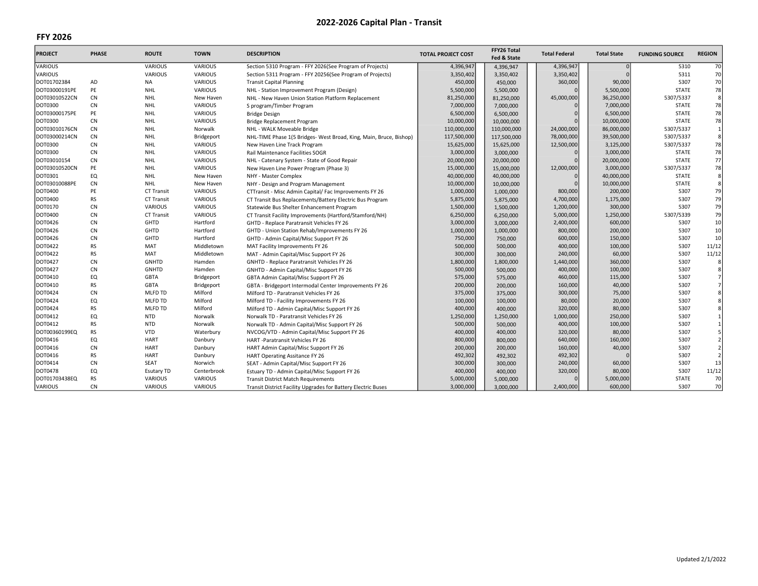# 2022-2026 Capital Plan - Transit

## FFY 2026

| PROJECT | PHASE | ROUTE | TOWN | DESCRIPTION | TOTAL PROJECT COST | FFY26 Total Fed & State | Total Federal | Total State | FUNDING SOURCE | REGION |
|---|---|---|---|---|---|---|---|---|---|---|
| VARIOUS | | VARIOUS | VARIOUS | Section 5310 Program - FFY 2026(See Program of Projects) | 4,396,947 | 4,396,947 | 4,396,947 | 0 | 5310 | 70 |
| VARIOUS | | VARIOUS | VARIOUS | Section 5311 Program - FFY 20256(See Program of Projects) | 3,350,402 | 3,350,402 | 3,350,402 | 0 | 5311 | 70 |
| DOT01702384 | AD | NA | VARIOUS | Transit Capital Planning | 450,000 | 450,000 | 360,000 | 90,000 | 5307 | 70 |
| DOT03000191PE | PE | NHL | VARIOUS | NHL - Station Improvement Program (Design) | 5,500,000 | 5,500,000 | 0 | 5,500,000 | STATE | 78 |
| DOT03010522CN | CN | NHL | New Haven | NHL - New Haven Union Station Platform Replacement | 81,250,000 | 81,250,000 | 45,000,000 | 36,250,000 | 5307/5337 | 8 |
| DOT0300 | CN | NHL | VARIOUS | S program/Timber Program | 7,000,000 | 7,000,000 | 0 | 7,000,000 | STATE | 78 |
| DOT03000175PE | PE | NHL | VARIOUS | Bridge Design | 6,500,000 | 6,500,000 | 0 | 6,500,000 | STATE | 78 |
| DOT0300 | CN | NHL | VARIOUS | Bridge Replacement Program | 10,000,000 | 10,000,000 | 0 | 10,000,000 | STATE | 78 |
| DOT03010176CN | CN | NHL | Norwalk | NHL - WALK Moveable Bridge | 110,000,000 | 110,000,000 | 24,000,000 | 86,000,000 | 5307/5337 | 1 |
| DOT03000214CN | CN | NHL | Bridgeport | NHL-TIME Phase 1(5 Bridges- West Broad, King, Main, Bruce, Bishop) | 117,500,000 | 117,500,000 | 78,000,000 | 39,500,000 | 5307/5337 | 8 |
| DOT0300 | CN | NHL | VARIOUS | New Haven Line Track Program | 15,625,000 | 15,625,000 | 12,500,000 | 3,125,000 | 5307/5337 | 78 |
| DOT0300 | CN | NHL | VARIOUS | Rail Maintenance Facilities SOGR | 3,000,000 | 3,000,000 | 0 | 3,000,000 | STATE | 78 |
| DOT03010154 | CN | NHL | VARIOUS | NHL - Catenary System - State of Good Repair | 20,000,000 | 20,000,000 | 0 | 20,000,000 | STATE | 77 |
| DOT03010520CN | PE | NHL | VARIOUS | New Haven Line Power Program (Phase 3) | 15,000,000 | 15,000,000 | 12,000,000 | 3,000,000 | 5307/5337 | 78 |
| DOT0301 | EQ | NHL | New Haven | NHY - Master Complex | 40,000,000 | 40,000,000 | 0 | 40,000,000 | STATE | 8 |
| DOT03010088PE | CN | NHL | New Haven | NHY - Design and Program Management | 10,000,000 | 10,000,000 | 0 | 10,000,000 | STATE | 8 |
| DOT0400 | PE | CT Transit | VARIOUS | CTTransit - Misc Admin Capital/ Fac Improvements FY 26 | 1,000,000 | 1,000,000 | 800,000 | 200,000 | 5307 | 79 |
| DOT0400 | RS | CT Transit | VARIOUS | CT Transit Bus Replacements/Battery Electric Bus Program | 5,875,000 | 5,875,000 | 4,700,000 | 1,175,000 | 5307 | 79 |
| DOT0170 | CN | VARIOUS | VARIOUS | Statewide Bus Shelter Enhancement Program | 1,500,000 | 1,500,000 | 1,200,000 | 300,000 | 5307 | 79 |
| DOT0400 | CN | CT Transit | VARIOUS | CT Transit Facility Improvements (Hartford/Stamford/NH) | 6,250,000 | 6,250,000 | 5,000,000 | 1,250,000 | 5307/5339 | 79 |
| DOT0426 | CN | GHTD | Hartford | GHTD - Replace Paratransit Vehicles FY 26 | 3,000,000 | 3,000,000 | 2,400,000 | 600,000 | 5307 | 10 |
| DOT0426 | CN | GHTD | Hartford | GHTD - Union Station Rehab/Improvements FY 26 | 1,000,000 | 1,000,000 | 800,000 | 200,000 | 5307 | 10 |
| DOT0426 | CN | GHTD | Hartford | GHTD - Admin Capital/Misc Support FY 26 | 750,000 | 750,000 | 600,000 | 150,000 | 5307 | 10 |
| DOT0422 | RS | MAT | Middletown | MAT Facility Improvements FY 26 | 500,000 | 500,000 | 400,000 | 100,000 | 5307 | 11/12 |
| DOT0422 | RS | MAT | Middletown | MAT - Admin Capital/Misc Support FY 26 | 300,000 | 300,000 | 240,000 | 60,000 | 5307 | 11/12 |
| DOT0427 | CN | GNHTD | Hamden | GNHTD - Replace Paratransit Vehicles FY 26 | 1,800,000 | 1,800,000 | 1,440,000 | 360,000 | 5307 | 8 |
| DOT0427 | CN | GNHTD | Hamden | GNHTD - Admin Capital/Misc Support FY 26 | 500,000 | 500,000 | 400,000 | 100,000 | 5307 | 8 |
| DOT0410 | EQ | GBTA | Bridgeport | GBTA Admin Capital/Misc Support FY 26 | 575,000 | 575,000 | 460,000 | 115,000 | 5307 | 7 |
| DOT0410 | RS | GBTA | Bridgeport | GBTA - Bridgeport Intermodal Center Improvements FY 26 | 200,000 | 200,000 | 160,000 | 40,000 | 5307 | 7 |
| DOT0424 | CN | MLFD TD | Milford | Milford TD - Paratransit Vehicles FY 26 | 375,000 | 375,000 | 300,000 | 75,000 | 5307 | 8 |
| DOT0424 | EQ | MLFD TD | Milford | Milford TD - Facility Improvements FY 26 | 100,000 | 100,000 | 80,000 | 20,000 | 5307 | 8 |
| DOT0424 | RS | MLFD TD | Milford | Milford TD - Admin Capital/Misc Support FY 26 | 400,000 | 400,000 | 320,000 | 80,000 | 5307 | 8 |
| DOT0412 | EQ | NTD | Norwalk | Norwalk TD - Paratransit Vehicles FY 26 | 1,250,000 | 1,250,000 | 1,000,000 | 250,000 | 5307 | 1 |
| DOT0412 | RS | NTD | Norwalk | Norwalk TD - Admin Capital/Misc Support FY 26 | 500,000 | 500,000 | 400,000 | 100,000 | 5307 | 1 |
| DOT00360199EQ | RS | VTD | Waterbury | NVCOG/VTD - Admin Capital/Misc Support FY 26 | 400,000 | 400,000 | 320,000 | 80,000 | 5307 | 5 |
| DOT0416 | EQ | HART | Danbury | HART -Paratransit Vehicles FY 26 | 800,000 | 800,000 | 640,000 | 160,000 | 5307 | 2 |
| DOT0416 | CN | HART | Danbury | HART Admin Capital/Misc Support FY 26 | 200,000 | 200,000 | 160,000 | 40,000 | 5307 | 2 |
| DOT0416 | RS | HART | Danbury | HART Operating Assitance FY 26 | 492,302 | 492,302 | 492,302 | 0 | 5307 | 2 |
| DOT0414 | CN | SEAT | Norwich | SEAT - Admin Capital/Misc Support FY 26 | 300,000 | 300,000 | 240,000 | 60,000 | 5307 | 13 |
| DOT0478 | EQ | Esutary TD | Centerbrook | Estuary TD - Admin Capital/Misc Support FY 26 | 400,000 | 400,000 | 320,000 | 80,000 | 5307 | 11/12 |
| DOT01703438EQ | RS | VARIOUS | VARIOUS | Transit District Match Requirements | 5,000,000 | 5,000,000 | 0 | 5,000,000 | STATE | 70 |
| VARIOUS | CN | VARIOUS | VARIOUS | Transit District Facility Upgrades for Battery Electric Buses | 3,000,000 | 3,000,000 | 2,400,000 | 600,000 | 5307 | 70 |

Updated 2/1/2022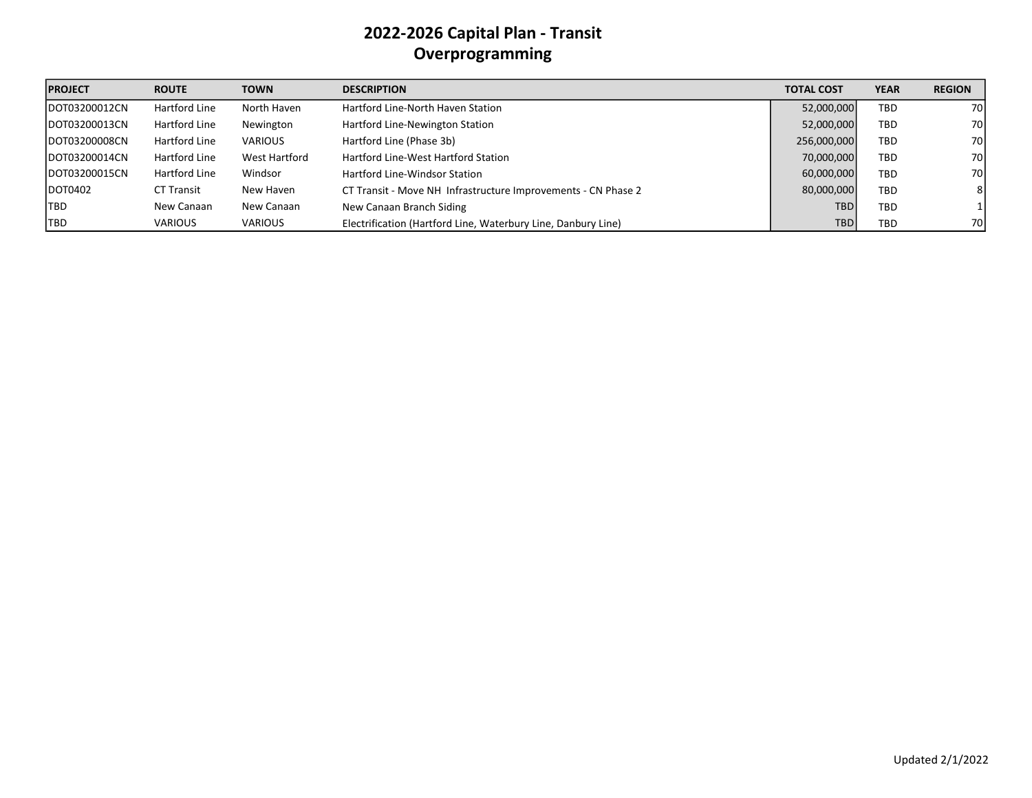# 2022-2026 Capital Plan - Transit
## Overprogramming

| PROJECT | ROUTE | TOWN | DESCRIPTION | TOTAL COST | YEAR | REGION |
|---|---|---|---|---|---|---|
| DOT03200012CN | Hartford Line | North Haven | Hartford Line-North Haven Station | 52,000,000 | TBD | 70 |
| DOT03200013CN | Hartford Line | Newington | Hartford Line-Newington Station | 52,000,000 | TBD | 70 |
| DOT03200008CN | Hartford Line | VARIOUS | Hartford Line (Phase 3b) | 256,000,000 | TBD | 70 |
| DOT03200014CN | Hartford Line | West Hartford | Hartford Line-West Hartford Station | 70,000,000 | TBD | 70 |
| DOT03200015CN | Hartford Line | Windsor | Hartford Line-Windsor Station | 60,000,000 | TBD | 70 |
| DOT0402 | CT Transit | New Haven | CT Transit - Move NH Infrastructure Improvements - CN Phase 2 | 80,000,000 | TBD | 8 |
| TBD | New Canaan | New Canaan | New Canaan Branch Siding | TBD | TBD | 1 |
| TBD | VARIOUS | VARIOUS | Electrification (Hartford Line, Waterbury Line, Danbury Line) | TBD | TBD | 70 |

Updated 2/1/2022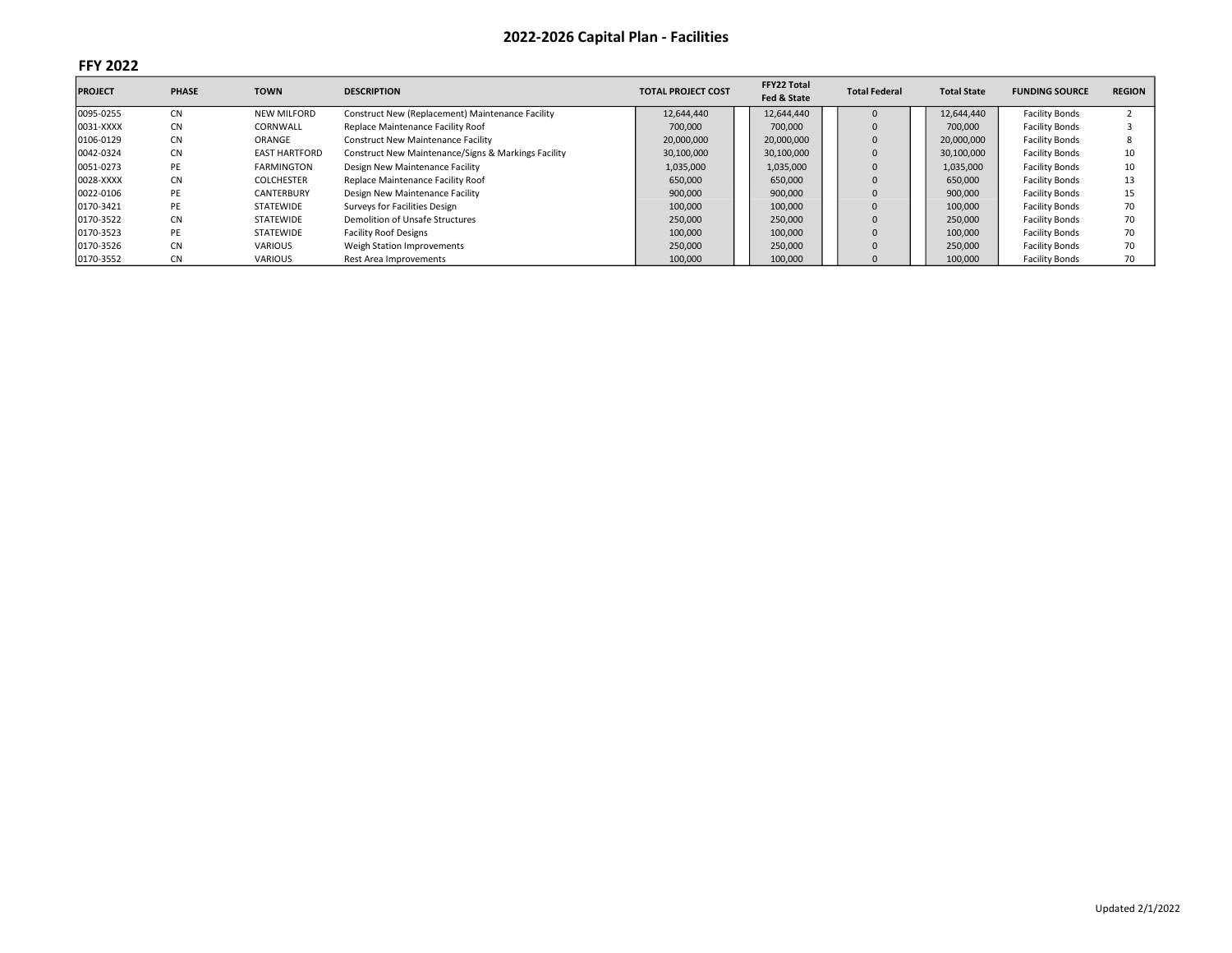# 2022-2026 Capital Plan - Facilities

## FFY 2022

| PROJECT | PHASE | TOWN | DESCRIPTION | TOTAL PROJECT COST | FFY22 Total Fed & State | Total Federal | Total State | FUNDING SOURCE | REGION |
|---|---|---|---|---|---|---|---|---|---|
| 0095-0255 | CN | NEW MILFORD | Construct New (Replacement) Maintenance Facility | 12,644,440 | 12,644,440 | 0 | 12,644,440 | Facility Bonds | 2 |
| 0031-XXXX | CN | CORNWALL | Replace Maintenance Facility Roof | 700,000 | 700,000 | 0 | 700,000 | Facility Bonds | 3 |
| 0106-0129 | CN | ORANGE | Construct New Maintenance Facility | 20,000,000 | 20,000,000 | 0 | 20,000,000 | Facility Bonds | 8 |
| 0042-0324 | CN | EAST HARTFORD | Construct New Maintenance/Signs & Markings Facility | 30,100,000 | 30,100,000 | 0 | 30,100,000 | Facility Bonds | 10 |
| 0051-0273 | PE | FARMINGTON | Design New Maintenance Facility | 1,035,000 | 1,035,000 | 0 | 1,035,000 | Facility Bonds | 10 |
| 0028-XXXX | CN | COLCHESTER | Replace Maintenance Facility Roof | 650,000 | 650,000 | 0 | 650,000 | Facility Bonds | 13 |
| 0022-0106 | PE | CANTERBURY | Design New Maintenance Facility | 900,000 | 900,000 | 0 | 900,000 | Facility Bonds | 15 |
| 0170-3421 | PE | STATEWIDE | Surveys for Facilities Design | 100,000 | 100,000 | 0 | 100,000 | Facility Bonds | 70 |
| 0170-3522 | CN | STATEWIDE | Demolition of Unsafe Structures | 250,000 | 250,000 | 0 | 250,000 | Facility Bonds | 70 |
| 0170-3523 | PE | STATEWIDE | Facility Roof Designs | 100,000 | 100,000 | 0 | 100,000 | Facility Bonds | 70 |
| 0170-3526 | CN | VARIOUS | Weigh Station Improvements | 250,000 | 250,000 | 0 | 250,000 | Facility Bonds | 70 |
| 0170-3552 | CN | VARIOUS | Rest Area Improvements | 100,000 | 100,000 | 0 | 100,000 | Facility Bonds | 70 |

Updated 2/1/2022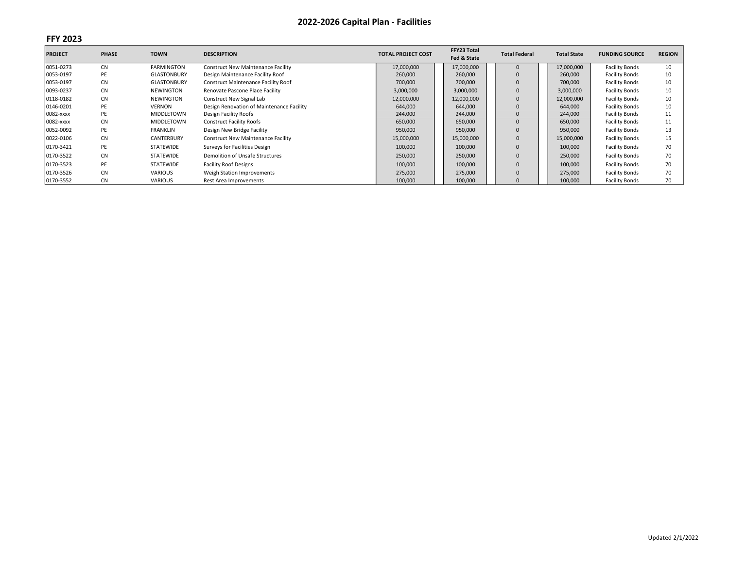# 2022-2026 Capital Plan - Facilities

## FFY 2023

| PROJECT | PHASE | TOWN | DESCRIPTION | TOTAL PROJECT COST | FFY23 Total Fed & State | Total Federal | Total State | FUNDING SOURCE | REGION |
|---|---|---|---|---|---|---|---|---|---|
| 0051-0273 | CN | FARMINGTON | Construct New Maintenance Facility | 17,000,000 | 17,000,000 | 0 | 17,000,000 | Facility Bonds | 10 |
| 0053-0197 | PE | GLASTONBURY | Design Maintenance Facility Roof | 260,000 | 260,000 | 0 | 260,000 | Facility Bonds | 10 |
| 0053-0197 | CN | GLASTONBURY | Construct Maintenance Facility Roof | 700,000 | 700,000 | 0 | 700,000 | Facility Bonds | 10 |
| 0093-0237 | CN | NEWINGTON | Renovate Pascone Place Facility | 3,000,000 | 3,000,000 | 0 | 3,000,000 | Facility Bonds | 10 |
| 0118-0182 | CN | NEWINGTON | Construct New Signal Lab | 12,000,000 | 12,000,000 | 0 | 12,000,000 | Facility Bonds | 10 |
| 0146-0201 | PE | VERNON | Design Renovation of Maintenance Facility | 644,000 | 644,000 | 0 | 644,000 | Facility Bonds | 10 |
| 0082-xxxx | PE | MIDDLETOWN | Design Facility Roofs | 244,000 | 244,000 | 0 | 244,000 | Facility Bonds | 11 |
| 0082-xxxx | CN | MIDDLETOWN | Construct Facility Roofs | 650,000 | 650,000 | 0 | 650,000 | Facility Bonds | 11 |
| 0052-0092 | PE | FRANKLIN | Design New Bridge Facility | 950,000 | 950,000 | 0 | 950,000 | Facility Bonds | 13 |
| 0022-0106 | CN | CANTERBURY | Construct New Maintenance Facility | 15,000,000 | 15,000,000 | 0 | 15,000,000 | Facility Bonds | 15 |
| 0170-3421 | PE | STATEWIDE | Surveys for Facilities Design | 100,000 | 100,000 | 0 | 100,000 | Facility Bonds | 70 |
| 0170-3522 | CN | STATEWIDE | Demolition of Unsafe Structures | 250,000 | 250,000 | 0 | 250,000 | Facility Bonds | 70 |
| 0170-3523 | PE | STATEWIDE | Facility Roof Designs | 100,000 | 100,000 | 0 | 100,000 | Facility Bonds | 70 |
| 0170-3526 | CN | VARIOUS | Weigh Station Improvements | 275,000 | 275,000 | 0 | 275,000 | Facility Bonds | 70 |
| 0170-3552 | CN | VARIOUS | Rest Area Improvements | 100,000 | 100,000 | 0 | 100,000 | Facility Bonds | 70 |

Updated 2/1/2022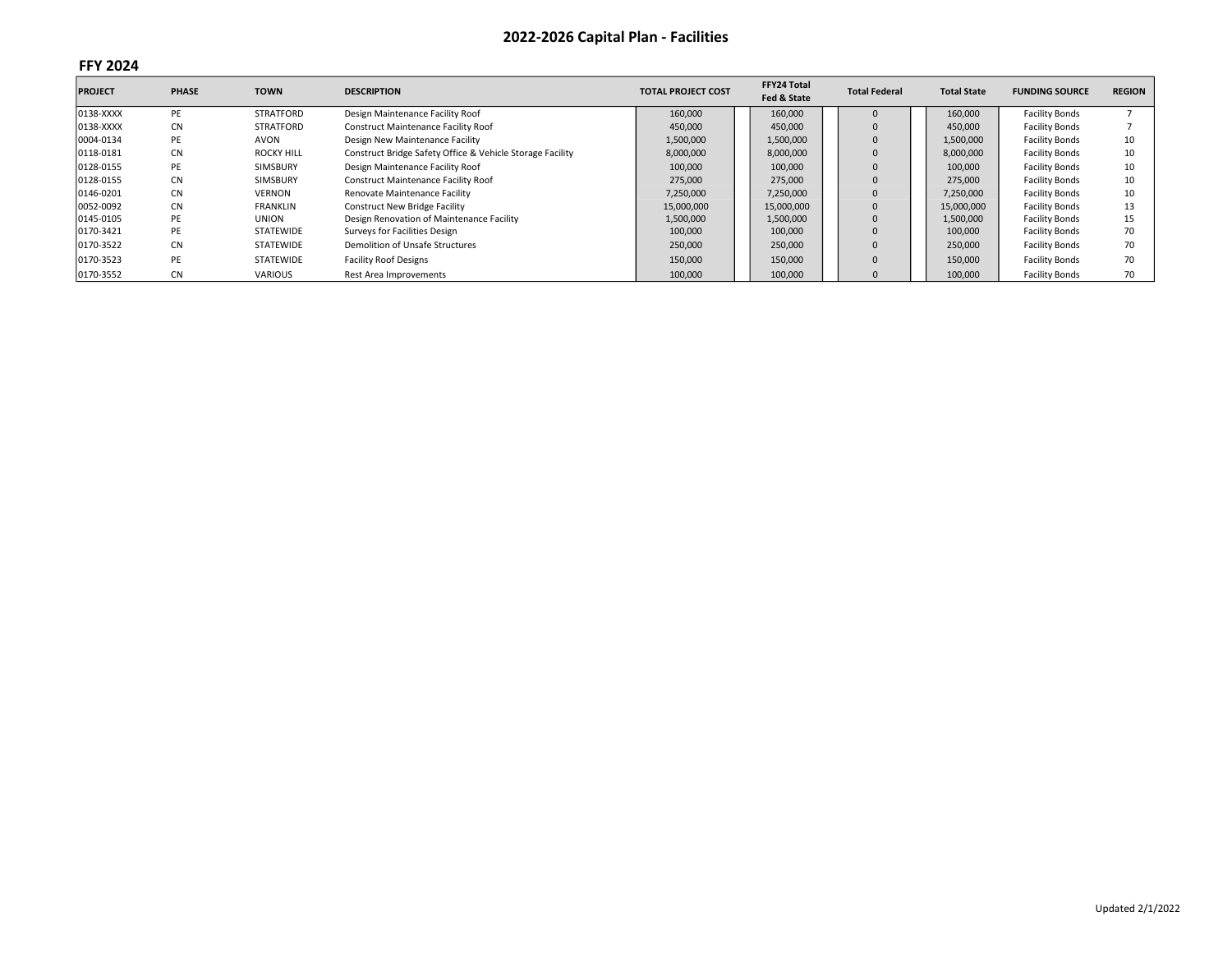# 2022-2026 Capital Plan - Facilities

## FFY 2024

| PROJECT | PHASE | TOWN | DESCRIPTION | TOTAL PROJECT COST | FFY24 Total Fed & State | Total Federal | Total State | FUNDING SOURCE | REGION |
|---|---|---|---|---|---|---|---|---|---|
| 0138-XXXX | PE | STRATFORD | Design Maintenance Facility Roof | 160,000 | 160,000 | 0 | 160,000 | Facility Bonds | 7 |
| 0138-XXXX | CN | STRATFORD | Construct Maintenance Facility Roof | 450,000 | 450,000 | 0 | 450,000 | Facility Bonds | 7 |
| 0004-0134 | PE | AVON | Design New Maintenance Facility | 1,500,000 | 1,500,000 | 0 | 1,500,000 | Facility Bonds | 10 |
| 0118-0181 | CN | ROCKY HILL | Construct Bridge Safety Office & Vehicle Storage Facility | 8,000,000 | 8,000,000 | 0 | 8,000,000 | Facility Bonds | 10 |
| 0128-0155 | PE | SIMSBURY | Design Maintenance Facility Roof | 100,000 | 100,000 | 0 | 100,000 | Facility Bonds | 10 |
| 0128-0155 | CN | SIMSBURY | Construct Maintenance Facility Roof | 275,000 | 275,000 | 0 | 275,000 | Facility Bonds | 10 |
| 0146-0201 | CN | VERNON | Renovate Maintenance Facility | 7,250,000 | 7,250,000 | 0 | 7,250,000 | Facility Bonds | 10 |
| 0052-0092 | CN | FRANKLIN | Construct New Bridge Facility | 15,000,000 | 15,000,000 | 0 | 15,000,000 | Facility Bonds | 13 |
| 0145-0105 | PE | UNION | Design Renovation of Maintenance Facility | 1,500,000 | 1,500,000 | 0 | 1,500,000 | Facility Bonds | 15 |
| 0170-3421 | PE | STATEWIDE | Surveys for Facilities Design | 100,000 | 100,000 | 0 | 100,000 | Facility Bonds | 70 |
| 0170-3522 | CN | STATEWIDE | Demolition of Unsafe Structures | 250,000 | 250,000 | 0 | 250,000 | Facility Bonds | 70 |
| 0170-3523 | PE | STATEWIDE | Facility Roof Designs | 150,000 | 150,000 | 0 | 150,000 | Facility Bonds | 70 |
| 0170-3552 | CN | VARIOUS | Rest Area Improvements | 100,000 | 100,000 | 0 | 100,000 | Facility Bonds | 70 |

Updated 2/1/2022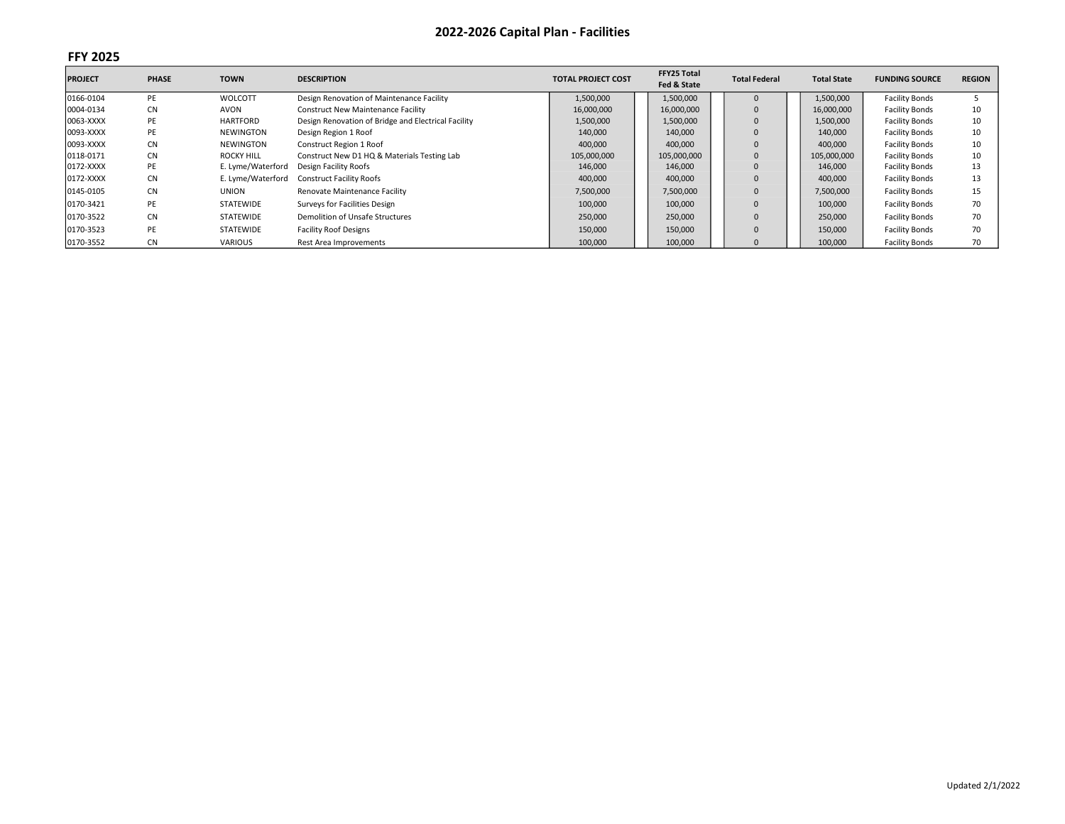# 2022-2026 Capital Plan - Facilities

## FFY 2025

| PROJECT | PHASE | TOWN | DESCRIPTION | TOTAL PROJECT COST | FFY25 Total Fed & State | Total Federal | Total State | FUNDING SOURCE | REGION |
|---|---|---|---|---|---|---|---|---|---|
| 0166-0104 | PE | WOLCOTT | Design Renovation of Maintenance Facility | 1,500,000 | 1,500,000 | 0 | 1,500,000 | Facility Bonds | 5 |
| 0004-0134 | CN | AVON | Construct New Maintenance Facility | 16,000,000 | 16,000,000 | 0 | 16,000,000 | Facility Bonds | 10 |
| 0063-XXXX | PE | HARTFORD | Design Renovation of Bridge and Electrical Facility | 1,500,000 | 1,500,000 | 0 | 1,500,000 | Facility Bonds | 10 |
| 0093-XXXX | PE | NEWINGTON | Design Region 1 Roof | 140,000 | 140,000 | 0 | 140,000 | Facility Bonds | 10 |
| 0093-XXXX | CN | NEWINGTON | Construct Region 1 Roof | 400,000 | 400,000 | 0 | 400,000 | Facility Bonds | 10 |
| 0118-0171 | CN | ROCKY HILL | Construct New D1 HQ & Materials Testing Lab | 105,000,000 | 105,000,000 | 0 | 105,000,000 | Facility Bonds | 10 |
| 0172-XXXX | PE | E. Lyme/Waterford | Design Facility Roofs | 146,000 | 146,000 | 0 | 146,000 | Facility Bonds | 13 |
| 0172-XXXX | CN | E. Lyme/Waterford | Construct Facility Roofs | 400,000 | 400,000 | 0 | 400,000 | Facility Bonds | 13 |
| 0145-0105 | CN | UNION | Renovate Maintenance Facility | 7,500,000 | 7,500,000 | 0 | 7,500,000 | Facility Bonds | 15 |
| 0170-3421 | PE | STATEWIDE | Surveys for Facilities Design | 100,000 | 100,000 | 0 | 100,000 | Facility Bonds | 70 |
| 0170-3522 | CN | STATEWIDE | Demolition of Unsafe Structures | 250,000 | 250,000 | 0 | 250,000 | Facility Bonds | 70 |
| 0170-3523 | PE | STATEWIDE | Facility Roof Designs | 150,000 | 150,000 | 0 | 150,000 | Facility Bonds | 70 |
| 0170-3552 | CN | VARIOUS | Rest Area Improvements | 100,000 | 100,000 | 0 | 100,000 | Facility Bonds | 70 |

Updated 2/1/2022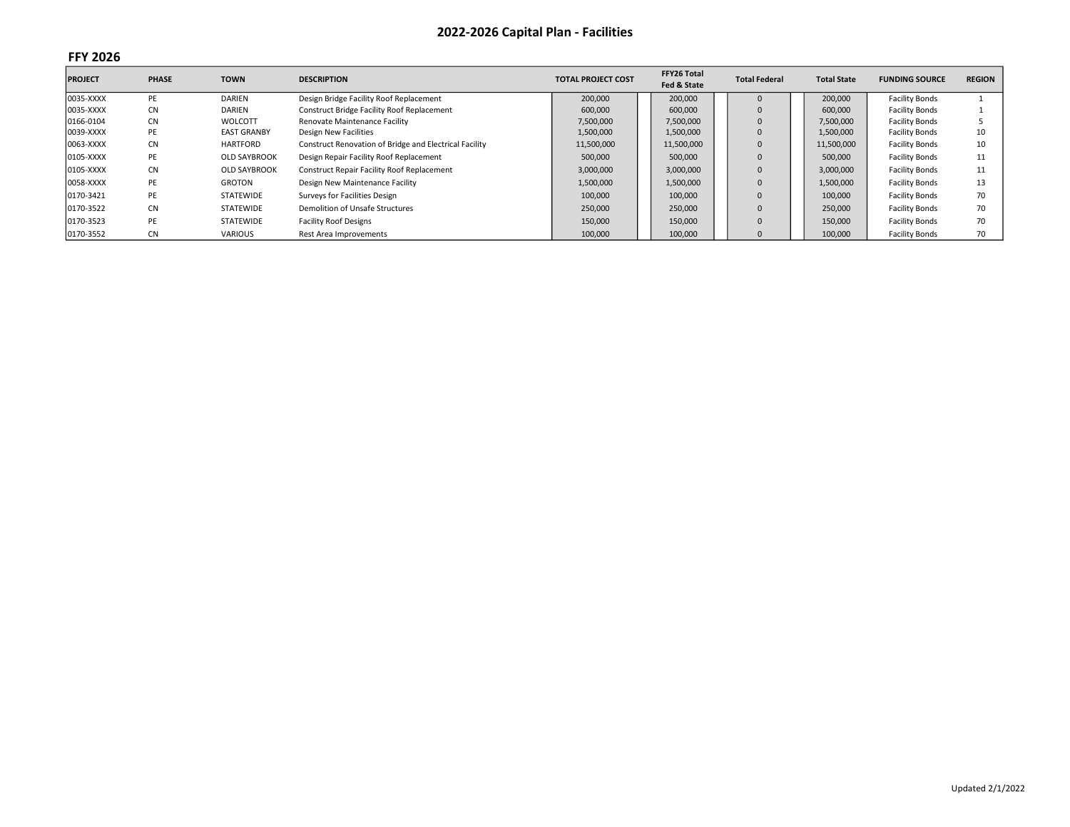# 2022-2026 Capital Plan - Facilities

## FFY 2026

| PROJECT | PHASE | TOWN | DESCRIPTION | TOTAL PROJECT COST | FFY26 Total Fed & State | Total Federal | Total State | FUNDING SOURCE | REGION |
|---|---|---|---|---|---|---|---|---|---|
| 0035-XXXX | PE | DARIEN | Design Bridge Facility Roof Replacement | 200,000 | 200,000 | 0 | 200,000 | Facility Bonds | 1 |
| 0035-XXXX | CN | DARIEN | Construct Bridge Facility Roof Replacement | 600,000 | 600,000 | 0 | 600,000 | Facility Bonds | 1 |
| 0166-0104 | CN | WOLCOTT | Renovate Maintenance Facility | 7,500,000 | 7,500,000 | 0 | 7,500,000 | Facility Bonds | 5 |
| 0039-XXXX | PE | EAST GRANBY | Design New Facilities | 1,500,000 | 1,500,000 | 0 | 1,500,000 | Facility Bonds | 10 |
| 0063-XXXX | CN | HARTFORD | Construct Renovation of Bridge and Electrical Facility | 11,500,000 | 11,500,000 | 0 | 11,500,000 | Facility Bonds | 10 |
| 0105-XXXX | PE | OLD SAYBROOK | Design Repair Facility Roof Replacement | 500,000 | 500,000 | 0 | 500,000 | Facility Bonds | 11 |
| 0105-XXXX | CN | OLD SAYBROOK | Construct Repair Facility Roof Replacement | 3,000,000 | 3,000,000 | 0 | 3,000,000 | Facility Bonds | 11 |
| 0058-XXXX | PE | GROTON | Design New Maintenance Facility | 1,500,000 | 1,500,000 | 0 | 1,500,000 | Facility Bonds | 13 |
| 0170-3421 | PE | STATEWIDE | Surveys for Facilities Design | 100,000 | 100,000 | 0 | 100,000 | Facility Bonds | 70 |
| 0170-3522 | CN | STATEWIDE | Demolition of Unsafe Structures | 250,000 | 250,000 | 0 | 250,000 | Facility Bonds | 70 |
| 0170-3523 | PE | STATEWIDE | Facility Roof Designs | 150,000 | 150,000 | 0 | 150,000 | Facility Bonds | 70 |
| 0170-3552 | CN | VARIOUS | Rest Area Improvements | 100,000 | 100,000 | 0 | 100,000 | Facility Bonds | 70 |

Updated 2/1/2022